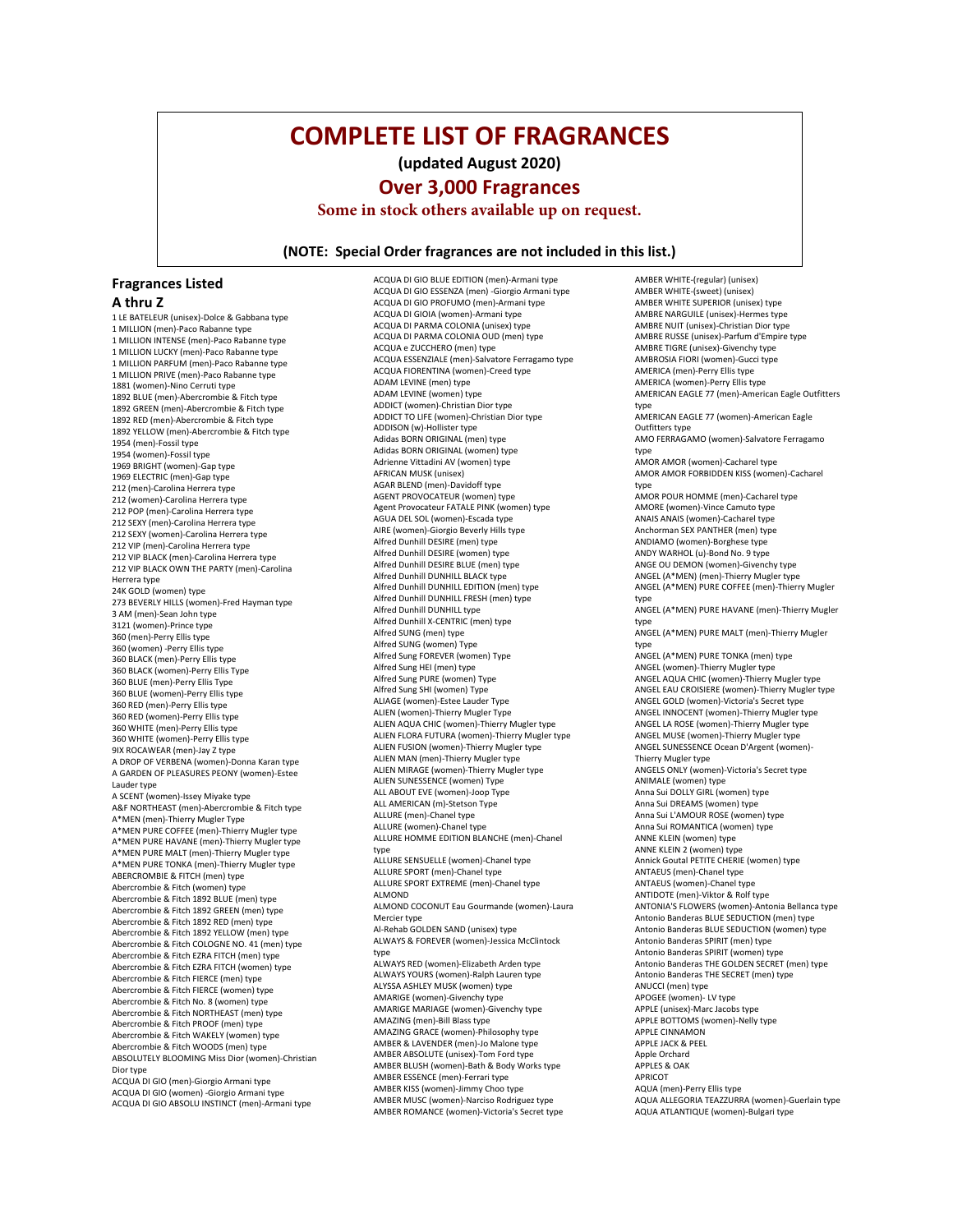# COMPLETE LIST OF FRAGRANCES

**(updated August 2020)**

## Over 3,000 Fragrances

**Some in stock others available up on request.**

**(NOTE: Special Order fragrances are not included in this list.)**

### Fragrances Listed

### A thru Z

1 LE BATELEUR (unisex)-Dolce & Gabbana type
1 MILLION (men)-Paco Rabanne type
1 MILLION INTENSE (men)-Paco Rabanne type
1 MILLION LUCKY (men)-Paco Rabanne type
1 MILLION PARFUM (men)-Paco Rabanne type
1 MILLION PRIVE (men)-Paco Rabanne type
1881 (women)-Nino Cerruti type
1892 BLUE (men)-Abercrombie & Fitch type
1892 GREEN (men)-Abercrombie & Fitch type
1892 RED (men)-Abercrombie & Fitch type
1892 YELLOW (men)-Abercrombie & Fitch type
1954 (men)-Fossil type
1954 (women)-Fossil type
1969 BRIGHT (women)-Gap type
1969 ELECTRIC (men)-Gap type
212 (men)-Carolina Herrera type
212 (women)-Carolina Herrera type
212 POP (men)-Carolina Herrera type
212 SEXY (men)-Carolina Herrera type
212 SEXY (women)-Carolina Herrera type
212 VIP (men)-Carolina Herrera type
212 VIP BLACK (men)-Carolina Herrera type
212 VIP BLACK OWN THE PARTY (men)-Carolina Herrera type
24K GOLD (women) type
273 BEVERLY HILLS (women)-Fred Hayman type
3 AM (men)-Sean John type
3121 (women)-Prince type
360 (men)-Perry Ellis type
360 (women) -Perry Ellis type
360 BLACK (men)-Perry Ellis type
360 BLACK (women)-Perry Ellis Type
360 BLUE (men)-Perry Ellis Type
360 BLUE (women)-Perry Ellis type
360 RED (men)-Perry Ellis type
360 RED (women)-Perry Ellis type
360 WHITE (men)-Perry Ellis type
360 WHITE (women)-Perry Ellis type
9IX ROCAWEAR (men)-Jay Z type
A DROP OF VERBENA (women)-Donna Karan type
A GARDEN OF PLEASURES PEONY (women)-Estee Lauder type
A SCENT (women)-Issey Miyake type
A&F NORTHEAST (men)-Abercrombie & Fitch type
A*MEN (men)-Thierry Mugler Type
A*MEN PURE COFFEE (men)-Thierry Mugler type
A*MEN PURE HAVANE (men)-Thierry Mugler type
A*MEN PURE MALT (men)-Thierry Mugler type
A*MEN PURE TONKA (men)-Thierry Mugler type
ABERCROMBIE & FITCH (men) type
Abercrombie & Fitch (women) type
Abercrombie & Fitch 1892 BLUE (men) type
Abercrombie & Fitch 1892 GREEN (men) type
Abercrombie & Fitch 1892 RED (men) type
Abercrombie & Fitch 1892 YELLOW (men) type
Abercrombie & Fitch COLOGNE NO. 41 (men) type
Abercrombie & Fitch EZRA FITCH (men) type
Abercrombie & Fitch EZRA FITCH (women) type
Abercrombie & Fitch FIERCE (men) type
Abercrombie & Fitch FIERCE (women) type
Abercrombie & Fitch No. 8 (women) type
Abercrombie & Fitch NORTHEAST (men) type
Abercrombie & Fitch PROOF (men) type
Abercrombie & Fitch WAKELY (women) type
Abercrombie & Fitch WOODS (men) type
ABSOLUTELY BLOOMING Miss Dior (women)-Christian Dior type
ACQUA DI GIO (men)-Giorgio Armani type
ACQUA DI GIO (women) -Giorgio Armani type
ACQUA DI GIO ABSOLU INSTINCT (men)-Armani type
ACQUA DI GIO BLUE EDITION (men)-Armani type
ACQUA DI GIO ESSENZA (men) -Giorgio Armani type
ACQUA DI GIO PROFUMO (men)-Armani type
ACQUA DI GIOIA (women)-Armani type
ACQUA DI PARMA COLONIA (unisex) type
ACQUA DI PARMA COLONIA OUD (men) type
ACQUA e ZUCCHERO (men) type
ACQUA ESSENZIALE (men)-Salvatore Ferragamo type
ACQUA FIORENTINA (women)-Creed type
ADAM LEVINE (men) type
ADAM LEVINE (women) type
ADDICT (women)-Christian Dior type
ADDICT TO LIFE (women)-Christian Dior type
ADDISON (w)-Hollister type
Adidas BORN ORIGINAL (men) type
Adidas BORN ORIGINAL (women) type
Adrienne Vittadini AV (women) type
AFRICAN MUSK (unisex)
AGAR BLEND (men)-Davidoff type
AGENT PROVOCATEUR (women) type
Agent Provocateur FATALE PINK (women) type
AGUA DEL SOL (women)-Escada type
AIRE (women)-Giorgio Beverly Hills type
Alfred Dunhill DESIRE (men) type
Alfred Dunhill DESIRE (women) type
Alfred Dunhill DESIRE BLUE (men) type
Alfred Dunhill DUNHILL BLACK type
Alfred Dunhill DUNHILL EDITION (men) type
Alfred Dunhill DUNHILL FRESH (men) type
Alfred Dunhill DUNHILL type
Alfred Dunhill X-CENTRIC (men) type
Alfred SUNG (men) type
Alfred SUNG (women) Type
Alfred Sung FOREVER (women) Type
Alfred Sung HEI (men) type
Alfred Sung PURE (women) Type
Alfred Sung SHI (women) Type
ALIAGE (women)-Estee Lauder Type
ALIEN (women)-Thierry Mugler Type
ALIEN AQUA CHIC (women)-Thierry Mugler type
ALIEN FLORA FUTURA (women)-Thierry Mugler type
ALIEN FUSION (women)-Thierry Mugler type
ALIEN MAN (men)-Thierry Mugler type
ALIEN MIRAGE (women)-Thierry Mugler type
ALIEN SUNESSENCE (women) Type
ALL ABOUT EVE (women)-Joop Type
ALL AMERICAN (m)-Stetson Type
ALLURE (men)-Chanel type
ALLURE (women)-Chanel type
ALLURE HOMME EDITION BLANCHE (men)-Chanel type
ALLURE SENSUELLE (women)-Chanel type
ALLURE SPORT (men)-Chanel type
ALLURE SPORT EXTREME (men)-Chanel type
ALMOND
ALMOND COCONUT Eau Gourmande (women)-Laura Mercier type
Al-Rehab GOLDEN SAND (unisex) type
ALWAYS & FOREVER (women)-Jessica McClintock type
ALWAYS RED (women)-Elizabeth Arden type
ALWAYS YOURS (women)-Ralph Lauren type
ALYSSA ASHLEY MUSK (women) type
AMARIGE (women)-Givenchy type
AMARIGE MARIAGE (women)-Givenchy type
AMAZING (men)-Bill Blass type
AMAZING GRACE (women)-Philosophy type
AMBER & LAVENDER (men)-Jo Malone type
AMBER ABSOLUTE (unisex)-Tom Ford type
AMBER BLUSH (women)-Bath & Body Works type
AMBER ESSENCE (men)-Ferrari type
AMBER KISS (women)-Jimmy Choo type
AMBER MUSC (women)-Narciso Rodriguez type
AMBER ROMANCE (women)-Victoria's Secret type
AMBER WHITE-(regular) (unisex)
AMBER WHITE-(sweet) (unisex)
AMBER WHITE SUPERIOR (unisex) type
AMBRE NARGUILE (unisex)-Hermes type
AMBRE NUIT (unisex)-Christian Dior type
AMBRE RUSSE (unisex)-Parfum d'Empire type
AMBRE TIGRE (unisex)-Givenchy type
AMBROSIA FIORI (women)-Gucci type
AMERICA (men)-Perry Ellis type
AMERICA (women)-Perry Ellis type
AMERICAN EAGLE 77 (men)-American Eagle Outfitters type
AMERICAN EAGLE 77 (women)-American Eagle Outfitters type
AMO FERRAGAMO (women)-Salvatore Ferragamo type
AMOR AMOR (women)-Cacharel type
AMOR AMOR FORBIDDEN KISS (women)-Cacharel type
AMOR POUR HOMME (men)-Cacharel type
AMORE (women)-Vince Camuto type
ANAIS ANAIS (women)-Cacharel type
Anchorman SEX PANTHER (men) type
ANDIAMO (women)-Borghese type
ANDY WARHOL (u)-Bond No. 9 type
ANGE OU DEMON (women)-Givenchy type
ANGEL (A*MEN) (men)-Thierry Mugler type
ANGEL (A*MEN) PURE COFFEE (men)-Thierry Mugler type
ANGEL (A*MEN) PURE HAVANE (men)-Thierry Mugler type
ANGEL (A*MEN) PURE MALT (men)-Thierry Mugler type
ANGEL (A*MEN) PURE TONKA (men) type
ANGEL (women)-Thierry Mugler type
ANGEL AQUA CHIC (women)-Thierry Mugler type
ANGEL EAU CROISIERE (women)-Thierry Mugler type
ANGEL GOLD (women)-Victoria's Secret type
ANGEL INNOCENT (women)-Thierry Mugler type
ANGEL LA ROSE (women)-Thierry Mugler type
ANGEL MUSE (women)-Thierry Mugler type
ANGEL SUNESSENCE Ocean D'Argent (women)-Thierry Mugler type
ANGELS ONLY (women)-Victoria's Secret type
ANIMALE (women) type
Anna Sui DOLLY GIRL (women) type
Anna Sui DREAMS (women) type
Anna Sui L'AMOUR ROSE (women) type
Anna Sui ROMANTICA (women) type
ANNE KLEIN (women) type
ANNE KLEIN 2 (women) type
Annick Goutal PETITE CHERIE (women) type
ANTAEUS (men)-Chanel type
ANTAEUS (women)-Chanel type
ANTIDOTE (men)-Viktor & Rolf type
ANTONIA'S FLOWERS (women)-Antonia Bellanca type
Antonio Banderas BLUE SEDUCTION (men) type
Antonio Banderas BLUE SEDUCTION (women) type
Antonio Banderas SPIRIT (men) type
Antonio Banderas SPIRIT (women) type
Antonio Banderas THE GOLDEN SECRET (men) type
Antonio Banderas THE SECRET (men) type
ANUCCI (men) type
APOGEE (women)- LV type
APPLE (unisex)-Marc Jacobs type
APPLE BOTTOMS (women)-Nelly type
APPLE CINNAMON
APPLE JACK & PEEL
Apple Orchard
APPLES & OAK
APRICOT
AQUA (men)-Perry Ellis type
AQUA ALLEGORIA TEAZZURRA (women)-Guerlain type
AQUA ATLANTIQUE (women)-Bulgari type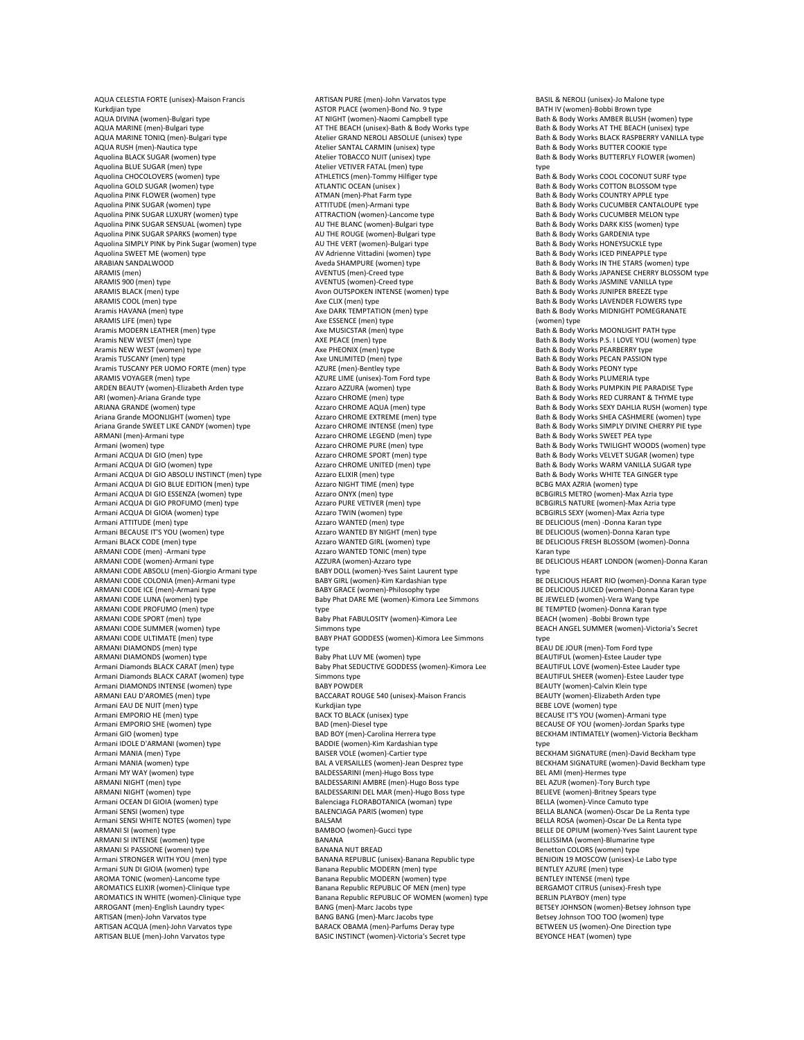AQUA CELESTIA FORTE (unisex)-Maison Francis Kurkdjian type
AQUA DIVINA (women)-Bulgari type
AQUA MARINE (men)-Bulgari type
AQUA MARINE TONIQ (men)-Bulgari type
AQUA RUSH (men)-Nautica type
Aquolina BLACK SUGAR (women) type
Aquolina BLUE SUGAR (men) type
Aquolina CHOCOLOVERS (women) type
Aquolina GOLD SUGAR (women) type
Aquolina PINK FLOWER (women) type
Aquolina PINK SUGAR (women) type
Aquolina PINK SUGAR LUXURY (women) type
Aquolina PINK SUGAR SENSUAL (women) type
Aquolina PINK SUGAR SPARKS (women) type
Aquolina SIMPLY PINK by Pink Sugar (women) type
Aquolina SWEET ME (women) type
ARABIAN SANDALWOOD
ARAMIS (men)
ARAMIS 900 (men) type
ARAMIS BLACK (men) type
ARAMIS COOL (men) type
Aramis HAVANA (men) type
ARAMIS LIFE (men) type
Aramis MODERN LEATHER (men) type
Aramis NEW WEST (men) type
Aramis NEW WEST (women) type
Aramis TUSCANY (men) type
Aramis TUSCANY PER UOMO FORTE (men) type
ARAMIS VOYAGER (men) type
ARDEN BEAUTY (women)-Elizabeth Arden type
ARI (women)-Ariana Grande type
ARIANA GRANDE (women) type
Ariana Grande MOONLIGHT (women) type
Ariana Grande SWEET LIKE CANDY (women) type
ARMANI (men)-Armani type
Armani (women) type
Armani ACQUA DI GIO (men) type
Armani ACQUA DI GIO (women) type
Armani ACQUA DI GIO ABSOLU INSTINCT (men) type
Armani ACQUA DI GIO BLUE EDITION (men) type
Armani ACQUA DI GIO ESSENZA (women) type
Armani ACQUA DI GIO PROFUMO (men) type
Armani ACQUA DI GIOIA (women) type
Armani ATTITUDE (men) type
Armani BECAUSE IT'S YOU (women) type
Armani BLACK CODE (men) type
ARMANI CODE (men) -Armani type
ARMANI CODE (women)-Armani type
ARMANI CODE ABSOLU (men)-Giorgio Armani type
ARMANI CODE COLONIA (men)-Armani type
ARMANI CODE ICE (men)-Armani type
ARMANI CODE LUNA (women) type
ARMANI CODE PROFUMO (men) type
ARMANI CODE SPORT (men) type
ARMANI CODE SUMMER (women) type
ARMANI CODE ULTIMATE (men) type
ARMANI DIAMONDS (men) type
ARMANI DIAMONDS (women) type
Armani Diamonds BLACK CARAT (men) type
Armani Diamonds BLACK CARAT (women) type
Armani DIAMONDS INTENSE (women) type
ARMANI EAU D'AROMES (men) type
Armani EAU DE NUIT (men) type
Armani EMPORIO HE (men) type
Armani EMPORIO SHE (women) type
Armani GIO (women) type
Armani IDOLE D'ARMANI (women) type
Armani MANIA (men) Type
Armani MANIA (women) type
Armani MY WAY (women) type
ARMANI NIGHT (men) type
ARMANI NIGHT (women) type
Armani OCEAN DI GIOIA (women) type
Armani SENSI (women) type
Armani SENSI WHITE NOTES (women) type
ARMANI SI (women) type
ARMANI SI INTENSE (women) type
ARMANI SI PASSIONE (women) type
Armani STRONGER WITH YOU (men) type
Armani SUN DI GIOIA (women) type
AROMA TONIC (women)-Lancome type
AROMATICS ELIXIR (women)-Clinique type
AROMATICS IN WHITE (women)-Clinique type
ARROGANT (men)-English Laundry type<
ARTISAN (men)-John Varvatos type
ARTISAN ACQUA (men)-John Varvatos type
ARTISAN BLUE (men)-John Varvatos type
ARTISAN PURE (men)-John Varvatos type
ASTOR PLACE (women)-Bond No. 9 type
AT NIGHT (women)-Naomi Campbell type
AT THE BEACH (unisex)-Bath & Body Works type
Atelier GRAND NEROLI ABSOLUE (unisex) type
Atelier SANTAL CARMIN (unisex) type
Atelier TOBACCO NUIT (unisex) type
Atelier VETIVER FATAL (men) type
ATHLETICS (men)-Tommy Hilfiger type
ATLANTIC OCEAN (unisex )
ATMAN (men)-Phat Farm type
ATTITUDE (men)-Armani type
ATTRACTION (women)-Lancome type
AU THE BLANC (women)-Bulgari type
AU THE ROUGE (women)-Bulgari type
AU THE VERT (women)-Bulgari type
AV Adrienne Vittadini (women) type
Aveda SHAMPURE (women) type
AVENTUS (men)-Creed type
AVENTUS (women)-Creed type
Avon OUTSPOKEN INTENSE (women) type
Axe CLIX (men) type
Axe DARK TEMPTATION (men) type
Axe ESSENCE (men) type
Axe MUSICSTAR (men) type
AXE PEACE (men) type
Axe PHEONIX (men) type
Axe UNLIMITED (men) type
AZURE (men)-Bentley type
AZURE LIME (unisex)-Tom Ford type
Azzaro AZZURA (women) type
Azzaro CHROME (men) type
Azzaro CHROME AQUA (men) type
Azzaro CHROME EXTREME (men) type
Azzaro CHROME INTENSE (men) type
Azzaro CHROME LEGEND (men) type
Azzaro CHROME PURE (men) type
Azzaro CHROME SPORT (men) type
Azzaro CHROME UNITED (men) type
Azzaro ELIXIR (men) type
Azzaro NIGHT TIME (men) type
Azzaro ONYX (men) type
Azzaro PURE VETIVER (men) type
Azzaro TWIN (women) type
Azzaro WANTED (men) type
Azzaro WANTED BY NIGHT (men) type
Azzaro WANTED GIRL (women) type
Azzaro WANTED TONIC (men) type
AZZURA (women)-Azzaro type
BABY DOLL (women)-Yves Saint Laurent type
BABY GIRL (women)-Kim Kardashian type
BABY GRACE (women)-Philosophy type
Baby Phat DARE ME (women)-Kimora Lee Simmons type
Baby Phat FABULOSITY (women)-Kimora Lee Simmons type
BABY PHAT GODDESS (women)-Kimora Lee Simmons type
Baby Phat LUV ME (women) type
Baby Phat SEDUCTIVE GODDESS (women)-Kimora Lee Simmons type
BABY POWDER
BACCARAT ROUGE 540 (unisex)-Maison Francis Kurkdjian type
BACK TO BLACK (unisex) type
BAD (men)-Diesel type
BAD BOY (men)-Carolina Herrera type
BADDIE (women)-Kim Kardashian type
BAISER VOLE (women)-Cartier type
BAL A VERSAILLES (women)-Jean Desprez type
BALDESSARINI (men)-Hugo Boss type
BALDESSARINI AMBRE (men)-Hugo Boss type
BALDESSARINI DEL MAR (men)-Hugo Boss type
Balenciaga FLORABOTANICA (woman) type
BALENCIAGA PARIS (women) type
BALSAM
BAMBOO (women)-Gucci type
BANANA
BANANA NUT BREAD
BANANA REPUBLIC (unisex)-Banana Republic type
Banana Republic MODERN (men) type
Banana Republic MODERN (women) type
Banana Republic REPUBLIC OF MEN (men) type
Banana Republic REPUBLIC OF WOMEN (women) type
BANG (men)-Marc Jacobs type
BANG BANG (men)-Marc Jacobs type
BARACK OBAMA (men)-Parfums Deray type
BASIC INSTINCT (women)-Victoria's Secret type
BASIL & NEROLI (unisex)-Jo Malone type
BATH IV (women)-Bobbi Brown type
Bath & Body Works AMBER BLUSH (women) type
Bath & Body Works AT THE BEACH (unisex) type
Bath & Body Works BLACK RASPBERRY VANILLA type
Bath & Body Works BUTTER COOKIE type
Bath & Body Works BUTTERFLY FLOWER (women) type
Bath & Body Works COOL COCONUT SURF type
Bath & Body Works COTTON BLOSSOM type
Bath & Body Works COUNTRY APPLE type
Bath & Body Works CUCUMBER CANTALOUPE type
Bath & Body Works CUCUMBER MELON type
Bath & Body Works DARK KISS (women) type
Bath & Body Works GARDENIA type
Bath & Body Works HONEYSUCKLE type
Bath & Body Works ICED PINEAPPLE type
Bath & Body Works IN THE STARS (women) type
Bath & Body Works JAPANESE CHERRY BLOSSOM type
Bath & Body Works JASMINE VANILLA type
Bath & Body Works JUNIPER BREEZE type
Bath & Body Works LAVENDER FLOWERS type
Bath & Body Works MIDNIGHT POMEGRANATE (women) type
Bath & Body Works MOONLIGHT PATH type
Bath & Body Works P.S. I LOVE YOU (women) type
Bath & Body Works PEARBERRY type
Bath & Body Works PECAN PASSION type
Bath & Body Works PEONY type
Bath & Body Works PLUMERIA type
Bath & Body Works PUMPKIN PIE PARADISE Type
Bath & Body Works RED CURRANT & THYME type
Bath & Body Works SEXY DAHLIA RUSH (women) type
Bath & Body Works SHEA CASHMERE (women) type
Bath & Body Works SIMPLY DIVINE CHERRY PIE type
Bath & Body Works SWEET PEA type
Bath & Body Works TWILIGHT WOODS (women) type
Bath & Body Works VELVET SUGAR (women) type
Bath & Body Works WARM VANILLA SUGAR type
Bath & Body Works WHITE TEA GINGER type
BCBG MAX AZRIA (women) type
BCBGIRLS METRO (women)-Max Azria type
BCBGIRLS NATURE (women)-Max Azria type
BCBGIRLS SEXY (women)-Max Azria type
BE DELICIOUS (men) -Donna Karan type
BE DELICIOUS (women)-Donna Karan type
BE DELICIOUS FRESH BLOSSOM (women)-Donna Karan type
BE DELICIOUS HEART LONDON (women)-Donna Karan type
BE DELICIOUS HEART RIO (women)-Donna Karan type
BE DELICIOUS JUICED (women)-Donna Karan type
BE JEWELED (women)-Vera Wang type
BE TEMPTED (women)-Donna Karan type
BEACH (women) -Bobbi Brown type
BEACH ANGEL SUMMER (women)-Victoria's Secret type
BEAU DE JOUR (men)-Tom Ford type
BEAUTIFUL (women)-Estee Lauder type
BEAUTIFUL LOVE (women)-Estee Lauder type
BEAUTIFUL SHEER (women)-Estee Lauder type
BEAUTY (women)-Calvin Klein type
BEAUTY (women)-Elizabeth Arden type
BEBE LOVE (women) type
BECAUSE IT'S YOU (women)-Armani type
BECAUSE OF YOU (women)-Jordan Sparks type
BECKHAM INTIMATELY (women)-Victoria Beckham type
BECKHAM SIGNATURE (men)-David Beckham type
BECKHAM SIGNATURE (women)-David Beckham type
BEL AMI (men)-Hermes type
BEL AZUR (women)-Tory Burch type
BELIEVE (women)-Britney Spears type
BELLA (women)-Vince Camuto type
BELLA BLANCA (women)-Oscar De La Renta type
BELLA ROSA (women)-Oscar De La Renta type
BELLE DE OPIUM (women)-Yves Saint Laurent type
BELLISSIMA (women)-Blumarine type
Benetton COLORS (women) type
BENJOIN 19 MOSCOW (unisex)-Le Labo type
BENTLEY AZURE (men) type
BENTLEY INTENSE (men) type
BERGAMOT CITRUS (unisex)-Fresh type
BERLIN PLAYBOY (men) type
BETSEY JOHNSON (women)-Betsey Johnson type
Betsey Johnson TOO TOO (women) type
BETWEEN US (women)-One Direction type
BEYONCE HEAT (women) type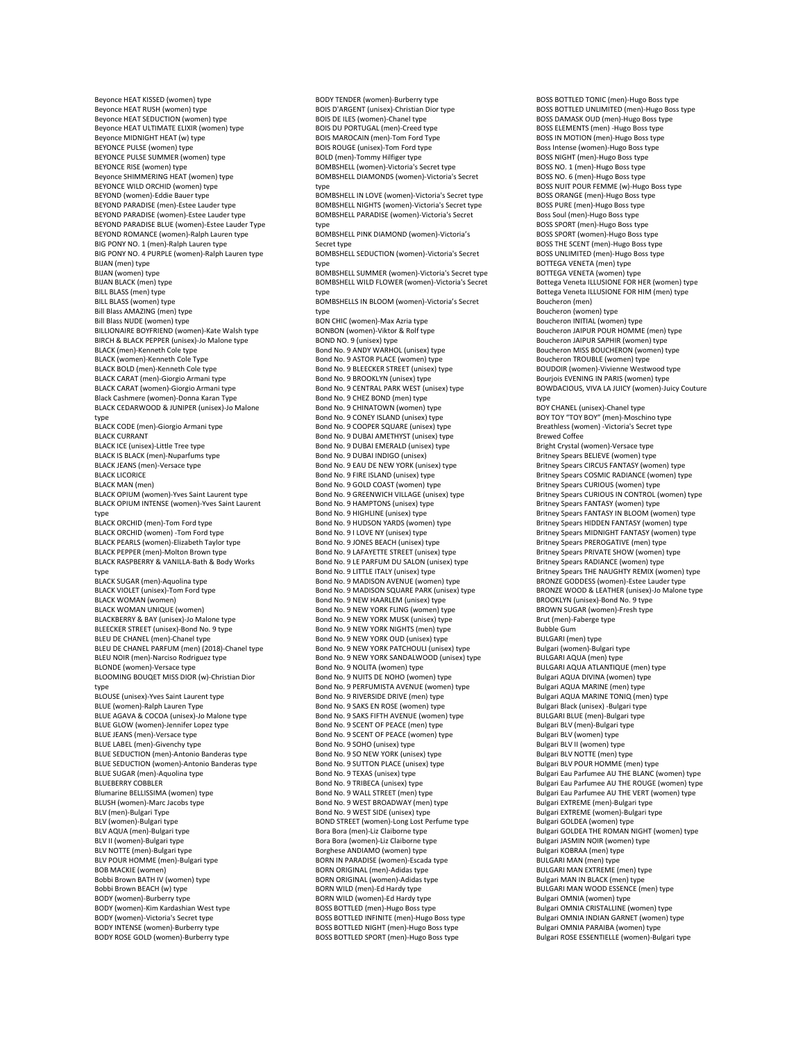Beyonce HEAT KISSED (women) type
Beyonce HEAT RUSH (women) type
Beyonce HEAT SEDUCTION (women) type
Beyonce HEAT ULTIMATE ELIXIR (women) type
Beyonce MIDNIGHT HEAT (w) type
BEYONCE PULSE (women) type
BEYONCE PULSE SUMMER (women) type
BEYONCE RISE (women) type
Beyonce SHIMMERING HEAT (women) type
BEYONCE WILD ORCHID (women) type
BEYOND (women)-Eddie Bauer type
BEYOND PARADISE (men)-Estee Lauder type
BEYOND PARADISE (women)-Estee Lauder type
BEYOND PARADISE BLUE (women)-Estee Lauder Type
BEYOND ROMANCE (women)-Ralph Lauren type
BIG PONY NO. 1 (men)-Ralph Lauren type
BIG PONY NO. 4 PURPLE (women)-Ralph Lauren type
BIJAN (men) type
BIJAN (women) type
BIJAN BLACK (men) type
BILL BLASS (men) type
BILL BLASS (women) type
Bill Blass AMAZING (men) type
Bill Blass NUDE (women) type
BILLIONAIRE BOYFRIEND (women)-Kate Walsh type
BIRCH & BLACK PEPPER (unisex)-Jo Malone type
BLACK (men)-Kenneth Cole type
BLACK (women)-Kenneth Cole Type
BLACK BOLD (men)-Kenneth Cole type
BLACK CARAT (men)-Giorgio Armani type
BLACK CARAT (women)-Giorgio Armani type
Black Cashmere (women)-Donna Karan Type
BLACK CEDARWOOD & JUNIPER (unisex)-Jo Malone type
BLACK CODE (men)-Giorgio Armani type
BLACK CURRANT
BLACK ICE (unisex)-Little Tree type
BLACK IS BLACK (men)-Nuparfums type
BLACK JEANS (men)-Versace type
BLACK LICORICE
BLACK MAN (men)
BLACK OPIUM (women)-Yves Saint Laurent type
BLACK OPIUM INTENSE (women)-Yves Saint Laurent type
BLACK ORCHID (men)-Tom Ford type
BLACK ORCHID (women) -Tom Ford type
BLACK PEARLS (women)-Elizabeth Taylor type
BLACK PEPPER (men)-Molton Brown type
BLACK RASPBERRY & VANILLA-Bath & Body Works type
BLACK SUGAR (men)-Aquolina type
BLACK VIOLET (unisex)-Tom Ford type
BLACK WOMAN (women)
BLACK WOMAN UNIQUE (women)
BLACKBERRY & BAY (unisex)-Jo Malone type
BLEECKER STREET (unisex)-Bond No. 9 type
BLEU DE CHANEL (men)-Chanel type
BLEU DE CHANEL PARFUM (men) (2018)-Chanel type
BLEU NOIR (men)-Narciso Rodriguez type
BLONDE (women)-Versace type
BLOOMING BOUQET MISS DIOR (w)-Christian Dior type
BLOUSE (unisex)-Yves Saint Laurent type
BLUE (women)-Ralph Lauren Type
BLUE AGAVA & COCOA (unisex)-Jo Malone type
BLUE GLOW (women)-Jennifer Lopez type
BLUE JEANS (men)-Versace type
BLUE LABEL (men)-Givenchy type
BLUE SEDUCTION (men)-Antonio Banderas type
BLUE SEDUCTION (women)-Antonio Banderas type
BLUE SUGAR (men)-Aquolina type
BLUEBERRY COBBLER
Blumarine BELLISSIMA (women) type
BLUSH (women)-Marc Jacobs type
BLV (men)-Bulgari Type
BLV (women)-Bulgari type
BLV AQUA (men)-Bulgari type
BLV II (women)-Bulgari type
BLV NOTTE (men)-Bulgari type
BLV POUR HOMME (men)-Bulgari type
BOB MACKIE (women)
Bobbi Brown BATH IV (women) type
Bobbi Brown BEACH (w) type
BODY (women)-Burberry type
BODY (women)-Kim Kardashian West type
BODY (women)-Victoria's Secret type
BODY INTENSE (women)-Burberry type
BODY ROSE GOLD (women)-Burberry type
BODY TENDER (women)-Burberry type
BOIS D'ARGENT (unisex)-Christian Dior type
BOIS DE ILES (women)-Chanel type
BOIS DU PORTUGAL (men)-Creed type
BOIS MAROCAIN (men)-Tom Ford Type
BOIS ROUGE (unisex)-Tom Ford type
BOLD (men)-Tommy Hilfiger type
BOMBSHELL (women)-Victoria's Secret type
BOMBSHELL DIAMONDS (women)-Victoria's Secret type
BOMBSHELL IN LOVE (women)-Victoria's Secret type
BOMBSHELL NIGHTS (women)-Victoria's Secret type
BOMBSHELL PARADISE (women)-Victoria's Secret type
BOMBSHELL PINK DIAMOND (women)-Victoria's Secret type
BOMBSHELL SEDUCTION (women)-Victoria's Secret type
BOMBSHELL SUMMER (women)-Victoria's Secret type
BOMBSHELL WILD FLOWER (women)-Victoria's Secret type
BOMBSHELLS IN BLOOM (women)-Victoria's Secret type
BON CHIC (women)-Max Azria type
BONBON (women)-Viktor & Rolf type
BOND NO. 9 (unisex) type
Bond No. 9 ANDY WARHOL (unisex) type
Bond No. 9 ASTOR PLACE (women) type
Bond No. 9 BLEECKER STREET (unisex) type
Bond No. 9 BROOKLYN (unisex) type
Bond No. 9 CENTRAL PARK WEST (unisex) type
Bond No. 9 CHEZ BOND (men) type
Bond No. 9 CHINATOWN (women) type
Bond No. 9 CONEY ISLAND (unisex) type
Bond No. 9 COOPER SQUARE (unisex) type
Bond No. 9 DUBAI AMETHYST (unisex) type
Bond No. 9 DUBAI EMERALD (unisex) type
Bond No. 9 DUBAI INDIGO (unisex)
Bond No. 9 EAU DE NEW YORK (unisex) type
Bond No. 9 FIRE ISLAND (unisex) type
Bond No. 9 GOLD COAST (women) type
Bond No. 9 GREENWICH VILLAGE (unisex) type
Bond No. 9 HAMPTONS (unisex) type
Bond No. 9 HIGHLINE (unisex) type
Bond No. 9 HUDSON YARDS (women) type
Bond No. 9 I LOVE NY (unisex) type
Bond No. 9 JONES BEACH (unisex) type
Bond No. 9 LAFAYETTE STREET (unisex) type
Bond No. 9 LE PARFUM DU SALON (unisex) type
Bond No. 9 LITTLE ITALY (unisex) type
Bond No. 9 MADISON AVENUE (women) type
Bond No. 9 MADISON SQUARE PARK (unisex) type
Bond No. 9 NEW HAARLEM (unisex) type
Bond No. 9 NEW YORK FLING (women) type
Bond No. 9 NEW YORK MUSK (unisex) type
Bond No. 9 NEW YORK NIGHTS (men) type
Bond No. 9 NEW YORK OUD (unisex) type
Bond No. 9 NEW YORK PATCHOULI (unisex) type
Bond No. 9 NEW YORK SANDALWOOD (unisex) type
Bond No. 9 NOLITA (women) type
Bond No. 9 NUITS DE NOHO (women) type
Bond No. 9 PERFUMISTA AVENUE (women) type
Bond No. 9 RIVERSIDE DRIVE (men) type
Bond No. 9 SAKS EN ROSE (women) type
Bond No. 9 SAKS FIFTH AVENUE (women) type
Bond No. 9 SCENT OF PEACE (men) type
Bond No. 9 SCENT OF PEACE (women) type
Bond No. 9 SOHO (unisex) type
Bond No. 9 SO NEW YORK (unisex) type
Bond No. 9 SUTTON PLACE (unisex) type
Bond No. 9 TEXAS (unisex) type
Bond No. 9 TRIBECA (unisex) type
Bond No. 9 WALL STREET (men) type
Bond No. 9 WEST BROADWAY (men) type
Bond No. 9 WEST SIDE (unisex) type
BOND STREET (women)-Long Lost Perfume type
Bora Bora (men)-Liz Claiborne type
Bora Bora (women)-Liz Claiborne type
Borghese ANDIAMO (women) type
BORN IN PARADISE (women)-Escada type
BORN ORIGINAL (men)-Adidas type
BORN ORIGINAL (women)-Adidas type
BORN WILD (men)-Ed Hardy type
BORN WILD (women)-Ed Hardy type
BOSS BOTTLED (men)-Hugo Boss type
BOSS BOTTLED INFINITE (men)-Hugo Boss type
BOSS BOTTLED NIGHT (men)-Hugo Boss type
BOSS BOTTLED SPORT (men)-Hugo Boss type
BOSS BOTTLED TONIC (men)-Hugo Boss type
BOSS BOTTLED UNLIMITED (men)-Hugo Boss type
BOSS DAMASK OUD (men)-Hugo Boss type
BOSS ELEMENTS (men) -Hugo Boss type
BOSS IN MOTION (men)-Hugo Boss type
Boss Intense (women)-Hugo Boss type
BOSS NIGHT (men)-Hugo Boss type
BOSS NO. 1 (men)-Hugo Boss type
BOSS NO. 6 (men)-Hugo Boss type
BOSS NUIT POUR FEMME (w)-Hugo Boss type
BOSS ORANGE (men)-Hugo Boss type
BOSS PURE (men)-Hugo Boss type
Boss Soul (men)-Hugo Boss type
BOSS SPORT (men)-Hugo Boss type
BOSS SPORT (women)-Hugo Boss type
BOSS THE SCENT (men)-Hugo Boss type
BOSS UNLIMITED (men)-Hugo Boss type
BOTTEGA VENETA (men) type
BOTTEGA VENETA (women) type
Bottega Veneta ILLUSIONE FOR HER (women) type
Bottega Veneta ILLUSIONE FOR HIM (men) type
Boucheron (men)
Boucheron (women) type
Boucheron INITIAL (women) type
Boucheron JAIPUR POUR HOMME (men) type
Boucheron JAIPUR SAPHIR (women) type
Boucheron MISS BOUCHERON (women) type
Boucheron TROUBLE (women) type
BOUDOIR (women)-Vivienne Westwood type
Bourjois EVENING IN PARIS (women) type
BOWDACIOUS, VIVA LA JUICY (women)-Juicy Couture type
BOY CHANEL (unisex)-Chanel type
BOY TOY "TOY BOY" (men)-Moschino type
Breathless (women) -Victoria's Secret type
Brewed Coffee
Bright Crystal (women)-Versace type
Britney Spears BELIEVE (women) type
Britney Spears CIRCUS FANTASY (women) type
Britney Spears COSMIC RADIANCE (women) type
Britney Spears CURIOUS (women) type
Britney Spears CURIOUS IN CONTROL (women) type
Britney Spears FANTASY (women) type
Britney Spears FANTASY IN BLOOM (women) type
Britney Spears HIDDEN FANTASY (women) type
Britney Spears MIDNIGHT FANTASY (women) type
Britney Spears PREROGATIVE (men) type
Britney Spears PRIVATE SHOW (women) type
Britney Spears RADIANCE (women) type
Britney Spears THE NAUGHTY REMIX (women) type
BRONZE GODDESS (women)-Estee Lauder type
BRONZE WOOD & LEATHER (unisex)-Jo Malone type
BROOKLYN (unisex)-Bond No. 9 type
BROWN SUGAR (women)-Fresh type
Brut (men)-Faberge type
Bubble Gum
BULGARI (men) type
Bulgari (women)-Bulgari type
BULGARI AQUA (men) type
BULGARI AQUA ATLANTIQUE (men) type
Bulgari AQUA DIVINA (women) type
Bulgari AQUA MARINE (men) type
Bulgari AQUA MARINE TONIQ (men) type
Bulgari Black (unisex) -Bulgari type
BULGARI BLUE (men)-Bulgari type
Bulgari BLV (men)-Bulgari type
Bulgari BLV (women) type
Bulgari BLV II (women) type
Bulgari BLV NOTTE (men) type
Bulgari BLV POUR HOMME (men) type
Bulgari Eau Parfumee AU THE BLANC (women) type
Bulgari Eau Parfumee AU THE ROUGE (women) type
Bulgari Eau Parfumee AU THE VERT (women) type
Bulgari EXTREME (men)-Bulgari type
Bulgari EXTREME (women)-Bulgari type
Bulgari GOLDEA (women) type
Bulgari GOLDEA THE ROMAN NIGHT (women) type
Bulgari JASMIN NOIR (women) type
Bulgari KOBRAA (men) type
BULGARI MAN (men) type
BULGARI MAN EXTREME (men) type
Bulgari MAN IN BLACK (men) type
BULGARI MAN WOOD ESSENCE (men) type
Bulgari OMNIA (women) type
Bulgari OMNIA CRISTALLINE (women) type
Bulgari OMNIA INDIAN GARNET (women) type
Bulgari OMNIA PARAIBA (women) type
Bulgari ROSE ESSENTIELLE (women)-Bulgari type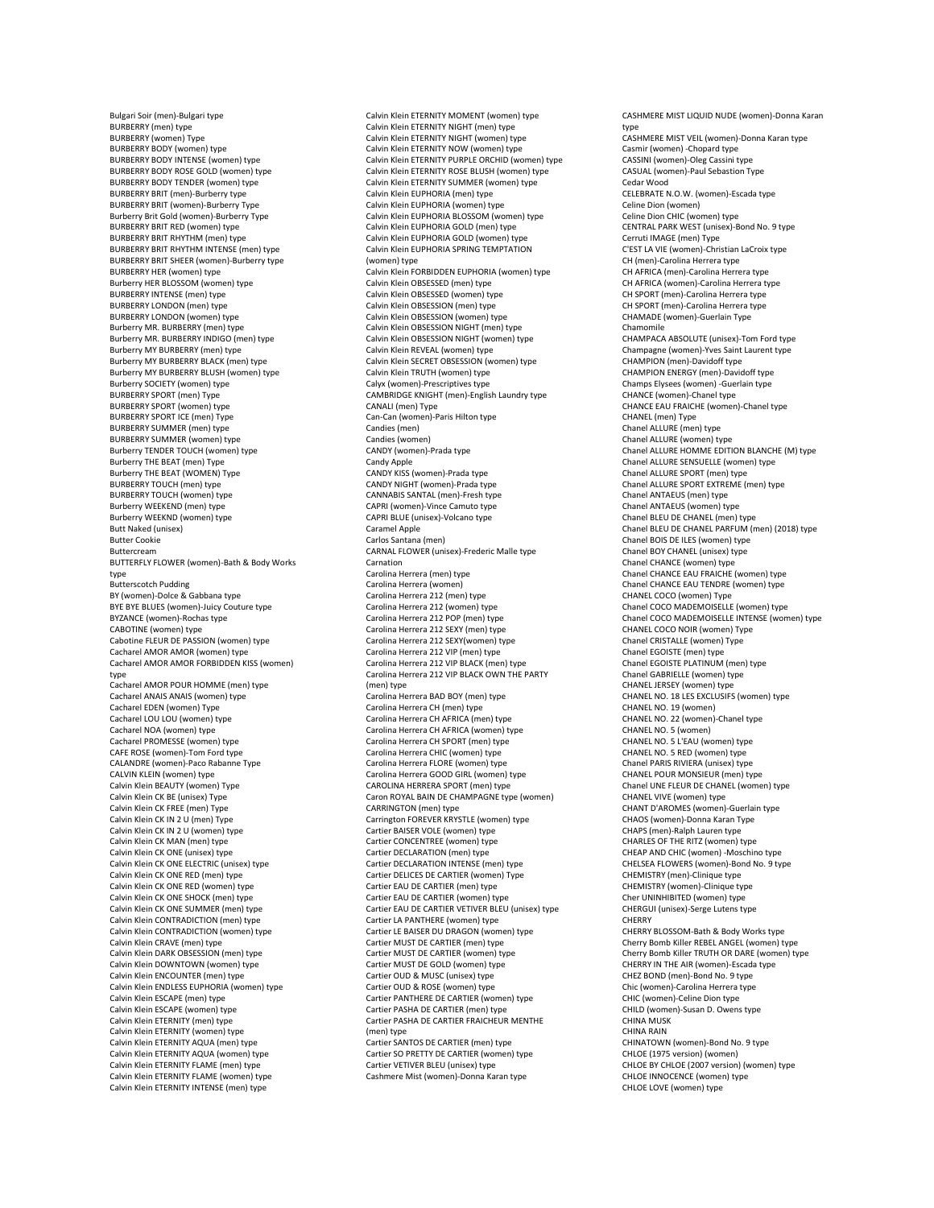Bulgari Soir (men)-Bulgari type
BURBERRY (men) type
BURBERRY (women) Type
BURBERRY BODY (women) type
BURBERRY BODY INTENSE (women) type
BURBERRY BODY ROSE GOLD (women) type
BURBERRY BODY TENDER (women) type
BURBERRY BRIT (men)-Burberry type
BURBERRY BRIT (women)-Burberry Type
Burberry Brit Gold (women)-Burberry Type
BURBERRY BRIT RED (women) type
BURBERRY BRIT RHYTHM (men) type
BURBERRY BRIT RHYTHM INTENSE (men) type
BURBERRY BRIT SHEER (women)-Burberry type
BURBERRY HER (women) type
Burberry HER BLOSSOM (women) type
BURBERRY INTENSE (men) type
BURBERRY LONDON (men) type
BURBERRY LONDON (women) type
Burberry MR. BURBERRY (men) type
Burberry MR. BURBERRY INDIGO (men) type
Burberry MY BURBERRY (men) type
Burberry MY BURBERRY BLACK (men) type
Burberry MY BURBERRY BLUSH (women) type
Burberry SOCIETY (women) type
BURBERRY SPORT (men) Type
BURBERRY SPORT (women) type
BURBERRY SPORT ICE (men) Type
BURBERRY SUMMER (men) type
BURBERRY SUMMER (women) type
Burberry TENDER TOUCH (women) type
Burberry THE BEAT (men) Type
Burberry THE BEAT (WOMEN) Type
BURBERRY TOUCH (men) type
BURBERRY TOUCH (women) type
Burberry WEEKEND (men) type
Burberry WEEKND (women) type
Butt Naked (unisex)
Butter Cookie
Buttercream
BUTTERFLY FLOWER (women)-Bath & Body Works type
Butterscotch Pudding
BY (women)-Dolce & Gabbana type
BYE BYE BLUES (women)-Juicy Couture type
BYZANCE (women)-Rochas type
CABOTINE (women) type
Cabotine FLEUR DE PASSION (women) type
Cacharel AMOR AMOR (women) type
Cacharel AMOR AMOR FORBIDDEN KISS (women) type
Cacharel AMOR POUR HOMME (men) type
Cacharel ANAIS ANAIS (women) type
Cacharel EDEN (women) Type
Cacharel LOU LOU (women) type
Cacharel NOA (women) type
Cacharel PROMESSE (women) type
CAFE ROSE (women)-Tom Ford type
CALANDRE (women)-Paco Rabanne Type
CALVIN KLEIN (women) type
Calvin Klein BEAUTY (women) Type
Calvin Klein CK BE (unisex) Type
Calvin Klein CK FREE (men) Type
Calvin Klein CK IN 2 U (men) Type
Calvin Klein CK IN 2 U (women) type
Calvin Klein CK MAN (men) type
Calvin Klein CK ONE (unisex) type
Calvin Klein CK ONE ELECTRIC (unisex) type
Calvin Klein CK ONE RED (men) type
Calvin Klein CK ONE RED (women) type
Calvin Klein CK ONE SHOCK (men) type
Calvin Klein CK ONE SUMMER (men) type
Calvin Klein CONTRADICTION (men) type
Calvin Klein CONTRADICTION (women) type
Calvin Klein CRAVE (men) type
Calvin Klein DARK OBSESSION (men) type
Calvin Klein DOWNTOWN (women) type
Calvin Klein ENCOUNTER (men) type
Calvin Klein ENDLESS EUPHORIA (women) type
Calvin Klein ESCAPE (men) type
Calvin Klein ESCAPE (women) type
Calvin Klein ETERNITY (men) type
Calvin Klein ETERNITY (women) type
Calvin Klein ETERNITY AQUA (men) type
Calvin Klein ETERNITY AQUA (women) type
Calvin Klein ETERNITY FLAME (men) type
Calvin Klein ETERNITY FLAME (women) type
Calvin Klein ETERNITY INTENSE (men) type
Calvin Klein ETERNITY MOMENT (women) type
Calvin Klein ETERNITY NIGHT (men) type
Calvin Klein ETERNITY NIGHT (women) type
Calvin Klein ETERNITY NOW (women) type
Calvin Klein ETERNITY PURPLE ORCHID (women) type
Calvin Klein ETERNITY ROSE BLUSH (women) type
Calvin Klein ETERNITY SUMMER (women) type
Calvin Klein EUPHORIA (men) type
Calvin Klein EUPHORIA (women) type
Calvin Klein EUPHORIA BLOSSOM (women) type
Calvin Klein EUPHORIA GOLD (men) type
Calvin Klein EUPHORIA GOLD (women) type
Calvin Klein EUPHORIA SPRING TEMPTATION (women) type
Calvin Klein FORBIDDEN EUPHORIA (women) type
Calvin Klein OBSESSED (men) type
Calvin Klein OBSESSED (women) type
Calvin Klein OBSESSION (men) type
Calvin Klein OBSESSION (women) type
Calvin Klein OBSESSION NIGHT (men) type
Calvin Klein OBSESSION NIGHT (women) type
Calvin Klein REVEAL (women) type
Calvin Klein SECRET OBSESSION (women) type
Calvin Klein TRUTH (women) type
Calyx (women)-Prescriptives type
CAMBRIDGE KNIGHT (men)-English Laundry type
CANALI (men) Type
Can-Can (women)-Paris Hilton type
Candies (men)
Candies (women)
CANDY (women)-Prada type
Candy Apple
CANDY KISS (women)-Prada type
CANDY NIGHT (women)-Prada type
CANNABIS SANTAL (men)-Fresh type
CAPRI (women)-Vince Camuto type
CAPRI BLUE (unisex)-Volcano type
Caramel Apple
Carlos Santana (men)
CARNAL FLOWER (unisex)-Frederic Malle type
Carnation
Carolina Herrera (men) type
Carolina Herrera (women)
Carolina Herrera 212 (men) type
Carolina Herrera 212 (women) type
Carolina Herrera 212 POP (men) type
Carolina Herrera 212 SEXY (men) type
Carolina Herrera 212 SEXY(women) type
Carolina Herrera 212 VIP (men) type
Carolina Herrera 212 VIP BLACK (men) type
Carolina Herrera 212 VIP BLACK OWN THE PARTY (men) type
Carolina Herrera BAD BOY (men) type
Carolina Herrera CH (men) type
Carolina Herrera CH AFRICA (men) type
Carolina Herrera CH AFRICA (women) type
Carolina Herrera CH SPORT (men) type
Carolina Herrera CHIC (women) type
Carolina Herrera FLORE (women) type
Carolina Herrera GOOD GIRL (women) type
CAROLINA HERRERA SPORT (men) type
Caron ROYAL BAIN DE CHAMPAGNE type (women)
CARRINGTON (men) type
Carrington FOREVER KRYSTLE (women) type
Cartier BAISER VOLE (women) type
Cartier CONCENTREE (women) type
Cartier DECLARATION (men) type
Cartier DECLARATION INTENSE (men) type
Cartier DELICES DE CARTIER (women) Type
Cartier EAU DE CARTIER (men) type
Cartier EAU DE CARTIER (women) type
Cartier EAU DE CARTIER VETIVER BLEU (unisex) type
Cartier LA PANTHERE (women) type
Cartier LE BAISER DU DRAGON (women) type
Cartier MUST DE CARTIER (men) type
Cartier MUST DE CARTIER (women) type
Cartier MUST DE GOLD (women) type
Cartier OUD & MUSC (unisex) type
Cartier OUD & ROSE (women) type
Cartier PANTHERE DE CARTIER (women) type
Cartier PASHA DE CARTIER (men) type
Cartier PASHA DE CARTIER FRAICHEUR MENTHE (men) type
Cartier SANTOS DE CARTIER (men) type
Cartier SO PRETTY DE CARTIER (women) type
Cartier VETIVER BLEU (unisex) type
Cashmere Mist (women)-Donna Karan type
CASHMERE MIST LIQUID NUDE (women)-Donna Karan type
CASHMERE MIST VEIL (women)-Donna Karan type
Casmir (women) -Chopard type
CASSINI (women)-Oleg Cassini type
CASUAL (women)-Paul Sebastion Type
Cedar Wood
CELEBRATE N.O.W. (women)-Escada type
Celine Dion (women)
Celine Dion CHIC (women) type
CENTRAL PARK WEST (unisex)-Bond No. 9 type
Cerruti IMAGE (men) Type
C'EST LA VIE (women)-Christian LaCroix type
CH (men)-Carolina Herrera type
CH AFRICA (men)-Carolina Herrera type
CH AFRICA (women)-Carolina Herrera type
CH SPORT (men)-Carolina Herrera type
CH SPORT (men)-Carolina Herrera type
CHAMADE (women)-Guerlain Type
Chamomile
CHAMPACA ABSOLUTE (unisex)-Tom Ford type
Champagne (women)-Yves Saint Laurent type
CHAMPION (men)-Davidoff type
CHAMPION ENERGY (men)-Davidoff type
Champs Elysees (women) -Guerlain type
CHANCE (women)-Chanel type
CHANCE EAU FRAICHE (women)-Chanel type
CHANEL (men) Type
Chanel ALLURE (men) type
Chanel ALLURE (women) type
Chanel ALLURE HOMME EDITION BLANCHE (M) type
Chanel ALLURE SENSUELLE (women) type
Chanel ALLURE SPORT (men) type
Chanel ALLURE SPORT EXTREME (men) type
Chanel ANTAEUS (men) type
Chanel ANTAEUS (women) type
Chanel BLEU DE CHANEL (men) type
Chanel BLEU DE CHANEL PARFUM (men) (2018) type
Chanel BOIS DE ILES (women) type
Chanel BOY CHANEL (unisex) type
Chanel CHANCE (women) type
Chanel CHANCE EAU FRAICHE (women) type
Chanel CHANCE EAU TENDRE (women) type
CHANEL COCO (women) Type
Chanel COCO MADEMOISELLE (women) type
Chanel COCO MADEMOISELLE INTENSE (women) type
CHANEL COCO NOIR (women) Type
Chanel CRISTALLE (women) Type
Chanel EGOISTE (men) type
Chanel EGOISTE PLATINUM (men) type
Chanel GABRIELLE (women) type
CHANEL JERSEY (women) type
CHANEL NO. 18 LES EXCLUSIFS (women) type
CHANEL NO. 19 (women)
CHANEL NO. 22 (women)-Chanel type
CHANEL NO. 5 (women)
CHANEL NO. 5 L'EAU (women) type
CHANEL NO. 5 RED (women) type
Chanel PARIS RIVIERA (unisex) type
CHANEL POUR MONSIEUR (men) type
Chanel UNE FLEUR DE CHANEL (women) type
CHANEL VIVE (women) type
CHANT D'AROMES (women)-Guerlain type
CHAOS (women)-Donna Karan Type
CHAPS (men)-Ralph Lauren type
CHARLES OF THE RITZ (women) type
CHEAP AND CHIC (women) -Moschino type
CHELSEA FLOWERS (women)-Bond No. 9 type
CHEMISTRY (men)-Clinique type
CHEMISTRY (women)-Clinique type
Cher UNINHIBITED (women) type
CHERGUI (unisex)-Serge Lutens type
CHERRY
CHERRY BLOSSOM-Bath & Body Works type
Cherry Bomb Killer REBEL ANGEL (women) type
Cherry Bomb Killer TRUTH OR DARE (women) type
CHERRY IN THE AIR (women)-Escada type
CHEZ BOND (men)-Bond No. 9 type
Chic (women)-Carolina Herrera type
CHIC (women)-Celine Dion type
CHILD (women)-Susan D. Owens type
CHINA MUSK
CHINA RAIN
CHINATOWN (women)-Bond No. 9 type
CHLOE (1975 version) (women)
CHLOE BY CHLOE (2007 version) (women) type
CHLOE INNOCENCE (women) type
CHLOE LOVE (women) type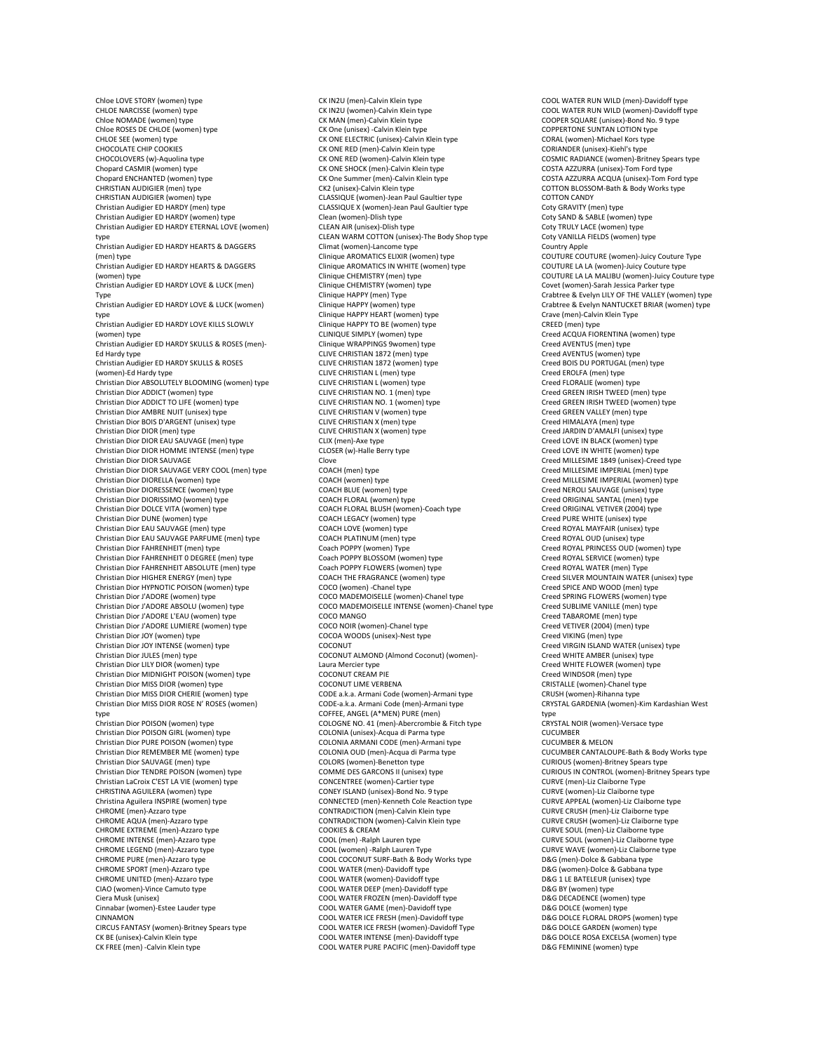Chloe LOVE STORY (women) type
CHLOE NARCISSE (women) type
Chloe NOMADE (women) type
Chloe ROSES DE CHLOE (women) type
CHLOE SEE (women) type
CHOCOLATE CHIP COOKIES
CHOCOLOVERS (w)-Aquolina type
Chopard CASMIR (women) type
Chopard ENCHANTED (women) type
CHRISTIAN AUDIGIER (men) type
CHRISTIAN AUDIGIER (women) type
Christian Audigier ED HARDY (men) type
Christian Audigier ED HARDY (women) type
Christian Audigier ED HARDY ETERNAL LOVE (women) type
Christian Audigier ED HARDY HEARTS & DAGGERS (men) type
Christian Audigier ED HARDY HEARTS & DAGGERS (women) type
Christian Audigier ED HARDY LOVE & LUCK (men) Type
Christian Audigier ED HARDY LOVE & LUCK (women) type
Christian Audigier ED HARDY LOVE KILLS SLOWLY (women) type
Christian Audigier ED HARDY SKULLS & ROSES (men)-Ed Hardy type
Christian Audigier ED HARDY SKULLS & ROSES (women)-Ed Hardy type
Christian Dior ABSOLUTELY BLOOMING (women) type
Christian Dior ADDICT (women) type
Christian Dior ADDICT TO LIFE (women) type
Christian Dior AMBRE NUIT (unisex) type
Christian Dior BOIS D'ARGENT (unisex) type
Christian Dior DIOR (men) type
Christian Dior DIOR EAU SAUVAGE (men) type
Christian Dior DIOR HOMME INTENSE (men) type
Christian Dior DIOR SAUVAGE
Christian Dior DIOR SAUVAGE VERY COOL (men) type
Christian Dior DIORELLA (women) type
Christian Dior DIORESSENCE (women) type
Christian Dior DIORISSIMO (women) type
Christian Dior DOLCE VITA (women) type
Christian Dior DUNE (women) type
Christian Dior EAU SAUVAGE (men) type
Christian Dior EAU SAUVAGE PARFUME (men) type
Christian Dior FAHRENHEIT (men) type
Christian Dior FAHRENHEIT 0 DEGREE (men) type
Christian Dior FAHRENHEIT ABSOLUTE (men) type
Christian Dior HIGHER ENERGY (men) type
Christian Dior HYPNOTIC POISON (women) type
Christian Dior J'ADORE (women) type
Christian Dior J'ADORE ABSOLU (women) type
Christian Dior J'ADORE L'EAU (women) type
Christian Dior J'ADORE LUMIERE (women) type
Christian Dior JOY (women) type
Christian Dior JOY INTENSE (women) type
Christian Dior JULES (men) type
Christian Dior LILY DIOR (women) type
Christian Dior MIDNIGHT POISON (women) type
Christian Dior MISS DIOR (women) type
Christian Dior MISS DIOR CHERIE (women) type
Christian Dior MISS DIOR ROSE N' ROSES (women) type
Christian Dior POISON (women) type
Christian Dior POISON GIRL (women) type
Christian Dior PURE POISON (women) type
Christian Dior REMEMBER ME (women) type
Christian Dior SAUVAGE (men) type
Christian Dior TENDRE POISON (women) type
Christian LaCroix C'EST LA VIE (women) type
CHRISTINA AGUILERA (women) type
Christina Aguilera INSPIRE (women) type
CHROME (men)-Azzaro type
CHROME AQUA (men)-Azzaro type
CHROME EXTREME (men)-Azzaro type
CHROME INTENSE (men)-Azzaro type
CHROME LEGEND (men)-Azzaro type
CHROME PURE (men)-Azzaro type
CHROME SPORT (men)-Azzaro type
CHROME UNITED (men)-Azzaro type
CIAO (women)-Vince Camuto type
Ciera Musk (unisex)
Cinnabar (women)-Estee Lauder type
CINNAMON
CIRCUS FANTASY (women)-Britney Spears type
CK BE (unisex)-Calvin Klein type
CK FREE (men) -Calvin Klein type
CK IN2U (men)-Calvin Klein type
CK IN2U (women)-Calvin Klein type
CK MAN (men)-Calvin Klein type
CK One (unisex) -Calvin Klein type
CK ONE ELECTRIC (unisex)-Calvin Klein type
CK ONE RED (men)-Calvin Klein type
CK ONE RED (women)-Calvin Klein type
CK ONE SHOCK (men)-Calvin Klein type
CK One Summer (men)-Calvin Klein type
CK2 (unisex)-Calvin Klein type
CLASSIQUE (women)-Jean Paul Gaultier type
CLASSIQUE X (women)-Jean Paul Gaultier type
Clean (women)-Dlish type
CLEAN AIR (unisex)-Dlish type
CLEAN WARM COTTON (unisex)-The Body Shop type
Climat (women)-Lancome type
Clinique AROMATICS ELIXIR (women) type
Clinique AROMATICS IN WHITE (women) type
Clinique CHEMISTRY (men) type
Clinique CHEMISTRY (women) type
Clinique HAPPY (men) Type
Clinique HAPPY (women) type
Clinique HAPPY HEART (women) type
Clinique HAPPY TO BE (women) type
CLINIQUE SIMPLY (women) type
Clinique WRAPPINGS 9women) type
CLIVE CHRISTIAN 1872 (men) type
CLIVE CHRISTIAN 1872 (women) type
CLIVE CHRISTIAN L (men) type
CLIVE CHRISTIAN L (women) type
CLIVE CHRISTIAN NO. 1 (men) type
CLIVE CHRISTIAN NO. 1 (women) type
CLIVE CHRISTIAN V (women) type
CLIVE CHRISTIAN X (men) type
CLIVE CHRISTIAN X (women) type
CLIX (men)-Axe type
CLOSER (w)-Halle Berry type
Clove
COACH (men) type
COACH (women) type
COACH BLUE (women) type
COACH FLORAL (women) type
COACH FLORAL BLUSH (women)-Coach type
COACH LEGACY (women) type
COACH LOVE (women) type
COACH PLATINUM (men) type
Coach POPPY (women) Type
Coach POPPY BLOSSOM (women) type
Coach POPPY FLOWERS (women) type
COACH THE FRAGRANCE (women) type
COCO (women) -Chanel type
COCO MADEMOISELLE (women)-Chanel type
COCO MADEMOISELLE INTENSE (women)-Chanel type
COCO MANGO
COCO NOIR (women)-Chanel type
COCOA WOODS (unisex)-Nest type
COCONUT
COCONUT ALMOND (Almond Coconut) (women)-Laura Mercier type
COCONUT CREAM PIE
COCONUT LIME VERBENA
CODE a.k.a. Armani Code (women)-Armani type
CODE-a.k.a. Armani Code (men)-Armani type
COFFEE, ANGEL (A*MEN) PURE (men)
COLOGNE NO. 41 (men)-Abercrombie & Fitch type
COLONIA (unisex)-Acqua di Parma type
COLONIA ARMANI CODE (men)-Armani type
COLONIA OUD (men)-Acqua di Parma type
COLORS (women)-Benetton type
COMME DES GARCONS II (unisex) type
CONCENTREE (women)-Cartier type
CONEY ISLAND (unisex)-Bond No. 9 type
CONNECTED (men)-Kenneth Cole Reaction type
CONTRADICTION (men)-Calvin Klein type
CONTRADICTION (women)-Calvin Klein type
COOKIES & CREAM
COOL (men) -Ralph Lauren type
COOL (women) -Ralph Lauren Type
COOL COCONUT SURF-Bath & Body Works type
COOL WATER (men)-Davidoff type
COOL WATER (women)-Davidoff type
COOL WATER DEEP (men)-Davidoff type
COOL WATER FROZEN (men)-Davidoff type
COOL WATER GAME (men)-Davidoff type
COOL WATER ICE FRESH (men)-Davidoff type
COOL WATER ICE FRESH (women)-Davidoff Type
COOL WATER INTENSE (men)-Davidoff type
COOL WATER PURE PACIFIC (men)-Davidoff type
COOL WATER RUN WILD (men)-Davidoff type
COOL WATER RUN WILD (women)-Davidoff type
COOPER SQUARE (unisex)-Bond No. 9 type
COPPERTONE SUNTAN LOTION type
CORAL (women)-Michael Kors type
CORIANDER (unisex)-Kiehl's type
COSMIC RADIANCE (women)-Britney Spears type
COSTA AZZURRA (unisex)-Tom Ford type
COSTA AZZURRA ACQUA (unisex)-Tom Ford type
COTTON BLOSSOM-Bath & Body Works type
COTTON CANDY
Coty GRAVITY (men) type
Coty SAND & SABLE (women) type
Coty TRULY LACE (women) type
Coty VANILLA FIELDS (women) type
Country Apple
COUTURE COUTURE (women)-Juicy Couture Type
COUTURE LA LA (women)-Juicy Couture type
COUTURE LA LA MALIBU (women)-Juicy Couture type
Covet (women)-Sarah Jessica Parker type
Crabtree & Evelyn LILY OF THE VALLEY (women) type
Crabtree & Evelyn NANTUCKET BRIAR (women) type
Crave (men)-Calvin Klein Type
CREED (men) type
Creed ACQUA FIORENTINA (women) type
Creed AVENTUS (men) type
Creed AVENTUS (women) type
Creed BOIS DU PORTUGAL (men) type
Creed EROLFA (men) type
Creed FLORALIE (women) type
Creed GREEN IRISH TWEED (men) type
Creed GREEN IRISH TWEED (women) type
Creed GREEN VALLEY (men) type
Creed HIMALAYA (men) type
Creed JARDIN D'AMALFI (unisex) type
Creed LOVE IN BLACK (women) type
Creed LOVE IN WHITE (women) type
Creed MILLESIME 1849 (unisex)-Creed type
Creed MILLESIME IMPERIAL (men) type
Creed MILLESIME IMPERIAL (women) type
Creed NEROLI SAUVAGE (unisex) type
Creed ORIGINAL SANTAL (men) type
Creed ORIGINAL VETIVER (2004) type
Creed PURE WHITE (unisex) type
Creed ROYAL MAYFAIR (unisex) type
Creed ROYAL OUD (unisex) type
Creed ROYAL PRINCESS OUD (women) type
Creed ROYAL SERVICE (women) type
Creed ROYAL WATER (men) Type
Creed SILVER MOUNTAIN WATER (unisex) type
Creed SPICE AND WOOD (men) type
Creed SPRING FLOWERS (women) type
Creed SUBLIME VANILLE (men) type
Creed TABAROME (men) type
Creed VETIVER (2004) (men) type
Creed VIKING (men) type
Creed VIRGIN ISLAND WATER (unisex) type
Creed WHITE AMBER (unisex) type
Creed WHITE FLOWER (women) type
Creed WINDSOR (men) type
CRISTALLE (women)-Chanel type
CRUSH (women)-Rihanna type
CRYSTAL GARDENIA (women)-Kim Kardashian West type
CRYSTAL NOIR (women)-Versace type
CUCUMBER
CUCUMBER & MELON
CUCUMBER CANTALOUPE-Bath & Body Works type
CURIOUS (women)-Britney Spears type
CURIOUS IN CONTROL (women)-Britney Spears type
CURVE (men)-Liz Claiborne Type
CURVE (women)-Liz Claiborne type
CURVE APPEAL (women)-Liz Claiborne type
CURVE CRUSH (men)-Liz Claiborne type
CURVE CRUSH (women)-Liz Claiborne type
CURVE SOUL (men)-Liz Claiborne type
CURVE SOUL (women)-Liz Claiborne type
CURVE WAVE (women)-Liz Claiborne type
D&G (men)-Dolce & Gabbana type
D&G (women)-Dolce & Gabbana type
D&G 1 LE BATELEUR (unisex) type
D&G BY (women) type
D&G DECADENCE (women) type
D&G DOLCE (women) type
D&G DOLCE FLORAL DROPS (women) type
D&G DOLCE GARDEN (women) type
D&G DOLCE ROSA EXCELSA (women) type
D&G FEMININE (women) type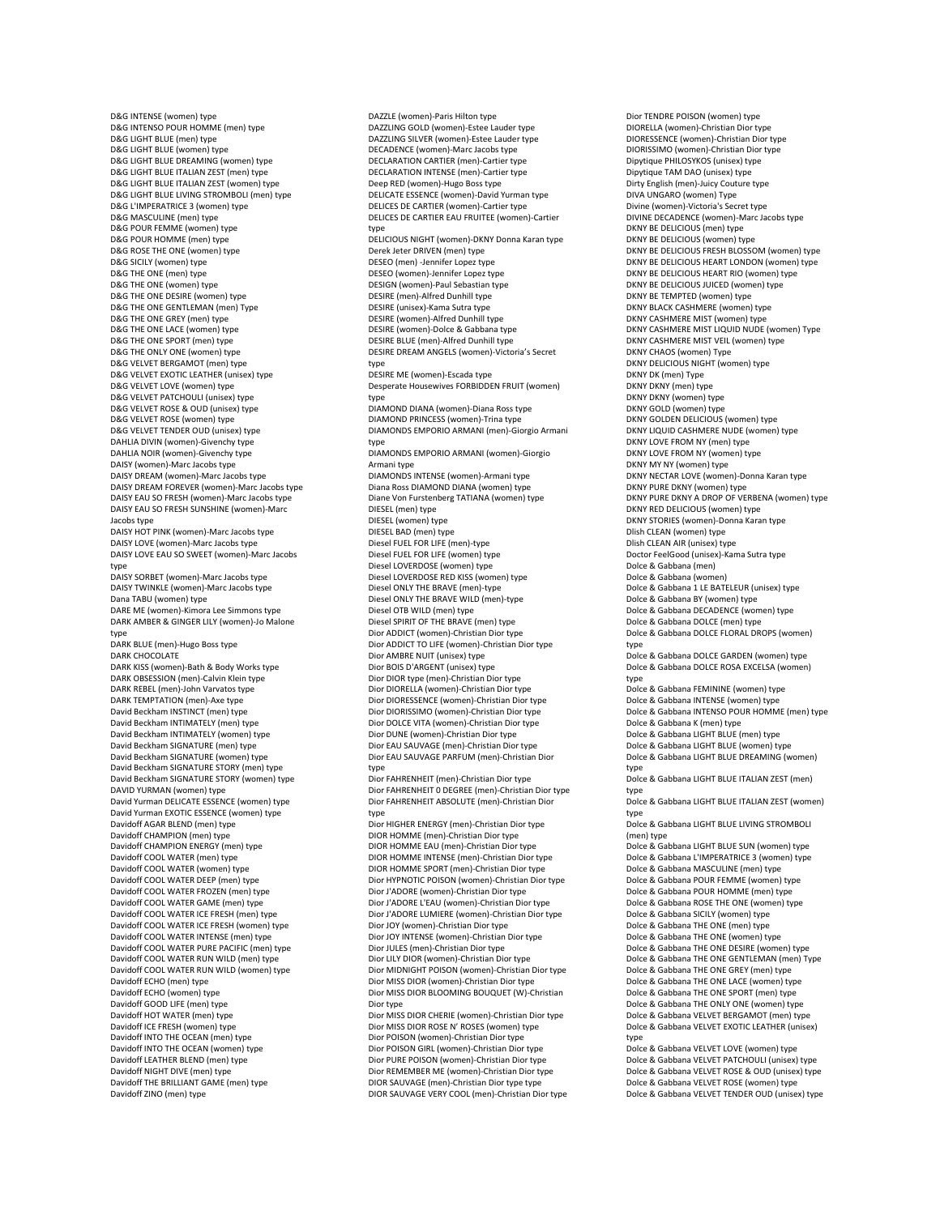D&G INTENSE (women) type
D&G INTENSO POUR HOMME (men) type
D&G LIGHT BLUE (men) type
D&G LIGHT BLUE (women) type
D&G LIGHT BLUE DREAMING (women) type
D&G LIGHT BLUE ITALIAN ZEST (men) type
D&G LIGHT BLUE ITALIAN ZEST (women) type
D&G LIGHT BLUE LIVING STROMBOLI (men) type
D&G L'IMPERATRICE 3 (women) type
D&G MASCULINE (men) type
D&G POUR FEMME (women) type
D&G POUR HOMME (men) type
D&G ROSE THE ONE (women) type
D&G SICILY (women) type
D&G THE ONE (men) type
D&G THE ONE (women) type
D&G THE ONE DESIRE (women) type
D&G THE ONE GENTLEMAN (men) Type
D&G THE ONE GREY (men) type
D&G THE ONE LACE (women) type
D&G THE ONE SPORT (men) type
D&G THE ONLY ONE (women) type
D&G VELVET BERGAMOT (men) type
D&G VELVET EXOTIC LEATHER (unisex) type
D&G VELVET LOVE (women) type
D&G VELVET PATCHOULI (unisex) type
D&G VELVET ROSE & OUD (unisex) type
D&G VELVET ROSE (women) type
D&G VELVET TENDER OUD (unisex) type
DAHLIA DIVIN (women)-Givenchy type
DAHLIA NOIR (women)-Givenchy type
DAISY (women)-Marc Jacobs type
DAISY DREAM (women)-Marc Jacobs type
DAISY DREAM FOREVER (women)-Marc Jacobs type
DAISY EAU SO FRESH (women)-Marc Jacobs type
DAISY EAU SO FRESH SUNSHINE (women)-Marc Jacobs type
DAISY HOT PINK (women)-Marc Jacobs type
DAISY LOVE (women)-Marc Jacobs type
DAISY LOVE EAU SO SWEET (women)-Marc Jacobs type
DAISY SORBET (women)-Marc Jacobs type
DAISY TWINKLE (women)-Marc Jacobs type
Dana TABU (women) type
DARE ME (women)-Kimora Lee Simmons type
DARK AMBER & GINGER LILY (women)-Jo Malone type
DARK BLUE (men)-Hugo Boss type
DARK CHOCOLATE
DARK KISS (women)-Bath & Body Works type
DARK OBSESSION (men)-Calvin Klein type
DARK REBEL (men)-John Varvatos type
DARK TEMPTATION (men)-Axe type
David Beckham INSTINCT (men) type
David Beckham INTIMATELY (men) type
David Beckham INTIMATELY (women) type
David Beckham SIGNATURE (men) type
David Beckham SIGNATURE (women) type
David Beckham SIGNATURE STORY (men) type
David Beckham SIGNATURE STORY (women) type
DAVID YURMAN (women) type
David Yurman DELICATE ESSENCE (women) type
David Yurman EXOTIC ESSENCE (women) type
Davidoff AGAR BLEND (men) type
Davidoff CHAMPION (men) type
Davidoff CHAMPION ENERGY (men) type
Davidoff COOL WATER (men) type
Davidoff COOL WATER (women) type
Davidoff COOL WATER DEEP (men) type
Davidoff COOL WATER FROZEN (men) type
Davidoff COOL WATER GAME (men) type
Davidoff COOL WATER ICE FRESH (men) type
Davidoff COOL WATER ICE FRESH (women) type
Davidoff COOL WATER INTENSE (men) type
Davidoff COOL WATER PURE PACIFIC (men) type
Davidoff COOL WATER RUN WILD (men) type
Davidoff COOL WATER RUN WILD (women) type
Davidoff ECHO (men) type
Davidoff ECHO (women) type
Davidoff GOOD LIFE (men) type
Davidoff HOT WATER (men) type
Davidoff ICE FRESH (women) type
Davidoff INTO THE OCEAN (men) type
Davidoff INTO THE OCEAN (women) type
Davidoff LEATHER BLEND (men) type
Davidoff NIGHT DIVE (men) type
Davidoff THE BRILLIANT GAME (men) type
Davidoff ZINO (men) type

DAZZLE (women)-Paris Hilton type
DAZZLING GOLD (women)-Estee Lauder type
DAZZLING SILVER (women)-Estee Lauder type
DECADENCE (women)-Marc Jacobs type
DECLARATION CARTIER (men)-Cartier type
DECLARATION INTENSE (men)-Cartier type
Deep RED (women)-Hugo Boss type
DELICATE ESSENCE (women)-David Yurman type
DELICES DE CARTIER (women)-Cartier type
DELICES DE CARTIER EAU FRUITEE (women)-Cartier type
DELICIOUS NIGHT (women)-DKNY Donna Karan type
Derek Jeter DRIVEN (men) type
DESEO (men) -Jennifer Lopez type
DESEO (women)-Jennifer Lopez type
DESIGN (women)-Paul Sebastian type
DESIRE (men)-Alfred Dunhill type
DESIRE (unisex)-Kama Sutra type
DESIRE (women)-Alfred Dunhill type
DESIRE (women)-Dolce & Gabbana type
DESIRE BLUE (men)-Alfred Dunhill type
DESIRE DREAM ANGELS (women)-Victoria's Secret type
DESIRE ME (women)-Escada type
Desperate Housewives FORBIDDEN FRUIT (women) type
DIAMOND DIANA (women)-Diana Ross type
DIAMOND PRINCESS (women)-Trina type
DIAMONDS EMPORIO ARMANI (men)-Giorgio Armani type
DIAMONDS EMPORIO ARMANI (women)-Giorgio Armani type
DIAMONDS INTENSE (women)-Armani type
Diana Ross DIAMOND DIANA (women) type
Diane Von Furstenberg TATIANA (women) type
DIESEL (men) type
DIESEL (women) type
DIESEL BAD (men) type
Diesel FUEL FOR LIFE (men)-type
Diesel FUEL FOR LIFE (women) type
Diesel LOVERDOSE (women) type
Diesel LOVERDOSE RED KISS (women) type
Diesel ONLY THE BRAVE (men)-type
Diesel ONLY THE BRAVE WILD (men)-type
Diesel OTB WILD (men) type
Diesel SPIRIT OF THE BRAVE (men) type
Dior ADDICT (women)-Christian Dior type
Dior ADDICT TO LIFE (women)-Christian Dior type
Dior AMBRE NUIT (unisex) type
Dior BOIS D'ARGENT (unisex) type
Dior DIOR type (men)-Christian Dior type
Dior DIORELLA (women)-Christian Dior type
Dior DIORESSENCE (women)-Christian Dior type
Dior DIORISSIMO (women)-Christian Dior type
Dior DOLCE VITA (women)-Christian Dior type
Dior DUNE (women)-Christian Dior type
Dior EAU SAUVAGE (men)-Christian Dior type
Dior EAU SAUVAGE PARFUM (men)-Christian Dior type
Dior FAHRENHEIT (men)-Christian Dior type
Dior FAHRENHEIT 0 DEGREE (men)-Christian Dior type
Dior FAHRENHEIT ABSOLUTE (men)-Christian Dior type
Dior HIGHER ENERGY (men)-Christian Dior type
DIOR HOMME (men)-Christian Dior type
DIOR HOMME EAU (men)-Christian Dior type
DIOR HOMME INTENSE (men)-Christian Dior type
DIOR HOMME SPORT (men)-Christian Dior type
Dior HYPNOTIC POISON (women)-Christian Dior type
Dior J'ADORE (women)-Christian Dior type
Dior J'ADORE L'EAU (women)-Christian Dior type
Dior J'ADORE LUMIERE (women)-Christian Dior type
Dior JOY (women)-Christian Dior type
Dior JOY INTENSE (women)-Christian Dior type
Dior JULES (men)-Christian Dior type
Dior LILY DIOR (women)-Christian Dior type
Dior MIDNIGHT POISON (women)-Christian Dior type
Dior MISS DIOR (women)-Christian Dior type
Dior MISS DIOR BLOOMING BOUQUET (W)-Christian Dior type
Dior MISS DIOR CHERIE (women)-Christian Dior type
Dior MISS DIOR ROSE N' ROSES (women) type
Dior POISON (women)-Christian Dior type
Dior POISON GIRL (women)-Christian Dior type
Dior PURE POISON (women)-Christian Dior type
Dior REMEMBER ME (women)-Christian Dior type
DIOR SAUVAGE (men)-Christian Dior type type
DIOR SAUVAGE VERY COOL (men)-Christian Dior type

Dior TENDRE POISON (women) type
DIORELLA (women)-Christian Dior type
DIORESSENCE (women)-Christian Dior type
DIORISSIMO (women)-Christian Dior type
Dipytique PHILOSYKOS (unisex) type
Dipytique TAM DAO (unisex) type
Dirty English (men)-Juicy Couture type
DIVA UNGARO (women) Type
Divine (women)-Victoria's Secret type
DIVINE DECADENCE (women)-Marc Jacobs type
DKNY BE DELICIOUS (men) type
DKNY BE DELICIOUS (women) type
DKNY BE DELICIOUS FRESH BLOSSOM (women) type
DKNY BE DELICIOUS HEART LONDON (women) type
DKNY BE DELICIOUS HEART RIO (women) type
DKNY BE DELICIOUS JUICED (women) type
DKNY BE TEMPTED (women) type
DKNY BLACK CASHMERE (women) type
DKNY CASHMERE MIST (women) type
DKNY CASHMERE MIST LIQUID NUDE (women) Type
DKNY CASHMERE MIST VEIL (women) type
DKNY CHAOS (women) Type
DKNY DELICIOUS NIGHT (women) type
DKNY DK (men) Type
DKNY DKNY (men) type
DKNY DKNY (women) type
DKNY GOLD (women) type
DKNY GOLDEN DELICIOUS (women) type
DKNY LIQUID CASHMERE NUDE (women) type
DKNY LOVE FROM NY (men) type
DKNY LOVE FROM NY (women) type
DKNY MY NY (women) type
DKNY NECTAR LOVE (women)-Donna Karan type
DKNY PURE DKNY (women) type
DKNY PURE DKNY A DROP OF VERBENA (women) type
DKNY RED DELICIOUS (women) type
DKNY STORIES (women)-Donna Karan type
Dlish CLEAN (women) type
Dlish CLEAN AIR (unisex) type
Doctor FeelGood (unisex)-Kama Sutra type
Dolce & Gabbana (men)
Dolce & Gabbana (women)
Dolce & Gabbana 1 LE BATELEUR (unisex) type
Dolce & Gabbana BY (women) type
Dolce & Gabbana DECADENCE (women) type
Dolce & Gabbana DOLCE (men) type
Dolce & Gabbana DOLCE FLORAL DROPS (women) type
Dolce & Gabbana DOLCE GARDEN (women) type
Dolce & Gabbana DOLCE ROSA EXCELSA (women) type
Dolce & Gabbana FEMININE (women) type
Dolce & Gabbana INTENSE (women) type
Dolce & Gabbana INTENSO POUR HOMME (men) type
Dolce & Gabbana K (men) type
Dolce & Gabbana LIGHT BLUE (men) type
Dolce & Gabbana LIGHT BLUE (women) type
Dolce & Gabbana LIGHT BLUE DREAMING (women) type
Dolce & Gabbana LIGHT BLUE ITALIAN ZEST (men) type
Dolce & Gabbana LIGHT BLUE ITALIAN ZEST (women) type
Dolce & Gabbana LIGHT BLUE LIVING STROMBOLI (men) type
Dolce & Gabbana LIGHT BLUE SUN (women) type
Dolce & Gabbana L'IMPERATRICE 3 (women) type
Dolce & Gabbana MASCULINE (men) type
Dolce & Gabbana POUR FEMME (women) type
Dolce & Gabbana POUR HOMME (men) type
Dolce & Gabbana ROSE THE ONE (women) type
Dolce & Gabbana SICILY (women) type
Dolce & Gabbana THE ONE (men) type
Dolce & Gabbana THE ONE (women) type
Dolce & Gabbana THE ONE DESIRE (women) type
Dolce & Gabbana THE ONE GENTLEMAN (men) Type
Dolce & Gabbana THE ONE GREY (men) type
Dolce & Gabbana THE ONE LACE (women) type
Dolce & Gabbana THE ONE SPORT (men) type
Dolce & Gabbana THE ONLY ONE (women) type
Dolce & Gabbana VELVET BERGAMOT (men) type
Dolce & Gabbana VELVET EXOTIC LEATHER (unisex) type
Dolce & Gabbana VELVET LOVE (women) type
Dolce & Gabbana VELVET PATCHOULI (unisex) type
Dolce & Gabbana VELVET ROSE & OUD (unisex) type
Dolce & Gabbana VELVET ROSE (women) type
Dolce & Gabbana VELVET TENDER OUD (unisex) type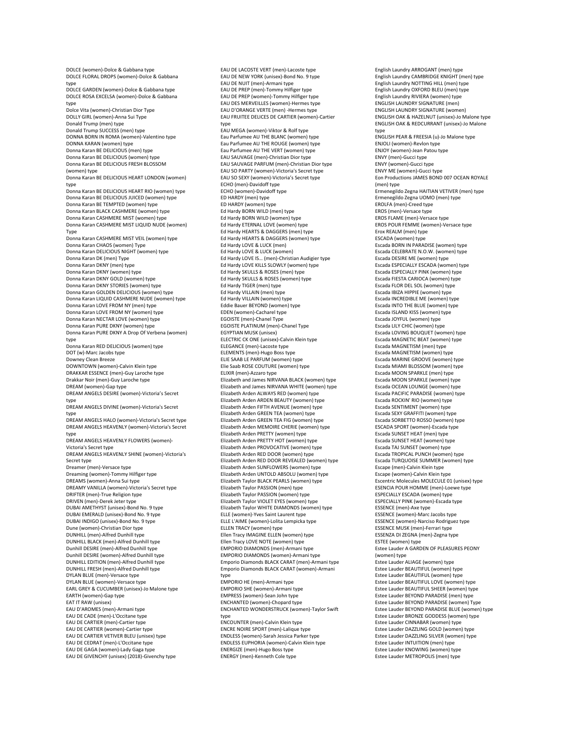DOLCE (women)-Dolce & Gabbana type
DOLCE FLORAL DROPS (women)-Dolce & Gabbana type
DOLCE GARDEN (women)-Dolce & Gabbana type
DOLCE ROSA EXCELSA (women)-Dolce & Gabbana type
Dolce Vita (women)-Christian Dior Type
DOLLY GIRL (women)-Anna Sui Type
Donald Trump (men) type
Donald Trump SUCCESS (men) type
DONNA BORN IN ROMA (women)-Valentino type
DONNA KARAN (women) type
Donna Karan BE DELICIOUS (men) type
Donna Karan BE DELICIOUS (women) type
Donna Karan BE DELICIOUS FRESH BLOSSOM (women) type
Donna Karan BE DELICIOUS HEART LONDON (women) type
Donna Karan BE DELICIOUS HEART RIO (women) type
Donna Karan BE DELICIOUS JUICED (women) type
Donna Karan BE TEMPTED (women) type
Donna Karan BLACK CASHMERE (women) type
Donna Karan CASHMERE MIST (women) type
Donna Karan CASHMERE MIST LIQUID NUDE (women) Type
Donna Karan CASHMERE MIST VEIL (women) type
Donna Karan CHAOS (women) Type
Donna Karan DELICIOUS NIGHT (women) type
Donna Karan DK (men) Type
Donna Karan DKNY (men) type
Donna Karan DKNY (women) type
Donna Karan DKNY GOLD (women) type
Donna Karan DKNY STORIES (women) type
Donna Karan GOLDEN DELICIOUS (women) type
Donna Karan LIQUID CASHMERE NUDE (women) type
Donna Karan LOVE FROM NY (men) type
Donna Karan LOVE FROM NY (women) type
Donna Karan NECTAR LOVE (women) type
Donna Karan PURE DKNY (women) type
Donna Karan PURE DKNY A Drop Of Verbena (women) type
Donna Karan RED DELICIOUS (women) type
DOT (w)-Marc Jacobs type
Downey Clean Breeze
DOWNTOWN (women)-Calvin Klein type
DRAKKAR ESSENCE (men)-Guy Laroche type
Drakkar Noir (men)-Guy Laroche type
DREAM (women)-Gap type
DREAM ANGELS DESIRE (women)-Victoria's Secret type
DREAM ANGELS DIVINE (women)-Victoria's Secret type
DREAM ANGELS HALO (women)-Victoria's Secret type
DREAM ANGELS HEAVENLY (women)-Victoria's Secret type
DREAM ANGELS HEAVENLY FLOWERS (women)-Victoria's Secret type
DREAM ANGELS HEAVENLY SHINE (women)-Victoria's Secret type
Dreamer (men)-Versace type
Dreaming (women)-Tommy Hilfiger type
DREAMS (women)-Anna Sui type
DREAMY VANILLA (women)-Victoria's Secret type
DRIFTER (men)-True Religion type
DRIVEN (men)-Derek Jeter type
DUBAI AMETHYST (unisex)-Bond No. 9 type
DUBAI EMERALD (unisex)-Bond No. 9 type
DUBAI INDIGO (unisex)-Bond No. 9 type
Dune (women)-Christian Dior type
DUNHILL (men)-Alfred Dunhill type
DUNHILL BLACK (men)-Alfred Dunhill type
Dunhill DESIRE (men)-Alfred Dunhill type
Dunhill DESIRE (women)-Alfred Dunhill type
DUNHILL EDITION (men)-Alfred Dunhill type
DUNHILL FRESH (men)-Alfred Dunhill type
DYLAN BLUE (men)-Versace type
DYLAN BLUE (women)-Versace type
EARL GREY & CUCUMBER (unisex)-Jo Malone type
EARTH (women)-Gap type
EAT IT RAW (unisex)
EAU D'AROMES (men)-Armani type
EAU DE CADE (men)-L'Occitane type
EAU DE CARTIER (men)-Cartier type
EAU DE CARTIER (women)-Cartier type
EAU DE CARTIER VETIVER BLEU (unisex) type
EAU DE CEDRAT (men)-L'Occitane type
EAU DE GAGA (women)-Lady Gaga type
EAU DE GIVENCHY (unisex) (2018)-Givenchy type
EAU DE LACOSTE VERT (men)-Lacoste type
EAU DE NEW YORK (unisex)-Bond No. 9 type
EAU DE NUIT (men)-Armani type
EAU DE PREP (men)-Tommy Hilfiger type
EAU DE PREP (women)-Tommy Hilfiger type
EAU DES MERVEILLES (women)-Hermes type
EAU D'ORANGE VERTE (men) -Hermes type
EAU FRUITEE DELICES DE CARTIER (women)-Cartier type
EAU MEGA (women)-Viktor & Rolf type
Eau Parfumee AU THE BLANC (women) type
Eau Parfumee AU THE ROUGE (women) type
Eau Parfumee AU THE VERT (women) type
EAU SAUVAGE (men)-Christian Dior type
EAU SAUVAGE PARFUM (men)-Christian Dior type
EAU SO PARTY (women)-Victoria's Secret type
EAU SO SEXY (women)-Victoria's Secret type
ECHO (men)-Davidoff type
ECHO (women)-Davidoff type
ED HARDY (men) type
ED HARDY (women) type
Ed Hardy BORN WILD (men) type
Ed Hardy BORN WILD (women) type
Ed Hardy ETERNAL LOVE (women) type
Ed Hardy HEARTS & DAGGERS (men) type
Ed Hardy HEARTS & DAGGERS (women) type
Ed Hardy LOVE & LUCK (men)
Ed Hardy LOVE & LUCK (women)
Ed Hardy LOVE IS... (men)-Christian Audigier type
Ed Hardy LOVE KILLS SLOWLY (women) type
Ed Hardy SKULLS & ROSES (men) type
Ed Hardy SKULLS & ROSES (women) type
Ed Hardy TIGER (men) type
Ed Hardy VILLAIN (men) type
Ed Hardy VILLAIN (women) type
Eddie Bauer BEYOND (women) type
EDEN (women)-Cacharel type
EGOISTE (men)-Chanel Type
EGOISTE PLATINUM (men)-Chanel Type
EGYPTIAN MUSK (unisex)
ELECTRIC CK ONE (unisex)-Calvin Klein type
ELEGANCE (men)-Lacoste type
ELEMENTS (men)-Hugo Boss type
ELIE SAAB LE PARFUM (women) type
Elie Saab ROSE COUTURE (women) type
ELIXIR (men)-Azzaro type
Elizabeth and James NIRVANA BLACK (women) type
Elizabeth and James NIRVANA WHITE (women) type
Elizabeth Arden ALWAYS RED (women) type
Elizabeth Arden ARDEN BEAUTY (women) type
Elizabeth Arden FIFTH AVENUE (women) type
Elizabeth Arden GREEN TEA (women) type
Elizabeth Arden GREEN TEA FIG (women) type
Elizabeth Arden MEMOIRE CHERIE (women) type
Elizabeth Arden PRETTY (women) type
Elizabeth Arden PRETTY HOT (women) type
Elizabeth Arden PROVOCATIVE (women) type
Elizabeth Arden RED DOOR (women) type
Elizabeth Arden RED DOOR REVEALED (women) type
Elizabeth Arden SUNFLOWERS (women) type
Elizabeth Arden UNTOLD ABSOLU (women) type
Elizabeth Taylor BLACK PEARLS (women) type
Elizabeth Taylor PASSION (men) type
Elizabeth Taylor PASSION (women) type
Elizabeth Taylor VIOLET EYES (women) type
Elizabeth Taylor WHITE DIAMONDS (women) type
ELLE (women)-Yves Saint Laurent type
ELLE L'AIME (women)-Lolita Lempicka type
ELLEN TRACY (women) type
Ellen Tracy IMAGINE ELLEN (women) type
Ellen Tracy LOVE NOTE (women) type
EMPORIO DIAMONDS (men)-Armani type
EMPORIO DIAMONDS (women)-Armani type
Emporio Diamonds BLACK CARAT (men)-Armani type
Emporio Diamonds BLACK CARAT (women)-Armani type
EMPORIO HE (men)-Armani type
EMPORIO SHE (women)-Armani type
EMPRESS (women)-Sean John type
ENCHANTED (women)-Chopard type
ENCHANTED WONDERSTRUCK (women)-Taylor Swift type
ENCOUNTER (men)-Calvin Klein type
ENCRE NOIRE SPORT (men)-Lalique type
ENDLESS (women)-Sarah Jessica Parker type
ENDLESS EUPHORIA (women)-Calvin Klein type
ENERGIZE (men)-Hugo Boss type
ENERGY (men)-Kenneth Cole type
English Laundry ARROGANT (men) type
English Laundry CAMBRIDGE KNIGHT (men) type
English Laundry NOTTING HILL (men) type
English Laundry OXFORD BLEU (men) type
English Laundry RIVIERA (women) type
ENGLISH LAUNDRY SIGNATURE (men)
ENGLISH LAUNDRY SIGNATURE (women)
ENGLISH OAK & HAZELNUT (unisex)-Jo Malone type
ENGLISH OAK & REDCURRANT (unisex)-Jo Malone type
ENGLISH PEAR & FREESIA (u)-Jo Malone type
ENJOLI (women)-Revlon type
ENJOY (women)-Jean Patou type
ENVY (men)-Gucci type
ENVY (women)-Gucci type
ENVY ME (women)-Gucci type
Eon Productions JAMES BOND 007 OCEAN ROYALE (men) type
Ermenegildo Zegna HAITIAN VETIVER (men) type
Ermenegildo Zegna UOMO (men) type
EROLFA (men)-Creed type
EROS (men)-Versace type
EROS FLAME (men)-Versace type
EROS POUR FEMME (women)-Versace type
Erox REALM (men) type
ESCADA (women) type
Escada BORN IN PARADISE (women) type
Escada CELEBRATE N.O.W. (women) type
Escada DESIRE ME (women) type
Escada ESPECIALLY ESCADA (women) type
Escada ESPECIALLY PINK (women) type
Escada FIESTA CARIOCA (women) type
Escada FLOR DEL SOL (women) type
Escada IBIZA HIPPIE (women) type
Escada INCREDIBLE ME (women) type
Escada INTO THE BLUE (women) type
Escada ISLAND KISS (women) type
Escada JOYFUL (women) type
Escada LILY CHIC (women) type
Escada LOVING BOUQUET (women) type
Escada MAGNETIC BEAT (women) type
Escada MAGNETISM (men) type
Escada MAGNETISM (women) type
Escada MARINE GROOVE (women) type
Escada MIAMI BLOSSOM (women) type
Escada MOON SPARKLE (men) type
Escada MOON SPARKLE (women) type
Escada OCEAN LOUNGE (women) type
Escada PACIFIC PARADISE (women) type
Escada ROCKIN' RIO (women) type
Escada SENTIMENT (women) type
Escada SEXY GRAFFITI (women) type
Escada SORBETTO ROSSO (women) type
ESCADA SPORT (women)-Escada type
Escada SUNSET HEAT (men) type
Escada SUNSET HEAT (women) type
Escada TAJ SUNSET (women) type
Escada TROPICAL PUNCH (women) type
Escada TURQUOISE SUMMER (women) type
Escape (men)-Calvin Klein type
Escape (women)-Calvin Klein type
Escentric Molecules MOLECULE 01 (unisex) type
ESENCIA POUR HOMME (men)-Loewe type
ESPECIALLY ESCADA (women) type
ESPECIALLY PINK (women)-Escada type
ESSENCE (men)-Axe type
ESSENCE (women)-Marc Jacobs type
ESSENCE (women)-Narciso Rodriguez type
ESSENCE MUSK (men)-Ferrari type
ESSENZA DI ZEGNA (men)-Zegna type
ESTEE (women) type
Estee Lauder A GARDEN OF PLEASURES PEONY (women) type
Estee Lauder ALIAGE (women) type
Estee Lauder BEAUTIFUL (women) type
Estee Lauder BEAUTIFUL (women) type
Estee Lauder BEAUTIFUL LOVE (women) type
Estee Lauder BEAUTIFUL SHEER (women) type
Estee Lauder BEYOND PARADISE (men) type
Estee Lauder BEYOND PARADISE (women) Type
Estee Lauder BEYOND PARADISE BLUE (women) type
Estee Lauder BRONZE GODDESS (women) type
Estee Lauder CINNABAR (women) type
Estee Lauder DAZZLING GOLD (women) type
Estee Lauder DAZZLING SILVER (women) type
Estee Lauder INTUITION (men) type
Estee Lauder KNOWING (women) type
Estee Lauder METROPOLIS (men) type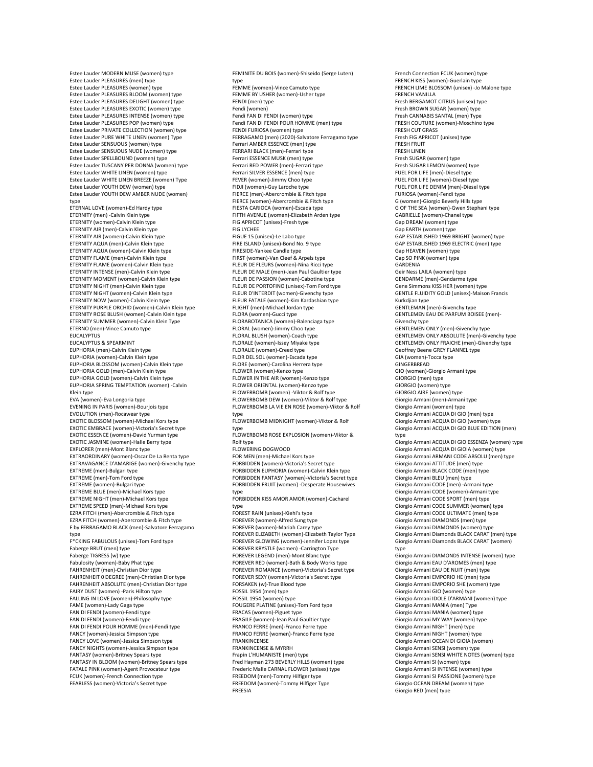Estee Lauder MODERN MUSE (women) type
Estee Lauder PLEASURES (men) type
Estee Lauder PLEASURES (women) type
Estee Lauder PLEASURES BLOOM (women) type
Estee Lauder PLEASURES DELIGHT (women) type
Estee Lauder PLEASURES EXOTIC (women) type
Estee Lauder PLEASURES INTENSE (women) type
Estee Lauder PLEASURES POP (women) type
Estee Lauder PRIVATE COLLECTION (women) type
Estee Lauder PURE WHITE LINEN (women) Type
Estee Lauder SENSUOUS (women) type
Estee Lauder SENSUOUS NUDE (women) type
Estee Lauder SPELLBOUND (women) type
Estee Lauder TUSCANY PER DONNA (women) type
Estee Lauder WHITE LINEN (women) type
Estee Lauder WHITE LINEN BREEZE (women) Type
Estee Lauder YOUTH DEW (women) type
Estee Lauder YOUTH DEW AMBER NUDE (women) type
ETERNAL LOVE (women)-Ed Hardy type
ETERNITY (men) -Calvin Klein type
ETERNITY (women)-Calvin Klein type
ETERNITY AIR (men)-Calvin Klein type
ETERNITY AIR (women)-Calvin Klein type
ETERNITY AQUA (men)-Calvin Klein type
ETERNITY AQUA (women)-Calvin Klein type
ETERNITY FLAME (men)-Calvin Klein type
ETERNITY FLAME (women)-Calvin Klein type
ETERNITY INTENSE (men)-Calvin Klein type
ETERNITY MOMENT (women)-Calvin Klein type
ETERNITY NIGHT (men)-Calvin Klein type
ETERNITY NIGHT (women)-Calvin Klein type
ETERNITY NOW (women)-Calvin Klein type
ETERNITY PURPLE ORCHID (women)-Calvin Klein type
ETERNITY ROSE BLUSH (women)-Calvin Klein type
ETERNITY SUMMER (women)-Calvin Klein Type
ETERNO (men)-Vince Camuto type
EUCALYPTUS
EUCALYPTUS & SPEARMINT
EUPHORIA (men)-Calvin Klein type
EUPHORIA (women)-Calvin Klein type
EUPHORIA BLOSSOM (women)-Calvin Klein type
EUPHORIA GOLD (men)-Calvin Klein type
EUPHORIA GOLD (women)-Calvin Klein type
EUPHORIA SPRING TEMPTATION (women) -Calvin Klein type
EVA (women)-Eva Longoria type
EVENING IN PARIS (women)-Bourjois type
EVOLUTION (men)-Rocawear type
EXOTIC BLOSSOM (women)-Michael Kors type
EXOTIC EMBRACE (women)-Victoria's Secret type
EXOTIC ESSENCE (women)-David Yurman type
EXOTIC JASMINE (women)-Halle Berry type
EXPLORER (men)-Mont Blanc type
EXTRAORDINARY (women)-Oscar De La Renta type
EXTRAVAGANCE D'AMARIGE (women)-Givenchy type
EXTREME (men)-Bulgari type
EXTREME (men)-Tom Ford type
EXTREME (women)-Bulgari type
EXTREME BLUE (men)-Michael Kors type
EXTREME NIGHT (men)-Michael Kors type
EXTREME SPEED (men)-Michael Kors type
EZRA FITCH (men)-Abercrombie & Fitch type
EZRA FITCH (women)-Abercrombie & Fitch type
F by FERRAGAMO BLACK (men)-Salvatore Ferragamo type
F*CKING FABULOUS (unisex)-Tom Ford type
Faberge BRUT (men) type
Faberge TIGRESS (w) type
Fabulosity (women)-Baby Phat type
FAHRENHEIT (men)-Christian Dior type
FAHRENHEIT 0 DEGREE (men)-Christian Dior type
FAHRENHEIT ABSOLUTE (men)-Christian Dior type
FAIRY DUST (women) -Paris Hilton type
FALLING IN LOVE (women)-Philosophy type
FAME (women)-Lady Gaga type
FAN DI FENDI (women)-Fendi type
FAN DI FENDI (women)-Fendi type
FAN DI FENDI POUR HOMME (men)-Fendi type
FANCY (women)-Jessica Simpson type
FANCY LOVE (women)-Jessica Simpson type
FANCY NIGHTS (women)-Jessica Simpson type
FANTASY (women)-Britney Spears type
FANTASY IN BLOOM (women)-Britney Spears type
FATALE PINK (women)-Agent Provocateur type
FCUK (women)-French Connection type
FEARLESS (women)-Victoria's Secret type
FEMINITE DU BOIS (women)-Shiseido (Serge Luten) type
FEMME (women)-Vince Camuto type
FEMME BY USHER (women)-Usher type
FENDI (men) type
Fendi (women)
Fendi FAN DI FENDI (women) type
Fendi FAN DI FENDI POUR HOMME (men) type
FENDI FURIOSA (women) type
FERRAGAMO (men) (2020)-Salvatore Ferragamo type
Ferrari AMBER ESSENCE (men) type
FERRARI BLACK (men)-Ferrari type
Ferrari ESSENCE MUSK (men) type
Ferrari RED POWER (men)-Ferrari type
Ferrari SILVER ESSENCE (men) type
FEVER (women)-Jimmy Choo type
FIDJI (women)-Guy Laroche type
FIERCE (men)-Abercrombie & Fitch type
FIERCE (women)-Abercrombie & Fitch type
FIESTA CARIOCA (women)-Escada type
FIFTH AVENUE (women)-Elizabeth Arden type
FIG APRICOT (unisex)-Fresh type
FIG LYCHEE
FIGUE 15 (unisex)-Le Labo type
FIRE ISLAND (unisex)-Bond No. 9 type
FIRESIDE-Yankee Candle type
FIRST (women)-Van Cleef & Arpels type
FLEUR DE FLEURS (women)-Nina Ricci type
FLEUR DE MALE (men)-Jean Paul Gaultier type
FLEUR DE PASSION (women)-Cabotine type
FLEUR DE PORTOFINO (unisex)-Tom Ford type
FLEUR D'INTERDIT (women)-Givenchy type
FLEUR FATALE (women)-Kim Kardashian type
FLIGHT (men)-Michael Jordan type
FLORA (women)-Gucci type
FLORABOTANICA (women)-Balenciaga type
FLORAL (women)-Jimmy Choo type
FLORAL BLUSH (women)-Coach type
FLORALE (women)-Issey Miyake type
FLORALIE (women)-Creed type
FLOR DEL SOL (women)-Escada type
FLORE (women)-Carolina Herrera type
FLOWER (women)-Kenzo type
FLOWER IN THE AIR (women)-Kenzo type
FLOWER ORIENTAL (women)-Kenzo type
FLOWERBOMB (women) -Viktor & Rolf type
FLOWERBOMB DEW (women)-Viktor & Rolf type
FLOWERBOMB LA VIE EN ROSE (women)-Viktor & Rolf type
FLOWERBOMB MIDNIGHT (women)-Viktor & Rolf type
FLOWERBOMB ROSE EXPLOSION (women)-Viktor & Rolf type
FLOWERING DOGWOOD
FOR MEN (men)-Michael Kors type
FORBIDDEN (women)-Victoria's Secret type
FORBIDDEN EUPHORIA (women)-Calvin Klein type
FORBIDDEN FANTASY (women)-Victoria's Secret type
FORBIDDEN FRUIT (women) -Desperate Housewives type
FORBIDDEN KISS AMOR AMOR (women)-Cacharel type
FOREST RAIN (unisex)-Kiehl's type
FOREVER (women)-Alfred Sung type
FOREVER (women)-Mariah Carey type
FOREVER ELIZABETH (women)-Elizabeth Taylor Type
FOREVER GLOWING (women)-Jennifer Lopez type
FOREVER KRYSTLE (women) -Carrington Type
FOREVER LEGEND (men)-Mont Blanc type
FOREVER RED (women)-Bath & Body Works type
FOREVER ROMANCE (women)-Victoria's Secret type
FOREVER SEXY (women)-Victoria's Secret type
FORSAKEN (w)-True Blood type
FOSSIL 1954 (men) type
FOSSIL 1954 (women) type
FOUGERE PLATINE (unisex)-Tom Ford type
FRACAS (women)-Piguet type
FRAGILE (women)-Jean Paul Gaultier type
FRANCO FERRE (men)-Franco Ferre type
FRANCO FERRE (women)-Franco Ferre type
FRANKINCENSE
FRANKINCENSE & MYRRH
Frapin L'HUMANISTE (men) type
Fred Hayman 273 BEVERLY HILLS (women) type
Frederic Malle CARNAL FLOWER (unisex) type
FREEDOM (men)-Tommy Hilfiger type
FREEDOM (women)-Tommy Hilfiger Type
FREESIA
French Connection FCUK (women) type
FRENCH KISS (women)-Guerlain type
FRENCH LIME BLOSSOM (unisex) -Jo Malone type
FRENCH VANILLA
Fresh BERGAMOT CITRUS (unisex) type
Fresh BROWN SUGAR (women) type
Fresh CANNABIS SANTAL (men) Type
FRESH COUTURE (women)-Moschino type
FRESH CUT GRASS
Fresh FIG APRICOT (unisex) type
FRESH FRUIT
FRESH LINEN
Fresh SUGAR (women) type
Fresh SUGAR LEMON (women) type
FUEL FOR LIFE (men)-Diesel type
FUEL FOR LIFE (women)-Diesel type
FUEL FOR LIFE DENIM (men)-Diesel type
FURIOSA (women)-Fendi type
G (women)-Giorgio Beverly Hills type
G OF THE SEA (women)-Gwen Stephani type
GABRIELLE (women)-Chanel type
Gap DREAM (women) type
Gap EARTH (women) type
GAP ESTABLISHED 1969 BRIGHT (women) type
GAP ESTABLISHED 1969 ELECTRIC (men) type
Gap HEAVEN (women) type
Gap SO PINK (women) type
GARDENIA
Geir Ness LAILA (women) type
GENDARME (men)-Gendarme type
Gene Simmons KISS HER (women) type
GENTLE FLUIDITY GOLD (unisex)-Maison Francis Kurkdjian type
GENTLEMAN (men)-Givenchy type
GENTLEMEN EAU DE PARFUM BOISEE (men)-Givenchy type
GENTLEMEN ONLY (men)-Givenchy type
GENTLEMEN ONLY ABSOLUTE (men)-Givenchy type
GENTLEMEN ONLY FRAICHE (men)-Givenchy type
Geoffrey Beene GREY FLANNEL type
GIA (women)-Tocca type
GINGERBREAD
GIO (women)-Giorgio Armani type
GIORGIO (men) type
GIORGIO (women) type
GIORGIO AIRE (women) type
Giorgio Armani (men)-Armani type
Giorgio Armani (women) type
Giorgio Armani ACQUA DI GIO (men) type
Giorgio Armani ACQUA DI GIO (women) type
Giorgio Armani ACQUA DI GIO BLUE EDITION (men) type
Giorgio Armani ACQUA DI GIO ESSENZA (women) type
Giorgio Armani ACQUA DI GIOIA (women) type
Giorgio Armani ARMANI CODE ABSOLU (men) type
Giorgio Armani ATTITUDE (men) type
Giorgio Armani BLACK CODE (men) type
Giorgio Armani BLEU (men) type
Giorgio Armani CODE (men) -Armani type
Giorgio Armani CODE (women)-Armani type
Giorgio Armani CODE SPORT (men) type
Giorgio Armani CODE SUMMER (women) type
Giorgio Armani CODE ULTIMATE (men) type
Giorgio Armani DIAMONDS (men) type
Giorgio Armani DIAMONDS (women) type
Giorgio Armani Diamonds BLACK CARAT (men) type
Giorgio Armani Diamonds BLACK CARAT (women) type
Giorgio Armani DIAMONDS INTENSE (women) type
Giorgio Armani EAU D'AROMES (men) type
Giorgio Armani EAU DE NUIT (men) type
Giorgio Armani EMPORIO HE (men) type
Giorgio Armani EMPORIO SHE (women) type
Giorgio Armani GIO (women) type
Giorgio Armani IDOLE D'ARMANI (women) type
Giorgio Armani MANIA (men) Type
Giorgio Armani MANIA (women) type
Giorgio Armani MY WAY (women) type
Giorgio Armani NIGHT (men) type
Giorgio Armani NIGHT (women) type
Giorgio Armani OCEAN DI GIOIA (women)
Giorgio Armani SENSI (women) type
Giorgio Armani SENSI WHITE NOTES (women) type
Giorgio Armani SI (women) type
Giorgio Armani SI INTENSE (women) type
Giorgio Armani SI PASSIONE (women) type
Giorgio OCEAN DREAM (women) type
Giorgio RED (men) type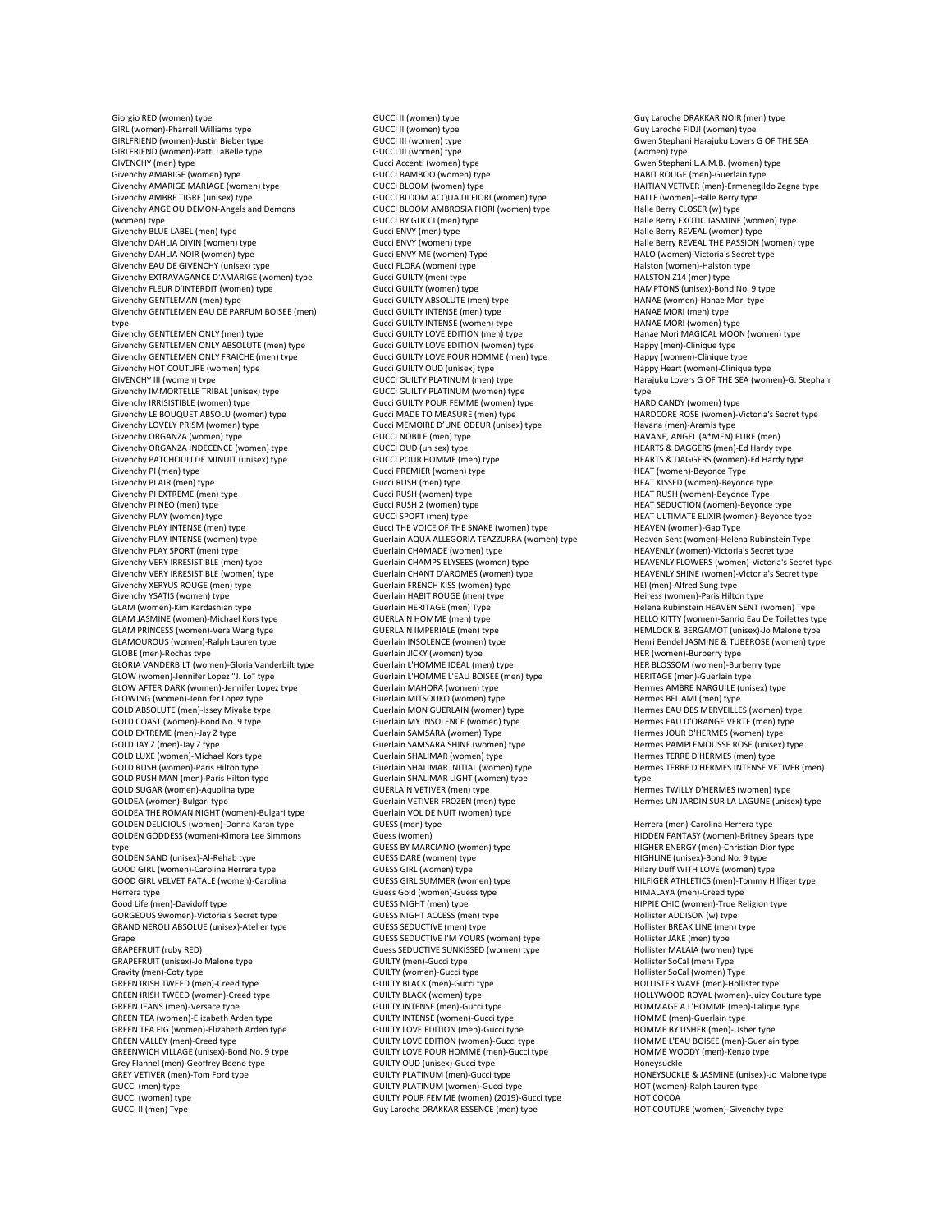Giorgio RED (women) type
GIRL (women)-Pharrell Williams type
GIRLFRIEND (women)-Justin Bieber type
GIRLFRIEND (women)-Patti LaBelle type
GIVENCHY (men) type
Givenchy AMARIGE (women) type
Givenchy AMARIGE MARIAGE (women) type
Givenchy AMBRE TIGRE (unisex) type
Givenchy ANGE OU DEMON-Angels and Demons (women) type
Givenchy BLUE LABEL (men) type
Givenchy DAHLIA DIVIN (women) type
Givenchy DAHLIA NOIR (women) type
Givenchy EAU DE GIVENCHY (unisex) type
Givenchy EXTRAVAGANCE D'AMARIGE (women) type
Givenchy FLEUR D'INTERDIT (women) type
Givenchy GENTLEMAN (men) type
Givenchy GENTLEMEN EAU DE PARFUM BOISEE (men) type
Givenchy GENTLEMEN ONLY (men) type
Givenchy GENTLEMEN ONLY ABSOLUTE (men) type
Givenchy GENTLEMEN ONLY FRAICHE (men) type
Givenchy HOT COUTURE (women) type
GIVENCHY III (women) type
Givenchy IMMORTELLE TRIBAL (unisex) type
Givenchy IRRISISTIBLE (women) type
Givenchy LE BOUQUET ABSOLU (women) type
Givenchy LOVELY PRISM (women) type
Givenchy ORGANZA (women) type
Givenchy ORGANZA INDECENCE (women) type
Givenchy PATCHOULI DE MINUIT (unisex) type
Givenchy PI (men) type
Givenchy PI AIR (men) type
Givenchy PI EXTREME (men) type
Givenchy PI NEO (men) type
Givenchy PLAY (women) type
Givenchy PLAY INTENSE (men) type
Givenchy PLAY INTENSE (women) type
Givenchy PLAY SPORT (men) type
Givenchy VERY IRRESISTIBLE (men) type
Givenchy VERY IRRESISTIBLE (women) type
Givenchy XERYUS ROUGE (men) type
Givenchy YSATIS (women) type
GLAM (women)-Kim Kardashian type
GLAM JASMINE (women)-Michael Kors type
GLAM PRINCESS (women)-Vera Wang type
GLAMOUROUS (women)-Ralph Lauren type
GLOBE (men)-Rochas type
GLORIA VANDERBILT (women)-Gloria Vanderbilt type
GLOW (women)-Jennifer Lopez "J. Lo" type
GLOW AFTER DARK (women)-Jennifer Lopez type
GLOWING (women)-Jennifer Lopez type
GOLD ABSOLUTE (men)-Issey Miyake type
GOLD COAST (women)-Bond No. 9 type
GOLD EXTREME (men)-Jay Z type
GOLD JAY Z (men)-Jay Z type
GOLD LUXE (women)-Michael Kors type
GOLD RUSH (women)-Paris Hilton type
GOLD RUSH MAN (men)-Paris Hilton type
GOLD SUGAR (women)-Aquolina type
GOLDEA (women)-Bulgari type
GOLDEA THE ROMAN NIGHT (women)-Bulgari type
GOLDEN DELICIOUS (women)-Donna Karan type
GOLDEN GODDESS (women)-Kimora Lee Simmons type
GOLDEN SAND (unisex)-Al-Rehab type
GOOD GIRL (women)-Carolina Herrera type
GOOD GIRL VELVET FATALE (women)-Carolina Herrera type
Good Life (men)-Davidoff type
GORGEOUS 9women)-Victoria's Secret type
GRAND NEROLI ABSOLUE (unisex)-Atelier type
Grape
GRAPEFRUIT (ruby RED)
GRAPEFRUIT (unisex)-Jo Malone type
Gravity (men)-Coty type
GREEN IRISH TWEED (men)-Creed type
GREEN IRISH TWEED (women)-Creed type
GREEN JEANS (men)-Versace type
GREEN TEA (women)-Elizabeth Arden type
GREEN TEA FIG (women)-Elizabeth Arden type
GREEN VALLEY (men)-Creed type
GREENWICH VILLAGE (unisex)-Bond No. 9 type
Grey Flannel (men)-Geoffrey Beene type
GREY VETIVER (men)-Tom Ford type
GUCCI (men) type
GUCCI (women) type
GUCCI II (men) Type
GUCCI II (women) type
GUCCI II (women) type
GUCCI III (women) type
GUCCI III (women) type
Gucci Accenti (women) type
GUCCI BAMBOO (women) type
GUCCI BLOOM (women) type
GUCCI BLOOM ACQUA DI FIORI (women) type
GUCCI BLOOM AMBROSIA FIORI (women) type
GUCCI BY GUCCI (men) type
Gucci ENVY (men) type
Gucci ENVY (women) type
Gucci ENVY ME (women) Type
Gucci FLORA (women) type
Gucci GUILTY (men) type
Gucci GUILTY (women) type
Gucci GUILTY ABSOLUTE (men) type
Gucci GUILTY INTENSE (men) type
Gucci GUILTY INTENSE (women) type
Gucci GUILTY LOVE EDITION (men) type
Gucci GUILTY LOVE EDITION (women) type
Gucci GUILTY LOVE POUR HOMME (men) type
Gucci GUILTY OUD (unisex) type
GUCCI GUILTY PLATINUM (men) type
GUCCI GUILTY PLATINUM (women) type
Gucci GUILTY POUR FEMME (women) type
Gucci MADE TO MEASURE (men) type
Gucci MEMOIRE D'UNE ODEUR (unisex) type
GUCCI NOBILE (men) type
GUCCI OUD (unisex) type
GUCCI POUR HOMME (men) type
Gucci PREMIER (women) type
Gucci RUSH (men) type
Gucci RUSH (women) type
Gucci RUSH 2 (women) type
GUCCI SPORT (men) type
Gucci THE VOICE OF THE SNAKE (women) type
Guerlain AQUA ALLEGORIA TEAZZURRA (women) type
Guerlain CHAMADE (women) type
Guerlain CHAMPS ELYSEES (women) type
Guerlain CHANT D'AROMES (women) type
Guerlain FRENCH KISS (women) type
Guerlain HABIT ROUGE (men) type
Guerlain HERITAGE (men) Type
GUERLAIN HOMME (men) type
GUERLAIN IMPERIALE (men) type
Guerlain INSOLENCE (women) type
Guerlain JICKY (women) type
Guerlain L'HOMME IDEAL (men) type
Guerlain L'HOMME L'EAU BOISEE (men) type
Guerlain MAHORA (women) type
Guerlain MITSOUKO (women) type
Guerlain MON GUERLAIN (women) type
Guerlain MY INSOLENCE (women) type
Guerlain SAMSARA (women) Type
Guerlain SAMSARA SHINE (women) type
Guerlain SHALIMAR (women) type
Guerlain SHALIMAR INITIAL (women) type
Guerlain SHALIMAR LIGHT (women) type
GUERLAIN VETIVER (men) type
Guerlain VETIVER FROZEN (men) type
Guerlain VOL DE NUIT (women) type
GUESS (men) type
Guess (women)
GUESS BY MARCIANO (women) type
GUESS DARE (women) type
GUESS GIRL (women) type
GUESS GIRL SUMMER (women) type
Guess Gold (women)-Guess type
GUESS NIGHT (men) type
GUESS NIGHT ACCESS (men) type
GUESS SEDUCTIVE (men) type
GUESS SEDUCTIVE I'M YOURS (women) type
Guess SEDUCTIVE SUNKISSED (women) type
GUILTY (men)-Gucci type
GUILTY (women)-Gucci type
GUILTY BLACK (men)-Gucci type
GUILTY BLACK (women) type
GUILTY INTENSE (men)-Gucci type
GUILTY INTENSE (women)-Gucci type
GUILTY LOVE EDITION (men)-Gucci type
GUILTY LOVE EDITION (women)-Gucci type
GUILTY LOVE POUR HOMME (men)-Gucci type
GUILTY OUD (unisex)-Gucci type
GUILTY PLATINUM (men)-Gucci type
GUILTY PLATINUM (women)-Gucci type
GUILTY POUR FEMME (women) (2019)-Gucci type
Guy Laroche DRAKKAR ESSENCE (men) type
Guy Laroche DRAKKAR NOIR (men) type
Guy Laroche FIDJI (women) type
Gwen Stephani Harajuku Lovers G OF THE SEA (women) type
Gwen Stephani L.A.M.B. (women) type
HABIT ROUGE (men)-Guerlain type
HAITIAN VETIVER (men)-Ermenegildo Zegna type
HALLE (women)-Halle Berry type
Halle Berry CLOSER (w) type
Halle Berry EXOTIC JASMINE (women) type
Halle Berry REVEAL (women) type
Halle Berry REVEAL THE PASSION (women) type
HALO (women)-Victoria's Secret type
Halston (women)-Halston type
HALSTON Z14 (men) type
HAMPTONS (unisex)-Bond No. 9 type
HANAE (women)-Hanae Mori type
HANAE MORI (men) type
HANAE MORI (women) type
Hanae Mori MAGICAL MOON (women) type
Happy (men)-Clinique type
Happy (women)-Clinique type
Happy Heart (women)-Clinique type
Harajuku Lovers G OF THE SEA (women)-G. Stephani type
HARD CANDY (women) type
HARDCORE ROSE (women)-Victoria's Secret type
Havana (men)-Aramis type
HAVANE, ANGEL (A*MEN) PURE (men)
HEARTS & DAGGERS (men)-Ed Hardy type
HEARTS & DAGGERS (women)-Ed Hardy type
HEAT (women)-Beyonce Type
HEAT KISSED (women)-Beyonce type
HEAT RUSH (women)-Beyonce Type
HEAT SEDUCTION (women)-Beyonce type
HEAT ULTIMATE ELIXIR (women)-Beyonce type
HEAVEN (women)-Gap Type
Heaven Sent (women)-Helena Rubinstein Type
HEAVENLY (women)-Victoria's Secret type
HEAVENLY FLOWERS (women)-Victoria's Secret type
HEAVENLY SHINE (women)-Victoria's Secret type
HEI (men)-Alfred Sung type
Heiress (women)-Paris Hilton type
Helena Rubinstein HEAVEN SENT (women) Type
HELLO KITTY (women)-Sanrio Eau De Toilettes type
HEMLOCK & BERGAMOT (unisex)-Jo Malone type
Henri Bendel JASMINE & TUBEROSE (women) type
HER (women)-Burberry type
HER BLOSSOM (women)-Burberry type
HERITAGE (men)-Guerlain type
Hermes AMBRE NARGUILE (unisex) type
Hermes BEL AMI (men) type
Hermes EAU DES MERVEILLES (women) type
Hermes EAU D'ORANGE VERTE (men) type
Hermes JOUR D'HERMES (women) type
Hermes PAMPLEMOUSSE ROSE (unisex) type
Hermes TERRE D'HERMES (men) type
Hermes TERRE D'HERMES INTENSE VETIVER (men) type
Hermes TWILLY D'HERMES (women) type
Hermes UN JARDIN SUR LA LAGUNE (unisex) type
Herrera (men)-Carolina Herrera type
HIDDEN FANTASY (women)-Britney Spears type
HIGHER ENERGY (men)-Christian Dior type
HIGHLINE (unisex)-Bond No. 9 type
Hilary Duff WITH LOVE (women) type
HILFIGER ATHLETICS (men)-Tommy Hilfiger type
HIMALAYA (men)-Creed type
HIPPIE CHIC (women)-True Religion type
Hollister ADDISON (w) type
Hollister BREAK LINE (men) type
Hollister JAKE (men) type
Hollister MALAIA (women) type
Hollister SoCal (men) Type
Hollister SoCal (women) Type
HOLLISTER WAVE (men)-Hollister type
HOLLYWOOD ROYAL (women)-Juicy Couture type
HOMMAGE A L'HOMME (men)-Lalique type
HOMME (men)-Guerlain type
HOMME BY USHER (men)-Usher type
HOMME L'EAU BOISEE (men)-Guerlain type
HOMME WOODY (men)-Kenzo type
Honeysuckle
HONEYSUCKLE & JASMINE (unisex)-Jo Malone type
HOT (women)-Ralph Lauren type
HOT COCOA
HOT COUTURE (women)-Givenchy type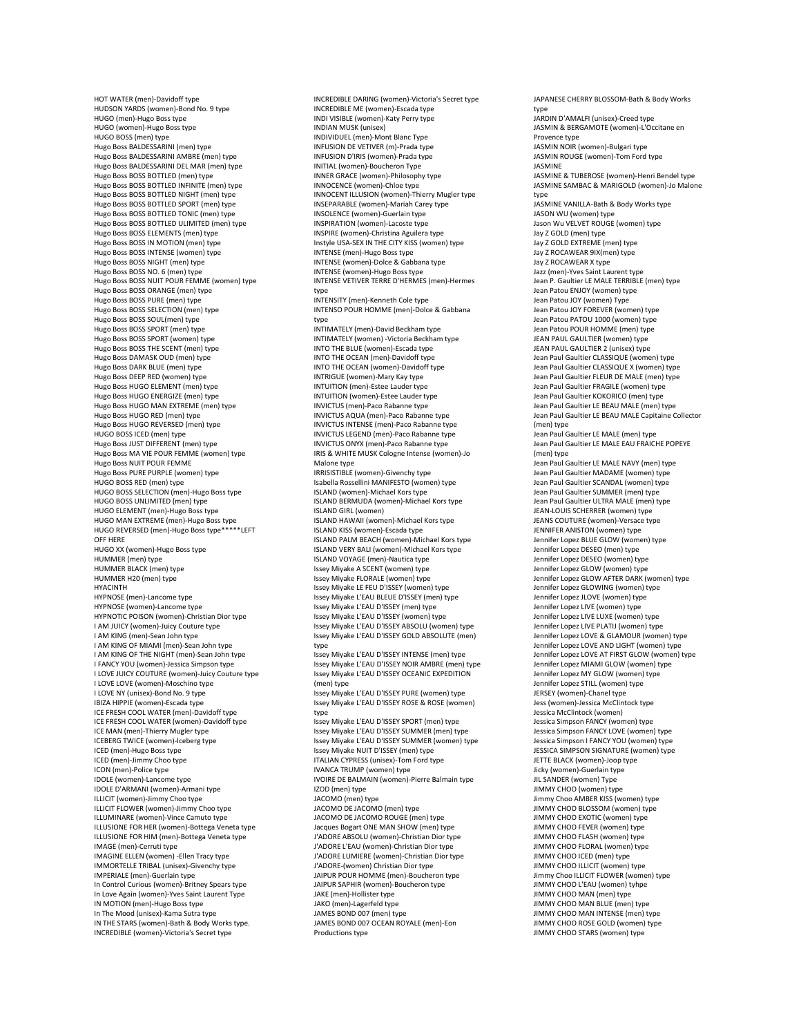HOT WATER (men)-Davidoff type
HUDSON YARDS (women)-Bond No. 9 type
HUGO (men)-Hugo Boss type
HUGO (women)-Hugo Boss type
HUGO BOSS (men) type
Hugo Boss BALDESSARINI (men) type
Hugo Boss BALDESSARINI AMBRE (men) type
Hugo Boss BALDESSARINI DEL MAR (men) type
Hugo Boss BOSS BOTTLED (men) type
Hugo Boss BOSS BOTTLED INFINITE (men) type
Hugo Boss BOSS BOTTLED NIGHT (men) type
Hugo Boss BOSS BOTTLED SPORT (men) type
Hugo Boss BOSS BOTTLED TONIC (men) type
Hugo Boss BOSS BOTTLED ULIMITED (men) type
Hugo Boss BOSS ELEMENTS (men) type
Hugo Boss BOSS IN MOTION (men) type
Hugo Boss BOSS INTENSE (women) type
Hugo Boss BOSS NIGHT (men) type
Hugo Boss BOSS NO. 6 (men) type
Hugo Boss BOSS NUIT POUR FEMME (women) type
Hugo Boss BOSS ORANGE (men) type
Hugo Boss BOSS PURE (men) type
Hugo Boss BOSS SELECTION (men) type
Hugo Boss BOSS SOUL(men) type
Hugo Boss BOSS SPORT (men) type
Hugo Boss BOSS SPORT (women) type
Hugo Boss BOSS THE SCENT (men) type
Hugo Boss DAMASK OUD (men) type
Hugo Boss DARK BLUE (men) type
Hugo Boss DEEP RED (women) type
Hugo Boss HUGO ELEMENT (men) type
Hugo Boss HUGO ENERGIZE (men) type
Hugo Boss HUGO MAN EXTREME (men) type
Hugo Boss HUGO RED (men) type
Hugo Boss HUGO REVERSED (men) type
HUGO BOSS ICED (men) type
Hugo Boss JUST DIFFERENT (men) type
Hugo Boss MA VIE POUR FEMME (women) type
Hugo Boss NUIT POUR FEMME
Hugo Boss PURE PURPLE (women) type
HUGO BOSS RED (men) type
HUGO BOSS SELECTION (men)-Hugo Boss type
HUGO BOSS UNLIMITED (men) type
HUGO ELEMENT (men)-Hugo Boss type
HUGO MAN EXTREME (men)-Hugo Boss type
HUGO REVERSED (men)-Hugo Boss type*****LEFT OFF HERE
HUGO XX (women)-Hugo Boss type
HUMMER (men) type
HUMMER BLACK (men) type
HUMMER H20 (men) type
HYACINTH
HYPNOSE (men)-Lancome type
HYPNOSE (women)-Lancome type
HYPNOTIC POISON (women)-Christian Dior type
I AM JUICY (women)-Juicy Couture type
I AM KING (men)-Sean John type
I AM KING OF MIAMI (men)-Sean John type
I AM KING OF THE NIGHT (men)-Sean John type
I FANCY YOU (women)-Jessica Simpson type
I LOVE JUICY COUTURE (women)-Juicy Couture type
I LOVE LOVE (women)-Moschino type
I LOVE NY (unisex)-Bond No. 9 type
IBIZA HIPPIE (women)-Escada type
ICE FRESH COOL WATER (men)-Davidoff type
ICE FRESH COOL WATER (women)-Davidoff type
ICE MAN (men)-Thierry Mugler type
ICEBERG TWICE (women)-Iceberg type
ICED (men)-Hugo Boss type
ICED (men)-Jimmy Choo type
ICON (men)-Police type
IDOLE (women)-Lancome type
IDOLE D'ARMANI (women)-Armani type
ILLICIT (women)-Jimmy Choo type
ILLICIT FLOWER (women)-Jimmy Choo type
ILLUMINARE (women)-Vince Camuto type
ILLUSIONE FOR HER (women)-Bottega Veneta type
ILLUSIONE FOR HIM (men)-Bottega Veneta type
IMAGE (men)-Cerruti type
IMAGINE ELLEN (women) -Ellen Tracy type
IMMORTELLE TRIBAL (unisex)-Givenchy type
IMPERIALE (men)-Guerlain type
In Control Curious (women)-Britney Spears type
In Love Again (women)-Yves Saint Laurent Type
IN MOTION (men)-Hugo Boss type
In The Mood (unisex)-Kama Sutra type
IN THE STARS (women)-Bath & Body Works type.
INCREDIBLE (women)-Victoria's Secret type
INCREDIBLE DARING (women)-Victoria's Secret type
INCREDIBLE ME (women)-Escada type
INDI VISIBLE (women)-Katy Perry type
INDIAN MUSK (unisex)
INDIVIDUEL (men)-Mont Blanc Type
INFUSION DE VETIVER (m)-Prada type
INFUSION D'IRIS (women)-Prada type
INITIAL (women)-Boucheron Type
INNER GRACE (women)-Philosophy type
INNOCENCE (women)-Chloe type
INNOCENT ILLUSION (women)-Thierry Mugler type
INSEPARABLE (women)-Mariah Carey type
INSOLENCE (women)-Guerlain type
INSPIRATION (women)-Lacoste type
INSPIRE (women)-Christina Aguilera type
Instyle USA-SEX IN THE CITY KISS (women) type
INTENSE (men)-Hugo Boss type
INTENSE (women)-Dolce & Gabbana type
INTENSE (women)-Hugo Boss type
INTENSE VETIVER TERRE D'HERMES (men)-Hermes type
INTENSITY (men)-Kenneth Cole type
INTENSO POUR HOMME (men)-Dolce & Gabbana type
INTIMATELY (men)-David Beckham type
INTIMATELY (women) -Victoria Beckham type
INTO THE BLUE (women)-Escada type
INTO THE OCEAN (men)-Davidoff type
INTO THE OCEAN (women)-Davidoff type
INTRIGUE (women)-Mary Kay type
INTUITION (men)-Estee Lauder type
INTUITION (women)-Estee Lauder type
INVICTUS (men)-Paco Rabanne type
INVICTUS AQUA (men)-Paco Rabanne type
INVICTUS INTENSE (men)-Paco Rabanne type
INVICTUS LEGEND (men)-Paco Rabanne type
INVICTUS ONYX (men)-Paco Rabanne type
IRIS & WHITE MUSK Cologne Intense (women)-Jo Malone type
IRRISISTIBLE (women)-Givenchy type
Isabella Rossellini MANIFESTO (women) type
ISLAND (women)-Michael Kors type
ISLAND BERMUDA (women)-Michael Kors type
ISLAND GIRL (women)
ISLAND HAWAII (women)-Michael Kors type
ISLAND KISS (women)-Escada type
ISLAND PALM BEACH (women)-Michael Kors type
ISLAND VERY BALI (women)-Michael Kors type
ISLAND VOYAGE (men)-Nautica type
Issey Miyake A SCENT (women) type
Issey Miyake FLORALE (women) type
Issey Miyake LE FEU D'ISSEY (women) type
Issey Miyake L'EAU BLEUE D'ISSEY (men) type
Issey Miyake L'EAU D'ISSEY (men) type
Issey Miyake L'EAU D'ISSEY (women) type
Issey Miyake L'EAU D'ISSEY ABSOLU (women) type
Issey Miyake L'EAU D'ISSEY GOLD ABSOLUTE (men) type
Issey Miyake L'EAU D'ISSEY INTENSE (men) type
Issey Miyake L'EAU D'ISSEY NOIR AMBRE (men) type
Issey Miyake L'EAU D'ISSEY OCEANIC EXPEDITION (men) type
Issey Miyake L'EAU D'ISSEY PURE (women) type
Issey Miyake L'EAU D'ISSEY ROSE & ROSE (women) type
Issey Miyake L'EAU D'ISSEY SPORT (men) type
Issey Miyake L'EAU D'ISSEY SUMMER (men) type
Issey Miyake L'EAU D'ISSEY SUMMER (women) type
Issey Miyake NUIT D'ISSEY (men) type
ITALIAN CYPRESS (unisex)-Tom Ford type
IVANCA TRUMP (women) type
IVOIRE DE BALMAIN (women)-Pierre Balmain type
IZOD (men) type
JACOMO (men) type
JACOMO DE JACOMO (men) type
JACOMO DE JACOMO ROUGE (men) type
Jacques Bogart ONE MAN SHOW (men) type
J'ADORE ABSOLU (women)-Christian Dior type
J'ADORE L'EAU (women)-Christian Dior type
J'ADORE LUMIERE (women)-Christian Dior type
J'ADORE-(women) Christian Dior type
JAIPUR POUR HOMME (men)-Boucheron type
JAIPUR SAPHIR (women)-Boucheron type
JAKE (men)-Hollister type
JAKO (men)-Lagerfeld type
JAMES BOND 007 (men) type
JAMES BOND 007 OCEAN ROYALE (men)-Eon Productions type
JAPANESE CHERRY BLOSSOM-Bath & Body Works type
JARDIN D'AMALFI (unisex)-Creed type
JASMIN & BERGAMOTE (women)-L'Occitane en Provence type
JASMIN NOIR (women)-Bulgari type
JASMIN ROUGE (women)-Tom Ford type
JASMINE
JASMINE & TUBEROSE (women)-Henri Bendel type
JASMINE SAMBAC & MARIGOLD (women)-Jo Malone type
JASMINE VANILLA-Bath & Body Works type
JASON WU (women) type
Jason Wu VELVET ROUGE (women) type
Jay Z GOLD (men) type
Jay Z GOLD EXTREME (men) type
Jay Z ROCAWEAR 9IX(men) type
Jay Z ROCAWEAR X type
Jazz (men)-Yves Saint Laurent type
Jean P. Gaultier LE MALE TERRIBLE (men) type
Jean Patou ENJOY (women) type
Jean Patou JOY (women) Type
Jean Patou JOY FOREVER (women) type
Jean Patou PATOU 1000 (women) type
Jean Patou POUR HOMME (men) type
JEAN PAUL GAULTIER (women) type
JEAN PAUL GAULTIER 2 (unisex) type
Jean Paul Gaultier CLASSIQUE (women) type
Jean Paul Gaultier CLASSIQUE X (women) type
Jean Paul Gaultier FLEUR DE MALE (men) type
Jean Paul Gaultier FRAGILE (women) type
Jean Paul Gaultier KOKORICO (men) type
Jean Paul Gaultier LE BEAU MALE (men) type
Jean Paul Gaultier LE BEAU MALE Capitaine Collector (men) type
Jean Paul Gaultier LE MALE (men) type
Jean Paul Gaultier LE MALE EAU FRAICHE POPEYE (men) type
Jean Paul Gaultier LE MALE NAVY (men) type
Jean Paul Gaultier MADAME (women) type
Jean Paul Gaultier SCANDAL (women) type
Jean Paul Gaultier SUMMER (men) type
Jean Paul Gaultier ULTRA MALE (men) type
JEAN-LOUIS SCHERRER (women) type
JEANS COUTURE (women)-Versace type
JENNIFER ANISTON (women) type
Jennifer Lopez BLUE GLOW (women) type
Jennifer Lopez DESEO (men) type
Jennifer Lopez DESEO (women) type
Jennifer Lopez GLOW (women) type
Jennifer Lopez GLOW AFTER DARK (women) type
Jennifer Lopez GLOWING (women) type
Jennifer Lopez JLOVE (women) type
Jennifer Lopez LIVE (women) type
Jennifer Lopez LIVE LUXE (women) type
Jennifer Lopez LIVE PLATIJ (women) type
Jennifer Lopez LOVE & GLAMOUR (women) type
Jennifer Lopez LOVE AND LIGHT (women) type
Jennifer Lopez LOVE AT FIRST GLOW (women) type
Jennifer Lopez MIAMI GLOW (women) type
Jennifer Lopez MY GLOW (women) type
Jennifer Lopez STILL (women) type
JERSEY (women)-Chanel type
Jess (women)-Jessica McClintock type
Jessica McClintock (women)
Jessica Simpson FANCY (women) type
Jessica Simpson FANCY LOVE (women) type
Jessica Simpson I FANCY YOU (women) type
JESSICA SIMPSON SIGNATURE (women) type
JETTE BLACK (women)-Joop type
Jicky (women)-Guerlain type
JIL SANDER (women) Type
JIMMY CHOO (women) type
Jimmy Choo AMBER KISS (women) type
JIMMY CHOO BLOSSOM (women) type
JIMMY CHOO EXOTIC (women) type
JIMMY CHOO FEVER (women) type
JIMMY CHOO FLASH (women) type
JIMMY CHOO FLORAL (women) type
JIMMY CHOO ICED (men) type
JIMMY CHOO ILLICIT (women) type
Jimmy Choo ILLICIT FLOWER (women) type
JIMMY CHOO L'EAU (women) tyhpe
JIMMY CHOO MAN (men) type
JIMMY CHOO MAN BLUE (men) type
JIMMY CHOO MAN INTENSE (men) type
JIMMY CHOO ROSE GOLD (women) type
JIMMY CHOO STARS (women) type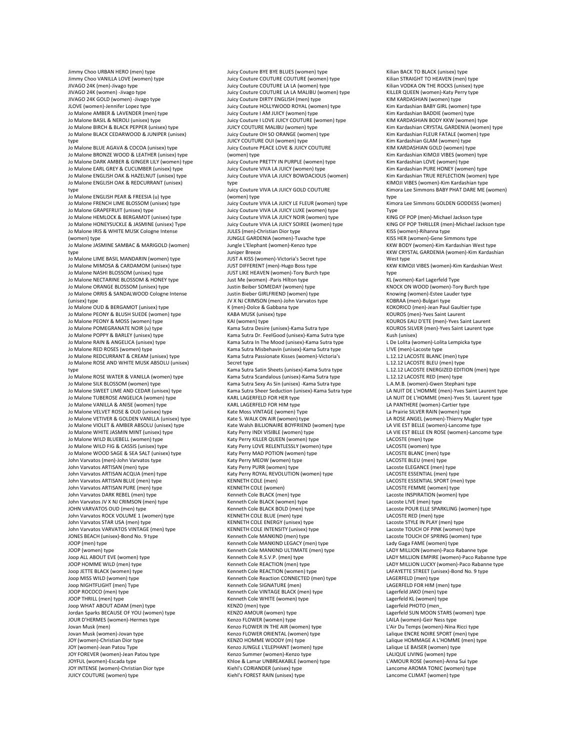Jimmy Choo URBAN HERO (men) type
Jimmy Choo VANILLA LOVE (women) type
JIVAGO 24K (men)-Jivago type
JIVAGO 24K (women) -Jivago type
JIVAGO 24K GOLD (women) -Jivago type
JLOVE (women)-Jennifer Lopez type
Jo Malone AMBER & LAVENDER (men) type
Jo Malone BASIL & NEROLI (unisex) type
Jo Malone BIRCH & BLACK PEPPER (unisex) type
Jo Malone BLACK CEDARWOOD & JUNIPER (unisex) type
Jo Malone BLUE AGAVA & COCOA (unisex) type
Jo Malone BRONZE WOOD & LEATHER (unisex) type
Jo Malone DARK AMBER & GINGER LILY (women) type
Jo Malone EARL GREY & CUCUMBER (unisex) type
Jo Malone ENGLISH OAK & HAZELNUT (unisex) type
Jo Malone ENGLISH OAK & REDCURRANT (unisex) type
Jo Malone ENGLISH PEAR & FREESIA (u) type
Jo Malone FRENCH LIME BLOSSOM (unisex) type
Jo Malone GRAPEFRUIT (unisex) type
Jo Malone HEMLOCK & BERGAMOT (unisex) type
Jo Malone HONEYSUCKLE & JASMINE (unisex) Type
Jo Malone IRIS & WHITE MUSK Cologne Intense (women) type
Jo Malone JASMINE SAMBAC & MARIGOLD (women) type
Jo Malone LIME BASIL MANDARIN (women) type
Jo Malone MIMOSA & CARDAMOM (unisex) type
Jo Malone NASHI BLOSSOM (unisex) type
Jo Malone NECTARINE BLOSSOM & HONEY type
Jo Malone ORANGE BLOSSOM (unisex) type
Jo Malone ORRIS & SANDALWOOD Cologne Intense (unisex) type
Jo Malone OUD & BERGAMOT (unisex) type
Jo Malone PEONY & BLUSH SUEDE (women) type
Jo Malone PEONY & MOSS (women) type
Jo Malone POMEGRANATE NOIR (u) type
Jo Malone POPPY & BARLEY (unisex) type
Jo Malone RAIN & ANGELICA (unisex) type
Jo Malone RED ROSES (women) type
Jo Malone REDCURRANT & CREAM (unisex) type
Jo Malone ROSE AND WHITE MUSK ABSOLU (unisex) type
Jo Malone ROSE WATER & VANILLA (women) type
Jo Malone SILK BLOSSOM (women) type
Jo Malone SWEET LIME AND CEDAR (unisex) type
Jo Malone TUBEROSE ANGELICA (women) type
Jo Malone VANILLA & ANISE (women) type
Jo Malone VELVET ROSE & OUD (unisex) type
Jo Malone VETIVER & GOLDEN VANILLA (unisex) type
Jo Malone VIOLET & AMBER ABSOLU (unisex) type
Jo Malone WHITE JASMIN MINT (unisex) type
Jo Malone WILD BLUEBELL (women) type
Jo Malone WILD FIG & CASSIS (unisex) type
Jo Malone WOOD SAGE & SEA SALT (unisex) type
John Varvatos (men)-John Varvatos type
John Varvatos ARTISAN (men) type
John Varvatos ARTISAN ACQUA (men) type
John Varvatos ARTISAN BLUE (men) type
John Varvatos ARTISAN PURE (men) type
John Varvatos DARK REBEL (men) type
John Varvatos JV X NJ CRIMSON (men) type
JOHN VARVATOS OUD (men) type
John Varvatos ROCK VOLUME 1 (women) type
John Varvatos STAR USA (men) type
John Varvatos VARVATOS VINTAGE (men) type
JONES BEACH (unisex)-Bond No. 9 type
JOOP (men) type
JOOP (women) type
Joop ALL ABOUT EVE (women) type
JOOP HOMME WILD (men) type
Joop JETTE BLACK (women) type
Joop MISS WILD (women) type
Joop NIGHTFLIGHT (men) Type
JOOP ROCOCO (men) type
JOOP THRILL (men) type
Joop WHAT ABOUT ADAM (men) type
Jordan Sparks BECAUSE OF YOU (women) type
JOUR D'HERMES (women)-Hermes type
Jovan Musk (men)
Jovan Musk (women)-Jovan type
JOY (women)-Christian Dior type
JOY (women)-Jean Patou Type
JOY FOREVER (women)-Jean Patou type
JOYFUL (women)-Escada type
JOY INTENSE (women)-Christian Dior type
JUICY COUTURE (women) type
Juicy Couture BYE BYE BLUES (women) type
Juicy Couture COUTURE COUTURE (women) type
Juicy Couture COUTURE LA LA (women) type
Juicy Couture COUTURE LA LA MALIBU (women) type
Juicy Couture DIRTY ENGLISH (men) type
Juicy Couture HOLLYWOOD ROYAL (women) type
Juicy Couture I AM JUICY (women) type
Juicy Couture I LOVE JUICY COUTURE (women) type
JUICY COUTURE MALIBU (women) type
Juicy Couture OH SO ORANGE (women) type
JUICY COUTURE OUI (women) type
Juicy Couture PEACE LOVE & JUICY COUTURE (women) type
Juicy Couture PRETTY IN PURPLE (women) type
Juicy Couture VIVA LA JUICY (women) type
Juicy Couture VIVA LA JUICY BOWDACIOUS (women) type
Juicy Couture VIVA LA JUICY GOLD COUTURE (women) type
Juicy Couture VIVA LA JUICY LE FLEUR (women) type
Juicy Couture VIVA LA JUICY LUXE (women) type
Juicy Couture VIVA LA JUICY NOIR (women) type
Juicy Couture VIVA LA JUICY SOIREE (women) type
JULES (men)-Christian Dior type
JUNGLE GARDENIA (women)-Tuvache type
Jungle L'Elephant (women)-Kenzo type
Juniper Breeze
JUST A KISS (women)-Victoria's Secret type
JUST DIFFERENT (men)-Hugo Boss type
JUST LIKE HEAVEN (women)-Tory Burch type
Just Me (women) -Paris Hilton type
Justin Beiber SOMEDAY (women) type
Justin Bieber GIRLFRIEND (women) type
JV X NJ CRIMSON (men)-John Varvatos type
K (men)-Dolce & Gabbana type
KABA MUSK (unisex) type
KAI (women) type
Kama Sutra Desire (unisex)-Kama Sutra type
Kama Sutra Dr. FeelGood (unisex)-Kama Sutra type
Kama Sutra In The Mood (unisex)-Kama Sutra type
Kama Sutra Misbehavin (unisex)-Kama Sutra type
Kama Sutra Passionate Kisses (women)-Victoria's Secret type
Kama Sutra Satin Sheets (unisex)-Kama Sutra type
Kama Sutra Scandalous (unisex)-Kama Sutra type
Kama Sutra Sexy As Sin (unisex) -Kama Sutra type
Kama Sutra Sheer Seduction (unisex)-Kama Sutra type
KARL LAGERFELD FOR HER type
KARL LAGERFELD FOR HIM type
Kate Moss VINTAGE (women) Type
Kate S. WALK ON AIR (women) type
Kate Walsh BILLIONAIRE BOYFRIEND (women) type
Katy Perry INDI VISIBLE (women) type
Katy Perry KILLER QUEEN (women) type
Katy Perry LOVE RELENTLESSLY (women) type
Katy Perry MAD POTION (women) type
Katy Perry MEOW (women) type
Katy Perry PURR (women) type
Katy Perry ROYAL REVOLUTION (women) type
KENNETH COLE (men)
KENNETH COLE (women)
Kenneth Cole BLACK (men) type
Kenneth Cole BLACK (women) type
Kenneth Cole BLACK BOLD (men) type
KENNETH COLE BLUE (men) type
KENNETH COLE ENERGY (unisex) type
KENNETH COLE INTENSITY (unisex) type
Kenneth Cole MANKIND (men) type
Kenneth Cole MANKIND LEGACY (men) type
Kenneth Cole MANKIND ULTIMATE (men) type
Kenneth Cole R.S.V.P. (men) type
Kenneth Cole REACTION (men) type
Kenneth Cole REACTION (women) type
Kenneth Cole Reaction CONNECTED (men) type
Kenneth Cole SIGNATURE (men)
Kenneth Cole VINTAGE BLACK (men) type
Kenneth Cole WHITE (women) type
KENZO (men) type
KENZO AMOUR (women) type
Kenzo FLOWER (women) type
Kenzo FLOWER IN THE AIR (women) type
Kenzo FLOWER ORIENTAL (women) type
KENZO HOMME WOODY (m) type
Kenzo JUNGLE L'ELEPHANT (women) type
Kenzo Summer (women)-Kenzo type
Khloe & Lamar UNBREAKABLE (women) type
Kiehl's CORIANDER (unisex) type
Kiehl's FOREST RAIN (unisex) type
Kilian BACK TO BLACK (unisex) type
Kilian STRAIGHT TO HEAVEN (men) type
Kilian VODKA ON THE ROCKS (unisex) type
KILLER QUEEN (women)-Katy Perry type
KIM KARDASHIAN (women) type
Kim Kardashian BABY GIRL (women) type
Kim Kardashian BADDIE (women) type
KIM KARDASHIAN BODY KKW (women) type
Kim Kardashian CRYSTAL GARDENIA (women) type
Kim Kardashian FLEUR FATALE (women) type
Kim Kardashian GLAM (women) type
KIM KARDASHIAN GOLD (women) type
Kim Kardashian KIMOJI VIBES (women) type
Kim Kardashian LOVE (women) type
Kim Kardashian PURE HONEY (women) type
Kim Kardashian TRUE REFLECTION (women) type
KIMOJI VIBES (women)-Kim Kardashian type
Kimora Lee Simmons BABY PHAT DARE ME (women) type
Kimora Lee Simmons GOLDEN GODDESS (women) Type
KING OF POP (men)-Michael Jackson type
KING OF POP THRILLER (men)-Michael Jackson type
KISS (women)-Rihanna type
KISS HER (women)-Gene Simmons type
KKW BODY (women)-Kim Kardashian West type
KKW CRYSTAL GARDENIA (women)-Kim Kardashian West type
KKW KIMOJI VIBES (women)-Kim Kardashian West type
KL (women)-Karl Lagerfeld Type
KNOCK ON WOOD (women)-Tory Burch type
Knowing (women)-Estee Lauder type
KOBRAA (men)-Bulgari type
KOKORICO (men)-Jean Paul Gaultier type
KOUROS (men)-Yves Saint Laurent
KOUROS EAU D'ETE (men)-Yves Saint Laurent
KOUROS SILVER (men)-Yves Saint Laurent type
Kush (unisex)
L De Lolita (women)-Lolita Lempicka type
L!VE (men)-Lacoste type
L.12.12 LACOSTE BLANC (men) type
L.12.12 LACOSTE BLEU (men) type
L.12.12 LACOSTE ENERGIZED EDITION (men) type
L.12.12 LACOSTE RED (men) type
L.A.M.B. (women)-Gwen Stephani type
LA NUIT DE L'HOMME (men)-Yves Saint Laurent type
LA NUIT DE L'HOMME (men)-Yves St. Laurent type
LA PANTHERE (women)-Cartier type
La Prairie SILVER RAIN (women) type
LA ROSE ANGEL (women)-Thierry Mugler type
LA VIE EST BELLE (women)-Lancome type
LA VIE EST BELLE EN ROSE (women)-Lancome type
LACOSTE (men) type
LACOSTE (women) type
LACOSTE BLANC (men) type
LACOSTE BLEU (men) type
Lacoste ELEGANCE (men) type
LACOSTE ESSENTIAL (men) type
LACOSTE ESSENTIAL SPORT (men) type
LACOSTE FEMME (women) type
Lacoste INSPIRATION (women) type
Lacoste L!VE (men) type
Lacoste POUR ELLE SPARKLING (women) type
LACOSTE RED (men) type
Lacoste STYLE IN PLAY (men) type
Lacoste TOUCH OF PINK (women) type
Lacoste TOUCH OF SPRING (women) type
Lady Gaga FAME (women) type
LADY MILLION (women)-Paco Rabanne type
LADY MILLION EMPIRE (women)-Paco Rabanne type
LADY MILLION LUCKY (women)-Paco Rabanne type
LAFAYETTE STREET (unisex)-Bond No. 9 type
LAGERFELD (men) type
LAGERFELD FOR HIM (men) type
Lagerfeld JAKO (men) type
Lagerfeld KL (women) type
Lagerfeld PHOTO (men_
Lagerfeld SUN MOON STARS (women) type
LAILA (women)-Geir Ness type
L'Air Du Temps (women)-Nina Ricci type
Lalique ENCRE NOIRE SPORT (men) type
Lalique HOMMAGE A L'HOMME (men) type
Lalique LE BAISER (women) type
LALIQUE LIVING (women) type
L'AMOUR ROSE (women)-Anna Sui type
Lancome AROMA TONIC (women) type
Lancome CLIMAT (women) type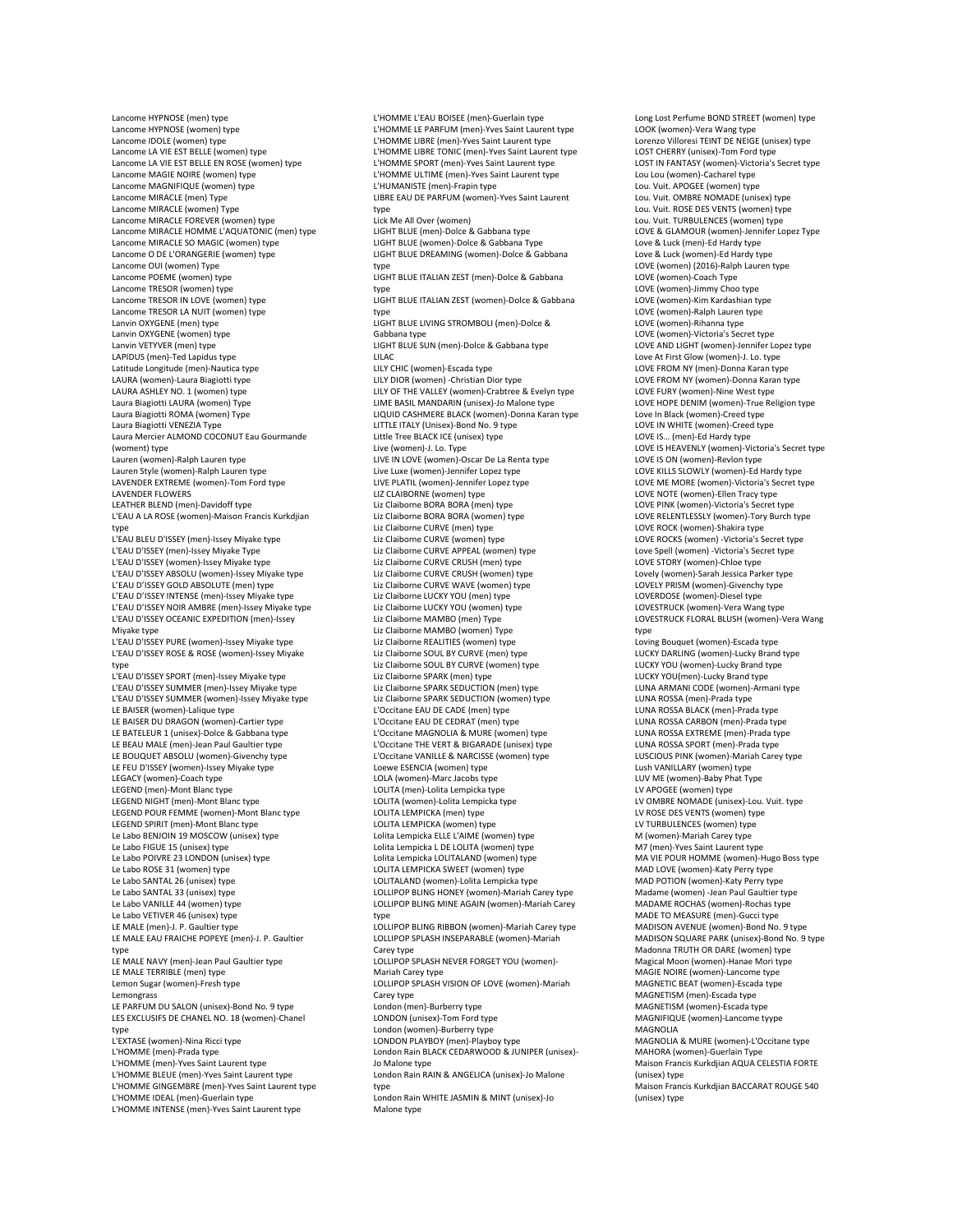Lancome HYPNOSE (men) type
Lancome HYPNOSE (women) type
Lancome IDOLE (women) type
Lancome LA VIE EST BELLE (women) type
Lancome LA VIE EST BELLE EN ROSE (women) type
Lancome MAGIE NOIRE (women) type
Lancome MAGNIFIQUE (women) type
Lancome MIRACLE (men) Type
Lancome MIRACLE (women) Type
Lancome MIRACLE FOREVER (women) type
Lancome MIRACLE HOMME L'AQUATONIC (men) type
Lancome MIRACLE SO MAGIC (women) type
Lancome O DE L'ORANGERIE (women) type
Lancome OUI (women) Type
Lancome POEME (women) type
Lancome TRESOR (women) type
Lancome TRESOR IN LOVE (women) type
Lancome TRESOR LA NUIT (women) type
Lanvin OXYGENE (men) type
Lanvin OXYGENE (women) type
Lanvin VETYVER (men) type
LAPIDUS (men)-Ted Lapidus type
Latitude Longitude (men)-Nautica type
LAURA (women)-Laura Biagiotti type
LAURA ASHLEY NO. 1 (women) type
Laura Biagiotti LAURA (women) Type
Laura Biagiotti ROMA (women) Type
Laura Biagiotti VENEZIA Type
Laura Mercier ALMOND COCONUT Eau Gourmande (woment) type
Lauren (women)-Ralph Lauren type
Lauren Style (women)-Ralph Lauren type
LAVENDER EXTREME (women)-Tom Ford type
LAVENDER FLOWERS
LEATHER BLEND (men)-Davidoff type
L'EAU A LA ROSE (women)-Maison Francis Kurkdjian type
L'EAU BLEU D'ISSEY (men)-Issey Miyake type
L'EAU D'ISSEY (men)-Issey Miyake Type
L'EAU D'ISSEY (women)-Issey Miyake type
L'EAU D'ISSEY ABSOLU (women)-Issey Miyake type
L'EAU D'ISSEY GOLD ABSOLUTE (men) type
L'EAU D'ISSEY INTENSE (men)-Issey Miyake type
L'EAU D'ISSEY NOIR AMBRE (men)-Issey Miyake type
L'EAU D'ISSEY OCEANIC EXPEDITION (men)-Issey Miyake type
L'EAU D'ISSEY PURE (women)-Issey Miyake type
L'EAU D'ISSEY ROSE & ROSE (women)-Issey Miyake type
L'EAU D'ISSEY SPORT (men)-Issey Miyake type
L'EAU D'ISSEY SUMMER (men)-Issey Miyake type
L'EAU D'ISSEY SUMMER (women)-Issey Miyake type
LE BAISER (women)-Lalique type
LE BAISER DU DRAGON (women)-Cartier type
LE BATELEUR 1 (unisex)-Dolce & Gabbana type
LE BEAU MALE (men)-Jean Paul Gaultier type
LE BOUQUET ABSOLU (women)-Givenchy type
LE FEU D'ISSEY (women)-Issey Miyake type
LEGACY (women)-Coach type
LEGEND (men)-Mont Blanc type
LEGEND NIGHT (men)-Mont Blanc type
LEGEND POUR FEMME (women)-Mont Blanc type
LEGEND SPIRIT (men)-Mont Blanc type
Le Labo BENJOIN 19 MOSCOW (unisex) type
Le Labo FIGUE 15 (unisex) type
Le Labo POIVRE 23 LONDON (unisex) type
Le Labo ROSE 31 (women) type
Le Labo SANTAL 26 (unisex) type
Le Labo SANTAL 33 (unisex) type
Le Labo VANILLE 44 (women) type
Le Labo VETIVER 46 (unisex) type
LE MALE (men)-J. P. Gaultier type
LE MALE EAU FRAICHE POPEYE (men)-J. P. Gaultier type
LE MALE NAVY (men)-Jean Paul Gaultier type
LE MALE TERRIBLE (men) type
Lemon Sugar (women)-Fresh type
Lemongrass
LE PARFUM DU SALON (unisex)-Bond No. 9 type
LES EXCLUSIFS DE CHANEL NO. 18 (women)-Chanel type
L'EXTASE (women)-Nina Ricci type
L'HOMME (men)-Prada type
L'HOMME (men)-Yves Saint Laurent type
L'HOMME BLEUE (men)-Yves Saint Laurent type
L'HOMME GINGEMBRE (men)-Yves Saint Laurent type
L'HOMME IDEAL (men)-Guerlain type
L'HOMME INTENSE (men)-Yves Saint Laurent type
L'HOMME L'EAU BOISEE (men)-Guerlain type
L'HOMME LE PARFUM (men)-Yves Saint Laurent type
L'HOMME LIBRE (men)-Yves Saint Laurent type
L'HOMME LIBRE TONIC (men)-Yves Saint Laurent type
L'HOMME SPORT (men)-Yves Saint Laurent type
L'HOMME ULTIME (men)-Yves Saint Laurent type
L'HUMANISTE (men)-Frapin type
LIBRE EAU DE PARFUM (women)-Yves Saint Laurent type
Lick Me All Over (women)
LIGHT BLUE (men)-Dolce & Gabbana type
LIGHT BLUE (women)-Dolce & Gabbana Type
LIGHT BLUE DREAMING (women)-Dolce & Gabbana type
LIGHT BLUE ITALIAN ZEST (men)-Dolce & Gabbana type
LIGHT BLUE ITALIAN ZEST (women)-Dolce & Gabbana type
LIGHT BLUE LIVING STROMBOLI (men)-Dolce & Gabbana type
LIGHT BLUE SUN (men)-Dolce & Gabbana type
LILAC
LILY CHIC (women)-Escada type
LILY DIOR (women) -Christian Dior type
LILY OF THE VALLEY (women)-Crabtree & Evelyn type
LIME BASIL MANDARIN (unisex)-Jo Malone type
LIQUID CASHMERE BLACK (women)-Donna Karan type
LITTLE ITALY (Unisex)-Bond No. 9 type
Little Tree BLACK ICE (unisex) type
Live (women)-J. Lo. Type
LIVE IN LOVE (women)-Oscar De La Renta type
Live Luxe (women)-Jennifer Lopez type
LIVE PLATIL (women)-Jennifer Lopez type
LIZ CLAIBORNE (women) type
Liz Claiborne BORA BORA (men) type
Liz Claiborne BORA BORA (women) type
Liz Claiborne CURVE (men) type
Liz Claiborne CURVE (women) type
Liz Claiborne CURVE APPEAL (women) type
Liz Claiborne CURVE CRUSH (men) type
Liz Claiborne CURVE CRUSH (women) type
Liz Claiborne CURVE WAVE (women) type
Liz Claiborne LUCKY YOU (men) type
Liz Claiborne LUCKY YOU (women) type
Liz Claiborne MAMBO (men) Type
Liz Claiborne MAMBO (women) Type
Liz Claiborne REALITIES (women) type
Liz Claiborne SOUL BY CURVE (men) type
Liz Claiborne SOUL BY CURVE (women) type
Liz Claiborne SPARK (men) type
Liz Claiborne SPARK SEDUCTION (men) type
Liz Claiborne SPARK SEDUCTION (women) type
L'Occitane EAU DE CADE (men) type
L'Occitane EAU DE CEDRAT (men) type
L'Occitane MAGNOLIA & MURE (women) type
L'Occitane THE VERT & BIGARADE (unisex) type
L'Occitane VANILLE & NARCISSE (women) type
Loewe ESENCIA (women) type
LOLA (women)-Marc Jacobs type
LOLITA (men)-Lolita Lempicka type
LOLITA (women)-Lolita Lempicka type
LOLITA LEMPICKA (men) type
LOLITA LEMPICKA (women) type
Lolita Lempicka ELLE L'AIME (women) type
Lolita Lempicka L DE LOLITA (women) type
Lolita Lempicka LOLITALAND (women) type
LOLITA LEMPICKA SWEET (women) type
LOLITALAND (women)-Lolita Lempicka type
LOLLIPOP BLING HONEY (women)-Mariah Carey type
LOLLIPOP BLING MINE AGAIN (women)-Mariah Carey type
LOLLIPOP BLING RIBBON (women)-Mariah Carey type
LOLLIPOP SPLASH INSEPARABLE (women)-Mariah Carey type
LOLLIPOP SPLASH NEVER FORGET YOU (women)-Mariah Carey type
LOLLIPOP SPLASH VISION OF LOVE (women)-Mariah Carey type
London (men)-Burberry type
LONDON (unisex)-Tom Ford type
London (women)-Burberry type
LONDON PLAYBOY (men)-Playboy type
London Rain BLACK CEDARWOOD & JUNIPER (unisex)-Jo Malone type
London Rain RAIN & ANGELICA (unisex)-Jo Malone type
London Rain WHITE JASMIN & MINT (unisex)-Jo Malone type
Long Lost Perfume BOND STREET (women) type
LOOK (women)-Vera Wang type
Lorenzo Villoresi TEINT DE NEIGE (unisex) type
LOST CHERRY (unisex)-Tom Ford type
LOST IN FANTASY (women)-Victoria's Secret type
Lou Lou (women)-Cacharel type
Lou. Vuit. APOGEE (women) type
Lou. Vuit. OMBRE NOMADE (unisex) type
Lou. Vuit. ROSE DES VENTS (women) type
Lou. Vuit. TURBULENCES (women) type
LOVE & GLAMOUR (women)-Jennifer Lopez Type
Love & Luck (men)-Ed Hardy type
Love & Luck (women)-Ed Hardy type
LOVE (women) (2016)-Ralph Lauren type
LOVE (women)-Coach Type
LOVE (women)-Jimmy Choo type
LOVE (women)-Kim Kardashian type
LOVE (women)-Ralph Lauren type
LOVE (women)-Rihanna type
LOVE (women)-Victoria's Secret type
LOVE AND LIGHT (women)-Jennifer Lopez type
Love At First Glow (women)-J. Lo. type
LOVE FROM NY (men)-Donna Karan type
LOVE FROM NY (women)-Donna Karan type
LOVE FURY (women)-Nine West type
LOVE HOPE DENIM (women)-True Religion type
Love In Black (women)-Creed type
LOVE IN WHITE (women)-Creed type
LOVE IS... (men)-Ed Hardy type
LOVE IS HEAVENLY (women)-Victoria's Secret type
LOVE IS ON (women)-Revlon type
LOVE KILLS SLOWLY (women)-Ed Hardy type
LOVE ME MORE (women)-Victoria's Secret type
LOVE NOTE (women)-Ellen Tracy type
LOVE PINK (women)-Victoria's Secret type
LOVE RELENTLESSLY (women)-Tory Burch type
LOVE ROCK (women)-Shakira type
LOVE ROCKS (women) -Victoria's Secret type
Love Spell (women) -Victoria's Secret type
LOVE STORY (women)-Chloe type
Lovely (women)-Sarah Jessica Parker type
LOVELY PRISM (women)-Givenchy type
LOVERDOSE (women)-Diesel type
LOVESTRUCK (women)-Vera Wang type
LOVESTRUCK FLORAL BLUSH (women)-Vera Wang type
Loving Bouquet (women)-Escada type
LUCKY DARLING (women)-Lucky Brand type
LUCKY YOU (women)-Lucky Brand type
LUCKY YOU(men)-Lucky Brand type
LUNA ARMANI CODE (women)-Armani type
LUNA ROSSA (men)-Prada type
LUNA ROSSA BLACK (men)-Prada type
LUNA ROSSA CARBON (men)-Prada type
LUNA ROSSA EXTREME (men)-Prada type
LUNA ROSSA SPORT (men)-Prada type
LUSCIOUS PINK (women)-Mariah Carey type
Lush VANILLARY (women) type
LUV ME (women)-Baby Phat Type
LV APOGEE (women) type
LV OMBRE NOMADE (unisex)-Lou. Vuit. type
LV ROSE DES VENTS (women) type
LV TURBULENCES (women) type
M (women)-Mariah Carey type
M7 (men)-Yves Saint Laurent type
MA VIE POUR HOMME (women)-Hugo Boss type
MAD LOVE (women)-Katy Perry type
MAD POTION (women)-Katy Perry type
Madame (women) -Jean Paul Gaultier type
MADAME ROCHAS (women)-Rochas type
MADE TO MEASURE (men)-Gucci type
MADISON AVENUE (women)-Bond No. 9 type
MADISON SQUARE PARK (unisex)-Bond No. 9 type
Madonna TRUTH OR DARE (women) type
Magical Moon (women)-Hanae Mori type
MAGIE NOIRE (women)-Lancome type
MAGNETIC BEAT (women)-Escada type
MAGNETISM (men)-Escada type
MAGNETISM (women)-Escada type
MAGNIFIQUE (women)-Lancome tyype
MAGNOLIA
MAGNOLIA & MURE (women)-L'Occitane type
MAHORA (women)-Guerlain Type
Maison Francis Kurkdjian AQUA CELESTIA FORTE (unisex) type
Maison Francis Kurkdjian BACCARAT ROUGE 540 (unisex) type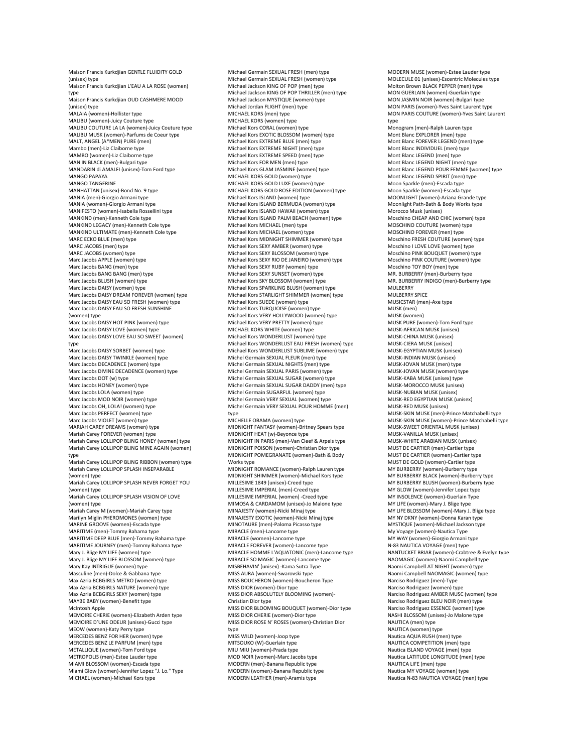Maison Francis Kurkdjian GENTLE FLUIDITY GOLD (unisex) type
Maison Francis Kurkdjian L'EAU A LA ROSE (women) type
Maison Francis Kurkdjian OUD CASHMERE MOOD (unisex) type
MALAIA (women)-Hollister type
MALIBU (women)-Juicy Couture type
MALIBU COUTURE LA LA (women)-Juicy Couture type
MALIBU MUSK (women)-Parfums de Coeur type
MALT, ANGEL (A*MEN) PURE (men)
Mambo (men)-Liz Claiborne type
MAMBO (women)-Liz Claiborne type
MAN IN BLACK (men)-Bulgari type
MANDARIN di AMALFI (unisex)-Tom Ford type
MANGO PAPAYA
MANGO TANGERINE
MANHATTAN (unisex)-Bond No. 9 type
MANIA (men)-Giorgio Armani type
MANIA (women)-Giorgio Armani type
MANIFESTO (women)-Isabella Rossellini type
MANKIND (men)-Kenneth Cole type
MANKIND LEGACY (men)-Kenneth Cole type
MANKIND ULTIMATE (men)-Kenneth Cole type
MARC ECKO BLUE (men) type
MARC JACOBS (men) type
MARC JACOBS (women) type
Marc Jacobs APPLE (women) type
Marc Jacobs BANG (men) type
Marc Jacobs BANG BANG (men) type
Marc Jacobs BLUSH (women) type
Marc Jacobs DAISY (women) type
Marc Jacobs DAISY DREAM FOREVER (women) type
Marc Jacobs DAISY EAU SO FRESH (women) type
Marc Jacobs DAISY EAU SO FRESH SUNSHINE (women) type
Marc Jacobs DAISY HOT PINK (women) type
Marc Jacobs DAISY LOVE (women) type
Marc Jacobs DAISY LOVE EAU SO SWEET (women) type
Marc Jacobs DAISY SORBET (women) type
Marc Jacobs DAISY TWINKLE (women) type
Marc Jacobs DECADENCE (women) type
Marc Jacobs DIVINE DECADENCE (women) type
Marc Jacobs DOT (w) type
Marc Jacobs HONEY (women) type
Marc Jacobs LOLA (women) type
Marc Jacobs MOD NOIR (women) type
Marc Jacobs OH, LOLA! (women) type
Marc Jacobs PERFECT (women) type
Marc Jacobs VIOLET (women) type
MARIAH CAREY DREAMS (women) type
Mariah Carey FOREVER (women) type
Mariah Carey LOLLIPOP BLING HONEY (women) type
Mariah Carey LOLLIPOP BLING MINE AGAIN (women) type
Mariah Carey LOLLIPOP BLING RIBBON (women) type
Mariah Carey LOLLIPOP SPLASH INSEPARABLE (women) type
Mariah Carey LOLLIPOP SPLASH NEVER FORGET YOU (women) type
Mariah Carey LOLLIPOP SPLASH VISION OF LOVE (women) type
Mariah Carey M (women)-Mariah Carey type
Marilyn Miglin PHEROMONES (women) type
MARINE GROOVE (women)-Escada type
MARITIME (men)-Tommy Bahama type
MARITIME DEEP BLUE (men)-Tommy Bahama type
MARITIME JOURNEY (men)-Tommy Bahama type
Mary J. Blige MY LIFE (women) type
Mary J. Blige MY LIFE BLOSSOM (women) type
Mary Kay INTRIGUE (women) type
Masculine (men)-Dolce & Gabbana type
Max Azria BCBGIRLS METRO (women) type
Max Azria BCBGIRLS NATURE (women) type
Max Azria BCBGIRLS SEXY (women) type
MAYBE BABY (women)-Benefit type
McIntosh Apple
MEMOIRE CHERIE (women)-Elizabeth Arden type
MEMOIRE D'UNE ODEUR (unisex)-Gucci type
MEOW (women)-Katy Perry type
MERCEDES BENZ FOR HER (women) type
MERCEDES BENZ LE PARFUM (men) type
METALLIQUE (women)-Tom Ford type
METROPOLIS (men)-Estee Lauder type
MIAMI BLOSSOM (women)-Escada type
Miami Glow (women)-Jennifer Lopez "J. Lo." Type
MICHAEL (women)-Michael Kors type
Michael Germain SEXUAL FRESH (men) type
Michael Germain SEXUAL FRESH (women) type
Michael Jackson KING OF POP (men) type
Michael Jackson KING OF POP THRILLER (men) type
Michael Jackson MYSTIQUE (women) type
Michael Jordan FLIGHT (men) type
MICHAEL KORS (men) type
MICHAEL KORS (women) type
Michael Kors CORAL (women) type
Michael Kors EXOTIC BLOSSOM (women) type
Michael Kors EXTREME BLUE (men) type
Michael Kors EXTREME NIGHT (men) type
Michael Kors EXTREME SPEED (men) type
Michael Kors FOR MEN (men) type
Michael Kors GLAM JASMINE (women) type
MICHAEL KORS GOLD (women) type
MICHAEL KORS GOLD LUXE (women) type
MICHAEL KORS GOLD ROSE EDITION (women) type
Michael Kors ISLAND (women) type
Michael Kors ISLAND BERMUDA (women) type
Michael Kors ISLAND HAWAII (women) type
Michael Kors ISLAND PALM BEACH (women) type
Michael Kors MICHAEL (men) type
Michael Kors MICHAEL (women) type
Michael Kors MIDNIGHT SHIMMER (women) type
Michael Kors SEXY AMBER (women) type
Michael Kors SEXY BLOSSOM (women) type
Michael Kors SEXY RIO DE JANEIRO (women) type
Michael Kors SEXY RUBY (women) type
Michael Kors SEXY SUNSET (women) type
Michael Kors SKY BLOSSOM (women) type
Michael Kors SPARKLING BLUSH (women) type
Michael Kors STARLIGHT SHIMMER (women) type
Michael Kors SUEDE (women) type
Michael Kors TURQUOISE (women) type
Michael Kors VERY HOLLYWOOD (women) type
Michael Kors VERY PRETTY (women) type
MICHAEL KORS WHITE (women) type
Michael Kors WONDERLUST (women) type
Michael Kors WONDERLUST EAU FRESH (women) type
Michael Kors WONDERLUST SUBLIME (women) type
Michel Germain SEXUAL FLEUR (men) type
Michel Germain SEXUAL NIGHTS (men) type
Michel Germain SEXUAL PARIS (women) type
Michel Germain SEXUAL SUGAR (women) type
Michel Germain SEXUAL SUGAR DADDY (men) type
Michel Germain SUGARFUL (women) type
Michel Germain VERY SEXUAL (women) type
Michel Germain VERY SEXUAL POUR HOMME (men) type
MICHELLE OBAMA (women) type
MIDNIGHT FANTASY (women)-Britney Spears type
MIDNIGHT HEAT (w)-Beyonce type
MIDNIGHT IN PARIS (men)-Van Cleef & Arpels type
MIDNIGHT POISON (women)-Christian Dior type
MIDNIGHT POMEGRANATE (women)-Bath & Body Works type
MIDNIGHT ROMANCE (women)-Ralph Lauren type
MIDNIGHT SHIMMER (women)-Michael Kors type
MILLESIME 1849 (unisex)-Creed type
MILLESIME IMPERIAL (men)-Creed type
MILLESIME IMPERIAL (women) -Creed type
MIMOSA & CARDAMOM (unisex)-Jo Malone type
MINAJESTY (women)-Nicki Minaj type
MINAJESTY EXOTIC (women)-Nicki Minaj type
MINOTAURE (men)-Paloma Picasso type
MIRACLE (men)-Lancome type
MIRACLE (women)-Lancome type
MIRACLE FOREVER (women)-Lancome type
MIRACLE HOMME L'AQUATONIC (men)-Lancome type
MIRACLE SO MAGIC (women)-Lancome type
MISBEHAVIN' (unisex) -Kama Sutra Type
MISS AURA (women)-Swarovski type
MISS BOUCHERON (women)-Boucheron Type
MISS DIOR (women)-Dior type
MISS DIOR ABSOLUTELY BLOOMING (women)-Christian Dior type
MISS DIOR BLOOMING BOUQUET (women)-Dior type
MISS DIOR CHERIE (women)-Dior type
MISS DIOR ROSE N' ROSES (women)-Christian Dior type
MISS WILD (women)-Joop type
MITSOUKO (W)-Guerlain type
MIU MIU (women)-Prada type
MOD NOIR (women)-Marc Jacobs type
MODERN (men)-Banana Republic type
MODERN (women)-Banana Republic type
MODERN LEATHER (men)-Aramis type
MODERN MUSE (women)-Estee Lauder type
MOLECULE 01 (unisex)-Escentric Molecules type
Molton Brown BLACK PEPPER (men) type
MON GUERLAIN (women)-Guerlain type
MON JASMIN NOIR (women)-Bulgari type
MON PARIS (women)-Yves Saint Laurent type
MON PARIS COUTURE (women)-Yves Saint Laurent type
Monogram (men)-Ralph Lauren type
Mont Blanc EXPLORER (men) type
Mont Blanc FOREVER LEGEND (men) type
Mont Blanc INDIVIDUEL (men) type
Mont Blanc LEGEND (men) type
Mont Blanc LEGEND NIGHT (men) type
Mont Blanc LEGEND POUR FEMME (women) type
Mont Blanc LEGEND SPIRIT (men) type
Moon Sparkle (men)-Escada type
Moon Sparkle (women)-Escada type
MOONLIGHT (women)-Ariana Grande type
Moonlight Path-Bath & Body Works type
Morocco Musk (unisex)
Moschino CHEAP AND CHIC (women) type
MOSCHINO COUTURE (women) type
MOSCHINO FOREVER (men) type
Moschino FRESH COUTURE (women) type
Moschino I LOVE LOVE (women) type
Moschino PINK BOUQUET (women) type
Moschino PINK COUTURE (women) type
Moschino TOY BOY (men) type
MR. BURBERRY (men)-Burberry type
MR. BURBERRY INDIGO (men)-Burberry type
MULBERRY
MULBERRY SPICE
MUSICSTAR (men)-Axe type
MUSK (men)
MUSK (women)
MUSK PURE (women)-Tom Ford type
MUSK-AFRICAN MUSK (unisex)
MUSK-CHINA MUSK (unisex)
MUSK-CIERA MUSK (unisex)
MUSK-EGYPTIAN MUSK (unisex)
MUSK-INDIAN MUSK (unisex)
MUSK-JOVAN MUSK (men) type
MUSK-JOVAN MUSK (women) type
MUSK-KABA MUSK (unisex) type
MUSK-MOROCCO MUSK (unisex)
MUSK-NUBIAN MUSK (unisex)
MUSK-RED EGYPTIAN MUSK (unisex)
MUSK-RED MUSK (unisex)
MUSK-SKIN MUSK (men)-Prince Matchabelli type
MUSK-SKIN MUSK (women)-Prince Matchabelli type
MUSK-SWEET ORIENTAL MUSK (unisex)
MUSK-VANILLA MUSK (unisex)
MUSK-WHITE ARABIAN MUSK (unisex)
MUST DE CARTIER (men)-Cartier type
MUST DE CARTIER (women)-Cartier type
MUST DE GOLD (women)-Cartier type
MY BURBERRY (women)-Burberry type
MY BURBERRY BLACK (women)-Burberry type
MY BURBERRY BLUSH (women)-Burberry type
MY GLOW (women)-Jennifer Lopez type
MY INSOLENCE (women)-Guerlain Type
MY LIFE (women)-Mary J. Blige type
MY LIFE BLOSSOM (women)-Mary J. Blige type
MY NY DKNY (women)-Donna Karan type
MYSTIQUE (women)-Michael Jackson type
My Voyage (women)-Nautica Type
MY WAY (women)-Giorgio Armani type
N-83 NAUTICA VOYAGE (men) type
NANTUCKET BRIAR (women)-Crabtree & Evelyn type
NAOMAGIC (women)-Naomi Campbell type
Naomi Campbell AT NIGHT (women) type
Naomi Campbell NAOMAGIC (women) type
Narciso Rodriguez (men)-Type
Narciso Rodriguez (women) type
Narciso Rodriguez AMBER MUSC (women) type
Narciso Rodriguez BLEU NOIR (men) type
Narciso Rodriguez ESSENCE (women) type
NASHI BLOSSOM (unisex)-Jo Malone type
NAUTICA (men) type
NAUTICA (women) type
Nautica AQUA RUSH (men) type
NAUTICA COMPETITION (men) type
Nautica ISLAND VOYAGE (men) type
Nautica LATITUDE LONGITUDE (men) type
NAUTICA LIFE (men) type
Nautica MY VOYAGE (women) type
Nautica N-83 NAUTICA VOYAGE (men) type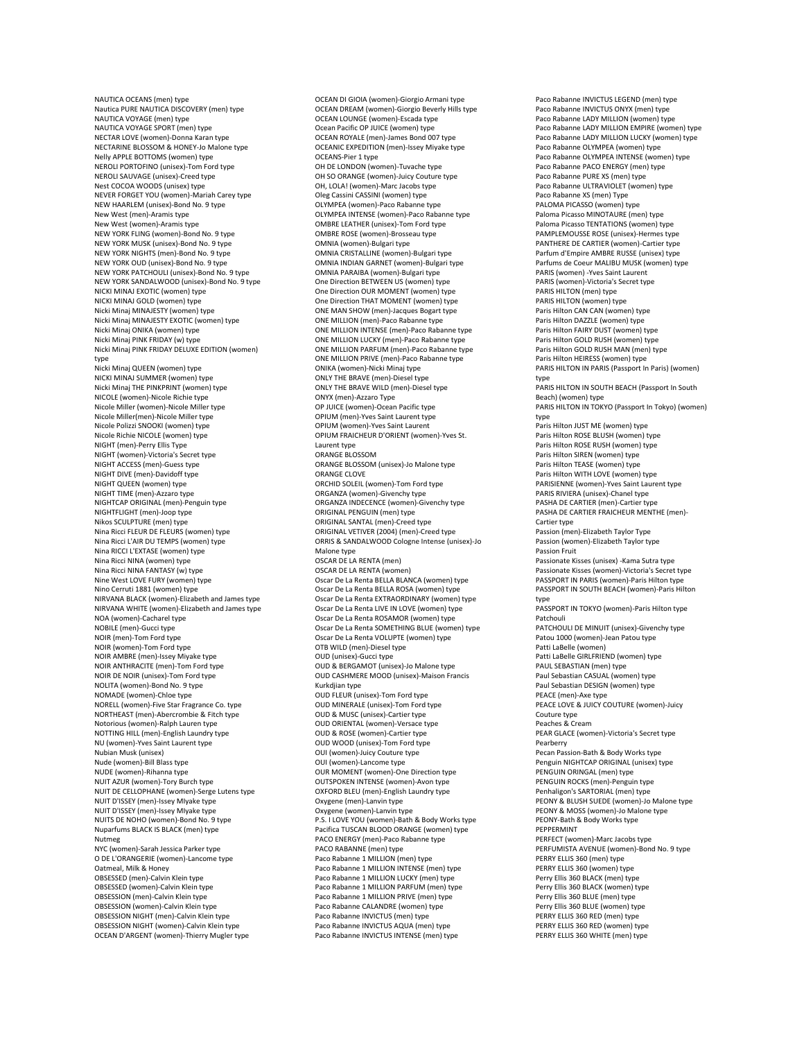NAUTICA OCEANS (men) type
Nautica PURE NAUTICA DISCOVERY (men) type
NAUTICA VOYAGE (men) type
NAUTICA VOYAGE SPORT (men) type
NECTAR LOVE (women)-Donna Karan type
NECTARINE BLOSSOM & HONEY-Jo Malone type
Nelly APPLE BOTTOMS (women) type
NEROLI PORTOFINO (unisex)-Tom Ford type
NEROLI SAUVAGE (unisex)-Creed type
Nest COCOA WOODS (unisex) type
NEVER FORGET YOU (women)-Mariah Carey type
NEW HAARLEM (unisex)-Bond No. 9 type
New West (men)-Aramis type
New West (women)-Aramis type
NEW YORK FLING (women)-Bond No. 9 type
NEW YORK MUSK (unisex)-Bond No. 9 type
NEW YORK NIGHTS (men)-Bond No. 9 type
NEW YORK OUD (unisex)-Bond No. 9 type
NEW YORK PATCHOULI (unisex)-Bond No. 9 type
NEW YORK SANDALWOOD (unisex)-Bond No. 9 type
NICKI MINAJ EXOTIC (women) type
NICKI MINAJ GOLD (women) type
Nicki Minaj MINAJESTY (women) type
Nicki Minaj MINAJESTY EXOTIC (women) type
Nicki Minaj ONIKA (women) type
Nicki Minaj PINK FRIDAY (w) type
Nicki Minaj PINK FRIDAY DELUXE EDITION (women) type
Nicki Minaj QUEEN (women) type
NICKI MINAJ SUMMER (women) type
Nicki Minaj THE PINKPRINT (women) type
NICOLE (women)-Nicole Richie type
Nicole Miller (women)-Nicole Miller type
Nicole Miller(men)-Nicole Miller type
Nicole Polizzi SNOOKI (women) type
Nicole Richie NICOLE (women) type
NIGHT (men)-Perry Ellis Type
NIGHT (women)-Victoria's Secret type
NIGHT ACCESS (men)-Guess type
NIGHT DIVE (men)-Davidoff type
NIGHT QUEEN (women) type
NIGHT TIME (men)-Azzaro type
NIGHTCAP ORIGINAL (men)-Penguin type
NIGHTFLIGHT (men)-Joop type
Nikos SCULPTURE (men) type
Nina Ricci FLEUR DE FLEURS (women) type
Nina Ricci L'AIR DU TEMPS (women) type
Nina RICCI L'EXTASE (women) type
Nina Ricci NINA (women) type
Nina Ricci NINA FANTASY (w) type
Nine West LOVE FURY (women) type
Nino Cerruti 1881 (women) type
NIRVANA BLACK (women)-Elizabeth and James type
NIRVANA WHITE (women)-Elizabeth and James type
NOA (women)-Cacharel type
NOBILE (men)-Gucci type
NOIR (men)-Tom Ford type
NOIR (women)-Tom Ford type
NOIR AMBRE (men)-Issey Miyake type
NOIR ANTHRACITE (men)-Tom Ford type
NOIR DE NOIR (unisex)-Tom Ford type
NOLITA (women)-Bond No. 9 type
NOMADE (women)-Chloe type
NORELL (women)-Five Star Fragrance Co. type
NORTHEAST (men)-Abercrombie & Fitch type
Notorious (women)-Ralph Lauren type
NOTTING HILL (men)-English Laundry type
NU (women)-Yves Saint Laurent type
Nubian Musk (unisex)
Nude (women)-Bill Blass type
NUDE (women)-Rihanna type
NUIT AZUR (women)-Tory Burch type
NUIT DE CELLOPHANE (women)-Serge Lutens type
NUIT D'ISSEY (men)-Issey MIyake type
NUIT D'ISSEY (men)-Issey MIyake type
NUITS DE NOHO (women)-Bond No. 9 type
Nuparfums BLACK IS BLACK (men) type
Nutmeg
NYC (women)-Sarah Jessica Parker type
O DE L'ORANGERIE (women)-Lancome type
Oatmeal, Milk & Honey
OBSESSED (men)-Calvin Klein type
OBSESSED (women)-Calvin Klein type
OBSESSION (men)-Calvin Klein type
OBSESSION (women)-Calvin Klein type
OBSESSION NIGHT (men)-Calvin Klein type
OBSESSION NIGHT (women)-Calvin Klein type
OCEAN D'ARGENT (women)-Thierry Mugler type
OCEAN DI GIOIA (women)-Giorgio Armani type
OCEAN DREAM (women)-Giorgio Beverly Hills type
OCEAN LOUNGE (women)-Escada type
Ocean Pacific OP JUICE (women) type
OCEAN ROYALE (men)-James Bond 007 type
OCEANIC EXPEDITION (men)-Issey Miyake type
OCEANS-Pier 1 type
OH DE LONDON (women)-Tuvache type
OH SO ORANGE (women)-Juicy Couture type
OH, LOLA! (women)-Marc Jacobs type
Oleg Cassini CASSINI (women) type
OLYMPEA (women)-Paco Rabanne type
OLYMPEA INTENSE (women)-Paco Rabanne type
OMBRE LEATHER (unisex)-Tom Ford type
OMBRE ROSE (women)-Brosseau type
OMNIA (women)-Bulgari type
OMNIA CRISTALLINE (women)-Bulgari type
OMNIA INDIAN GARNET (women)-Bulgari type
OMNIA PARAIBA (women)-Bulgari type
One Direction BETWEEN US (women) type
One Direction OUR MOMENT (women) type
One Direction THAT MOMENT (women) type
ONE MAN SHOW (men)-Jacques Bogart type
ONE MILLION (men)-Paco Rabanne type
ONE MILLION INTENSE (men)-Paco Rabanne type
ONE MILLION LUCKY (men)-Paco Rabanne type
ONE MILLION PARFUM (men)-Paco Rabanne type
ONE MILLION PRIVE (men)-Paco Rabanne type
ONIKA (women)-Nicki Minaj type
ONLY THE BRAVE (men)-Diesel type
ONLY THE BRAVE WILD (men)-Diesel type
ONYX (men)-Azzaro Type
OP JUICE (women)-Ocean Pacific type
OPIUM (men)-Yves Saint Laurent type
OPIUM (women)-Yves Saint Laurent type
OPIUM FRAICHEUR D'ORIENT (women)-Yves St. Laurent type
ORANGE BLOSSOM
ORANGE BLOSSOM (unisex)-Jo Malone type
ORANGE CLOVE
ORCHID SOLEIL (women)-Tom Ford type
ORGANZA (women)-Givenchy type
ORGANZA INDECENCE (women)-Givenchy type
ORIGINAL PENGUIN (men) type
ORIGINAL SANTAL (men)-Creed type
ORIGINAL VETIVER (2004) (men)-Creed type
ORRIS & SANDALWOOD Cologne Intense (unisex)-Jo Malone type
OSCAR DE LA RENTA (men)
OSCAR DE LA RENTA (women)
Oscar De La Renta BELLA BLANCA (women) type
Oscar De La Renta BELLA ROSA (women) type
Oscar De La Renta EXTRAORDINARY (women) type
Oscar De La Renta LIVE IN LOVE (women) type
Oscar De La Renta ROSAMOR (women) type
Oscar De La Renta SOMETHING BLUE (women) type
Oscar De La Renta VOLUPTE (women) type
OTB WILD (men)-Diesel type
OUD (unisex)-Gucci type
OUD & BERGAMOT (unisex)-Jo Malone type
OUD CASHMERE MOOD (unisex)-Maison Francis Kurkdjian type
OUD FLEUR (unisex)-Tom Ford type
OUD MINERALE (unisex)-Tom Ford type
OUD & MUSC (unisex)-Cartier type
OUD ORIENTAL (women)-Versace type
OUD & ROSE (women)-Cartier type
OUD WOOD (unisex)-Tom Ford type
OUI (women)-Juicy Couture type
OUI (women)-Lancome type
OUR MOMENT (women)-One Direction type
OUTSPOKEN INTENSE (women)-Avon type
OXFORD BLEU (men)-English Laundry type
Oxygene (men)-Lanvin type
Oxygene (women)-Lanvin type
P.S. I LOVE YOU (women)-Bath & Body Works type
Pacifica TUSCAN BLOOD ORANGE (women) type
PACO ENERGY (men)-Paco Rabanne type
PACO RABANNE (men) type
Paco Rabanne 1 MILLION (men) type
Paco Rabanne 1 MILLION INTENSE (men) type
Paco Rabanne 1 MILLION LUCKY (men) type
Paco Rabanne 1 MILLION PARFUM (men) type
Paco Rabanne 1 MILLION PRIVE (men) type
Paco Rabanne CALANDRE (women) type
Paco Rabanne INVICTUS (men) type
Paco Rabanne INVICTUS AQUA (men) type
Paco Rabanne INVICTUS INTENSE (men) type
Paco Rabanne INVICTUS LEGEND (men) type
Paco Rabanne INVICTUS ONYX (men) type
Paco Rabanne LADY MILLION (women) type
Paco Rabanne LADY MILLION EMPIRE (women) type
Paco Rabanne LADY MILLION LUCKY (women) type
Paco Rabanne OLYMPEA (women) type
Paco Rabanne OLYMPEA INTENSE (women) type
Paco Rabanne PACO ENERGY (men) type
Paco Rabanne PURE XS (men) type
Paco Rabanne ULTRAVIOLET (women) type
Paco Rabanne XS (men) Type
PALOMA PICASSO (women) type
Paloma Picasso MINOTAURE (men) type
Paloma Picasso TENTATIONS (women) type
PAMPLEMOUSSE ROSE (unisex)-Hermes type
PANTHERE DE CARTIER (women)-Cartier type
Parfum d'Empire AMBRE RUSSE (unisex) type
Parfums de Coeur MALIBU MUSK (women) type
PARIS (women) -Yves Saint Laurent
PARIS (women)-Victoria's Secret type
PARIS HILTON (men) type
PARIS HILTON (women) type
Paris Hilton CAN CAN (women) type
Paris Hilton DAZZLE (women) type
Paris Hilton FAIRY DUST (women) type
Paris Hilton GOLD RUSH (women) type
Paris Hilton GOLD RUSH MAN (men) type
Paris Hilton HEIRESS (women) type
PARIS HILTON IN PARIS (Passport In Paris) (women) type
PARIS HILTON IN SOUTH BEACH (Passport In South Beach) (women) type
PARIS HILTON IN TOKYO (Passport In Tokyo) (women) type
Paris Hilton JUST ME (women) type
Paris Hilton ROSE BLUSH (women) type
Paris Hilton ROSE RUSH (women) type
Paris Hilton SIREN (women) type
Paris Hilton TEASE (women) type
Paris Hilton WITH LOVE (women) type
PARISIENNE (women)-Yves Saint Laurent type
PARIS RIVIERA (unisex)-Chanel type
PASHA DE CARTIER (men)-Cartier type
PASHA DE CARTIER FRAICHEUR MENTHE (men)-Cartier type
Passion (men)-Elizabeth Taylor Type
Passion (women)-Elizabeth Taylor type
Passion Fruit
Passionate Kisses (unisex) -Kama Sutra type
Passionate Kisses (women)-Victoria's Secret type
PASSPORT IN PARIS (women)-Paris Hilton type
PASSPORT IN SOUTH BEACH (women)-Paris Hilton type
PASSPORT IN TOKYO (women)-Paris Hilton type
Patchouli
PATCHOULI DE MINUIT (unisex)-Givenchy type
Patou 1000 (women)-Jean Patou type
Patti LaBelle (women)
Patti LaBelle GIRLFRIEND (women) type
PAUL SEBASTIAN (men) type
Paul Sebastian CASUAL (women) type
Paul Sebastian DESIGN (women) type
PEACE (men)-Axe type
PEACE LOVE & JUICY COUTURE (women)-Juicy Couture type
Peaches & Cream
PEAR GLACE (women)-Victoria's Secret type
Pearberry
Pecan Passion-Bath & Body Works type
Penguin NIGHTCAP ORIGINAL (unisex) type
PENGUIN ORINGAL (men) type
PENGUIN ROCKS (men)-Penguin type
Penhaligon's SARTORIAL (men) type
PEONY & BLUSH SUEDE (women)-Jo Malone type
PEONY & MOSS (women)-Jo Malone type
PEONY-Bath & Body Works type
PEPPERMINT
PERFECT (women)-Marc Jacobs type
PERFUMISTA AVENUE (women)-Bond No. 9 type
PERRY ELLIS 360 (men) type
PERRY ELLIS 360 (women) type
Perry Ellis 360 BLACK (men) type
Perry Ellis 360 BLACK (women) type
Perry Ellis 360 BLUE (men) type
Perry Ellis 360 BLUE (women) type
PERRY ELLIS 360 RED (men) type
PERRY ELLIS 360 RED (women) type
PERRY ELLIS 360 WHITE (men) type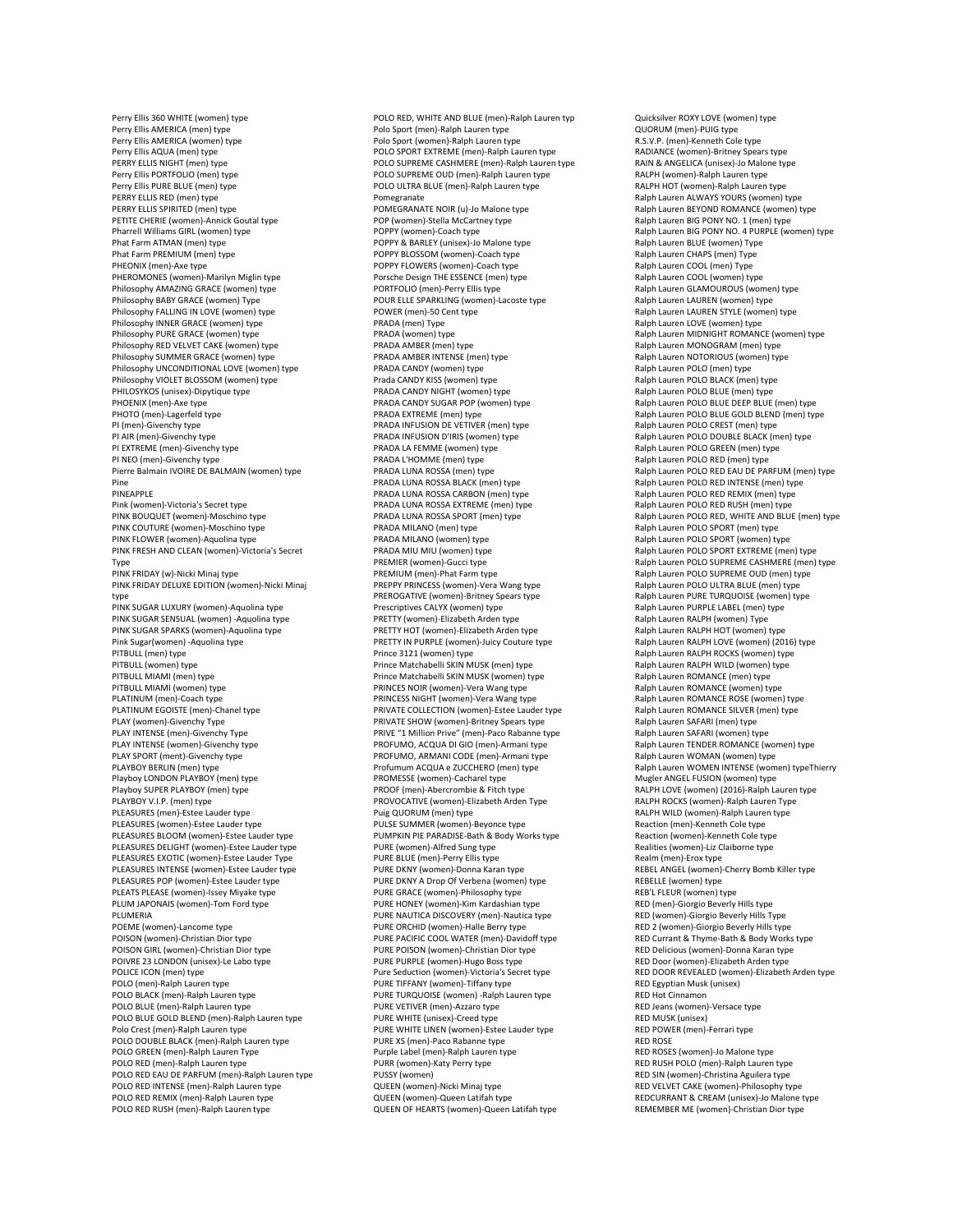Perry Ellis 360 WHITE (women) type
Perry Ellis AMERICA (men) type
Perry Ellis AMERICA (women) type
Perry Ellis AQUA (men) type
PERRY ELLIS NIGHT (men) type
Perry Ellis PORTFOLIO (men) type
Perry Ellis PURE BLUE (men) type
PERRY ELLIS RED (men) type
PERRY ELLIS SPIRITED (men) type
PETITE CHERIE (women)-Annick Goutal type
Pharrell Williams GIRL (women) type
Phat Farm ATMAN (men) type
Phat Farm PREMIUM (men) type
PHEONIX (men)-Axe type
PHEROMONES (women)-Marilyn Miglin type
Philosophy AMAZING GRACE (women) type
Philosophy BABY GRACE (women) Type
Philosophy FALLING IN LOVE (women) type
Philosophy INNER GRACE (women) type
Philosophy PURE GRACE (women) type
Philosophy RED VELVET CAKE (women) type
Philosophy SUMMER GRACE (women) type
Philosophy UNCONDITIONAL LOVE (women) type
Philosophy VIOLET BLOSSOM (women) type
PHILOSYKOS (unisex)-Dipytique type
PHOENIX (men)-Axe type
PHOTO (men)-Lagerfeld type
PI (men)-Givenchy type
PI AIR (men)-Givenchy type
PI EXTREME (men)-Givenchy type
PI NEO (men)-Givenchy type
Pierre Balmain IVOIRE DE BALMAIN (women) type
Pine
PINEAPPLE
Pink (women)-Victoria's Secret type
PINK BOUQUET (women)-Moschino type
PINK COUTURE (women)-Moschino type
PINK FLOWER (women)-Aquolina type
PINK FRESH AND CLEAN (women)-Victoria's Secret Type
PINK FRIDAY (w)-Nicki Minaj type
PINK FRIDAY DELUXE EDITION (women)-Nicki Minaj type
PINK SUGAR LUXURY (women)-Aquolina type
PINK SUGAR SENSUAL (women) -Aquolina type
PINK SUGAR SPARKS (women)-Aquolina type
Pink Sugar(women) -Aquolina type
PITBULL (men) type
PITBULL (women) type
PITBULL MIAMI (men) type
PITBULL MIAMI (women) type
PLATINUM (men)-Coach type
PLATINUM EGOISTE (men)-Chanel type
PLAY (women)-Givenchy Type
PLAY INTENSE (men)-Givenchy Type
PLAY INTENSE (women)-Givenchy type
PLAY SPORT (ment)-Givenchy type
PLAYBOY BERLIN (men) type
Playboy LONDON PLAYBOY (men) type
Playboy SUPER PLAYBOY (men) type
PLAYBOY V.I.P. (men) type
PLEASURES (men)-Estee Lauder type
PLEASURES (women)-Estee Lauder type
PLEASURES BLOOM (women)-Estee Lauder type
PLEASURES DELIGHT (women)-Estee Lauder type
PLEASURES EXOTIC (women)-Estee Lauder Type
PLEASURES INTENSE (women)-Estee Lauder type
PLEASURES POP (women)-Estee Lauder type
PLEATS PLEASE (women)-Issey Miyake type
PLUM JAPONAIS (women)-Tom Ford type
PLUMERIA
POEME (women)-Lancome type
POISON (women)-Christian Dior type
POISON GIRL (women)-Christian Dior type
POIVRE 23 LONDON (unisex)-Le Labo type
POLICE ICON (men) type
POLO (men)-Ralph Lauren type
POLO BLACK (men)-Ralph Lauren type
POLO BLUE (men)-Ralph Lauren type
POLO BLUE GOLD BLEND (men)-Ralph Lauren type
Polo Crest (men)-Ralph Lauren type
POLO DOUBLE BLACK (men)-Ralph Lauren type
POLO GREEN (men)-Ralph Lauren Type
POLO RED (men)-Ralph Lauren type
POLO RED EAU DE PARFUM (men)-Ralph Lauren type
POLO RED INTENSE (men)-Ralph Lauren type
POLO RED REMIX (men)-Ralph Lauren type
POLO RED RUSH (men)-Ralph Lauren type
POLO RED, WHITE AND BLUE (men)-Ralph Lauren typ
Polo Sport (men)-Ralph Lauren type
Polo Sport (women)-Ralph Lauren type
POLO SPORT EXTREME (men)-Ralph Lauren type
POLO SUPREME CASHMERE (men)-Ralph Lauren type
POLO SUPREME OUD (men)-Ralph Lauren type
POLO ULTRA BLUE (men)-Ralph Lauren type
Pomegranate
POMEGRANATE NOIR (u)-Jo Malone type
POP (women)-Stella McCartney type
POPPY (women)-Coach type
POPPY & BARLEY (unisex)-Jo Malone type
POPPY BLOSSOM (women)-Coach type
POPPY FLOWERS (women)-Coach type
Porsche Design THE ESSENCE (men) type
PORTFOLIO (men)-Perry Ellis type
POUR ELLE SPARKLING (women)-Lacoste type
POWER (men)-50 Cent type
PRADA (men) Type
PRADA (women) type
PRADA AMBER (men) type
PRADA AMBER INTENSE (men) type
PRADA CANDY (women) type
Prada CANDY KISS (women) type
PRADA CANDY NIGHT (women) type
PRADA CANDY SUGAR POP (women) type
PRADA EXTREME (men) type
PRADA INFUSION DE VETIVER (men) type
PRADA INFUSION D'IRIS (women) type
PRADA LA FEMME (women) type
PRADA L'HOMME (men) type
PRADA LUNA ROSSA (men) type
PRADA LUNA ROSSA BLACK (men) type
PRADA LUNA ROSSA CARBON (men) type
PRADA LUNA ROSSA EXTREME (men) type
PRADA LUNA ROSSA SPORT (men) type
PRADA MILANO (men) type
PRADA MILANO (women) type
PRADA MIU MIU (women) type
PREMIER (women)-Gucci type
PREMIUM (men)-Phat Farm type
PREPPY PRINCESS (women)-Vera Wang type
PREROGATIVE (women)-Britney Spears type
Prescriptives CALYX (women) type
PRETTY (women)-Elizabeth Arden type
PRETTY HOT (women)-Elizabeth Arden type
PRETTY IN PURPLE (women)-Juicy Couture type
Prince 3121 (women) type
Prince Matchabelli SKIN MUSK (men) type
Prince Matchabelli SKIN MUSK (women) type
PRINCES NOIR (women)-Vera Wang type
PRINCESS NIGHT (women)-Vera Wang type
PRIVATE COLLECTION (women)-Estee Lauder type
PRIVATE SHOW (women)-Britney Spears type
PRIVE "1 Million Prive" (men)-Paco Rabanne type
PROFUMO, ACQUA DI GIO (men)-Armani type
PROFUMO, ARMANI CODE (men)-Armani type
Profumum ACQUA e ZUCCHERO (men) type
PROMESSE (women)-Cacharel type
PROOF (men)-Abercrombie & Fitch type
PROVOCATIVE (women)-Elizabeth Arden Type
Puig QUORUM (men) type
PULSE SUMMER (women)-Beyonce type
PUMPKIN PIE PARADISE-Bath & Body Works type
PURE (women)-Alfred Sung type
PURE BLUE (men)-Perry Ellis type
PURE DKNY (women)-Donna Karan type
PURE DKNY A Drop Of Verbena (women) type
PURE GRACE (women)-Philosophy type
PURE HONEY (women)-Kim Kardashian type
PURE NAUTICA DISCOVERY (men)-Nautica type
PURE ORCHID (women)-Halle Berry type
PURE PACIFIC COOL WATER (men)-Davidoff type
PURE POISON (women)-Christian Dior type
PURE PURPLE (women)-Hugo Boss type
Pure Seduction (women)-Victoria's Secret type
PURE TIFFANY (women)-Tiffany type
PURE TURQUOISE (women) -Ralph Lauren type
PURE VETIVER (men)-Azzaro type
PURE WHITE (unisex)-Creed type
PURE WHITE LINEN (women)-Estee Lauder type
PURE XS (men)-Paco Rabanne type
Purple Label (men)-Ralph Lauren type
PURR (women)-Katy Perry type
PUSSY (women)
QUEEN (women)-Nicki Minaj type
QUEEN (women)-Queen Latifah type
QUEEN OF HEARTS (women)-Queen Latifah type
Quicksilver ROXY LOVE (women) type
QUORUM (men)-PUIG type
R.S.V.P. (men)-Kenneth Cole type
RADIANCE (women)-Britney Spears type
RAIN & ANGELICA (unisex)-Jo Malone type
RALPH (women)-Ralph Lauren type
RALPH HOT (women)-Ralph Lauren type
Ralph Lauren ALWAYS YOURS (women) type
Ralph Lauren BEYOND ROMANCE (women) type
Ralph Lauren BIG PONY NO. 1 (men) type
Ralph Lauren BIG PONY NO. 4 PURPLE (women) type
Ralph Lauren BLUE (women) Type
Ralph Lauren CHAPS (men) Type
Ralph Lauren COOL (men) Type
Ralph Lauren COOL (women) type
Ralph Lauren GLAMOUROUS (women) type
Ralph Lauren LAUREN (women) type
Ralph Lauren LAUREN STYLE (women) type
Ralph Lauren LOVE (women) type
Ralph Lauren MIDNIGHT ROMANCE (women) type
Ralph Lauren MONOGRAM (men) type
Ralph Lauren NOTORIOUS (women) type
Ralph Lauren POLO (men) type
Ralph Lauren POLO BLACK (men) type
Ralph Lauren POLO BLUE (men) type
Ralph Lauren POLO BLUE DEEP BLUE (men) type
Ralph Lauren POLO BLUE GOLD BLEND (men) type
Ralph Lauren POLO CREST (men) type
Ralph Lauren POLO DOUBLE BLACK (men) type
Ralph Lauren POLO GREEN (men) type
Ralph Lauren POLO RED (men) type
Ralph Lauren POLO RED EAU DE PARFUM (men) type
Ralph Lauren POLO RED INTENSE (men) type
Ralph Lauren POLO RED REMIX (men) type
Ralph Lauren POLO RED RUSH (men) type
Ralph Lauren POLO RED, WHITE AND BLUE (men) type
Ralph Lauren POLO SPORT (men) type
Ralph Lauren POLO SPORT (women) type
Ralph Lauren POLO SPORT EXTREME (men) type
Ralph Lauren POLO SUPREME CASHMERE (men) type
Ralph Lauren POLO SUPREME OUD (men) type
Ralph Lauren POLO ULTRA BLUE (men) type
Ralph Lauren PURE TURQUOISE (women) type
Ralph Lauren PURPLE LABEL (men) type
Ralph Lauren RALPH (women) Type
Ralph Lauren RALPH HOT (women) type
Ralph Lauren RALPH LOVE (women) (2016) type
Ralph Lauren RALPH ROCKS (women) type
Ralph Lauren RALPH WILD (women) type
Ralph Lauren ROMANCE (men) type
Ralph Lauren ROMANCE (women) type
Ralph Lauren ROMANCE ROSE (women) type
Ralph Lauren ROMANCE SILVER (men) type
Ralph Lauren SAFARI (men) type
Ralph Lauren SAFARI (women) type
Ralph Lauren TENDER ROMANCE (women) type
Ralph Lauren WOMAN (women) type
Ralph Lauren WOMEN INTENSE (women) typeThierry Mugler ANGEL FUSION (women) type
RALPH LOVE (women) (2016)-Ralph Lauren type
RALPH ROCKS (women)-Ralph Lauren Type
RALPH WILD (women)-Ralph Lauren type
Reaction (men)-Kenneth Cole type
Reaction (women)-Kenneth Cole type
Realities (women)-Liz Claiborne type
Realm (men)-Erox type
REBEL ANGEL (women)-Cherry Bomb Killer type
REBELLE (women) type
REB'L FLEUR (women) type
RED (men)-Giorgio Beverly Hills type
RED (women)-Giorgio Beverly Hills Type
RED 2 (women)-Giorgio Beverly Hills type
RED Currant & Thyme-Bath & Body Works type
RED Delicious (women)-Donna Karan type
RED Door (women)-Elizabeth Arden type
RED DOOR REVEALED (women)-Elizabeth Arden type
RED Egyptian Musk (unisex)
RED Hot Cinnamon
RED Jeans (women)-Versace type
RED MUSK (unisex)
RED POWER (men)-Ferrari type
RED ROSE
RED ROSES (women)-Jo Malone type
RED RUSH POLO (men)-Ralph Lauren type
RED SIN (women)-Christina Aguilera type
RED VELVET CAKE (women)-Philosophy type
REDCURRANT & CREAM (unisex)-Jo Malone type
REMEMBER ME (women)-Christian Dior type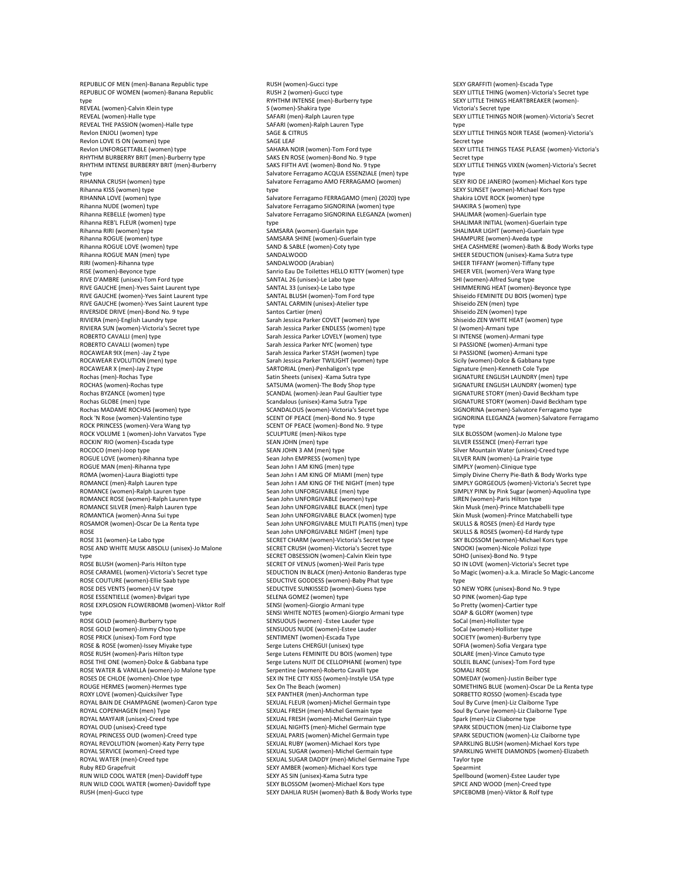REPUBLIC OF MEN (men)-Banana Republic type
REPUBLIC OF WOMEN (women)-Banana Republic type
REVEAL (women)-Calvin Klein type
REVEAL (women)-Halle type
REVEAL THE PASSION (women)-Halle type
Revlon ENJOLI (women) type
Revlon LOVE IS ON (women) type
Revlon UNFORGETTABLE (women) type
RHYTHM BURBERRY BRIT (men)-Burberry type
RHYTHM INTENSE BURBERRY BRIT (men)-Burberry type
RIHANNA CRUSH (women) type
Rihanna KISS (women) type
RIHANNA LOVE (women) type
Rihanna NUDE (women) type
Rihanna REBELLE (women) type
Rihanna REB'L FLEUR (women) type
Rihanna RIRI (women) type
Rihanna ROGUE (women) type
Rihanna ROGUE LOVE (women) type
Rihanna ROGUE MAN (men) type
RIRI (women)-Rihanna type
RISE (women)-Beyonce type
RIVE D'AMBRE (unisex)-Tom Ford type
RIVE GAUCHE (men)-Yves Saint Laurent type
RIVE GAUCHE (women)-Yves Saint Laurent type
RIVE GAUCHE (women)-Yves Saint Laurent type
RIVERSIDE DRIVE (men)-Bond No. 9 type
RIVIERA (men)-English Laundry type
RIVIERA SUN (women)-Victoria's Secret type
ROBERTO CAVALLI (men) type
ROBERTO CAVALLI (women) type
ROCAWEAR 9IX (men) -Jay Z type
ROCAWEAR EVOLUTION (men) type
ROCAWEAR X (men)-Jay Z type
Rochas (men)-Rochas Type
ROCHAS (women)-Rochas type
Rochas BYZANCE (women) type
Rochas GLOBE (men) type
Rochas MADAME ROCHAS (women) type
Rock 'N Rose (women)-Valentino type
ROCK PRINCESS (women)-Vera Wang typ
ROCK VOLUME 1 (women)-John Varvatos Type
ROCKIN' RIO (women)-Escada type
ROCOCO (men)-Joop type
ROGUE LOVE (women)-Rihanna type
ROGUE MAN (men)-Rihanna type
ROMA (women)-Laura Biagiotti type
ROMANCE (men)-Ralph Lauren type
ROMANCE (women)-Ralph Lauren type
ROMANCE ROSE (women)-Ralph Lauren type
ROMANCE SILVER (men)-Ralph Lauren type
ROMANTICA (women)-Anna Sui type
ROSAMOR (women)-Oscar De La Renta type
ROSE
ROSE 31 (women)-Le Labo type
ROSE AND WHITE MUSK ABSOLU (unisex)-Jo Malone type
ROSE BLUSH (women)-Paris Hilton type
ROSE CARAMEL (women)-Victoria's Secret type
ROSE COUTURE (women)-Ellie Saab type
ROSE DES VENTS (women)-LV type
ROSE ESSENTIELLE (women)-Bvlgari type
ROSE EXPLOSION FLOWERBOMB (women)-Viktor Rolf type
ROSE GOLD (women)-Burberry type
ROSE GOLD (women)-Jimmy Choo type
ROSE PRICK (unisex)-Tom Ford type
ROSE & ROSE (women)-Issey Miyake type
ROSE RUSH (women)-Paris Hilton type
ROSE THE ONE (women)-Dolce & Gabbana type
ROSE WATER & VANILLA (women)-Jo Malone type
ROSES DE CHLOE (women)-Chloe type
ROUGE HERMES (women)-Hermes type
ROXY LOVE (women)-Quicksilver Type
ROYAL BAIN DE CHAMPAGNE (women)-Caron type
ROYAL COPENHAGEN (men) Type
ROYAL MAYFAIR (unisex)-Creed type
ROYAL OUD (unisex)-Creed type
ROYAL PRINCESS OUD (women)-Creed type
ROYAL REVOLUTION (women)-Katy Perry type
ROYAL SERVICE (women)-Creed type
ROYAL WATER (men)-Creed type
Ruby RED Grapefruit
RUN WILD COOL WATER (men)-Davidoff type
RUN WILD COOL WATER (women)-Davidoff type
RUSH (men)-Gucci type
RUSH (women)-Gucci type
RUSH 2 (women)-Gucci type
RYHTHM INTENSE (men)-Burberry type
S (women)-Shakira type
SAFARI (men)-Ralph Lauren type
SAFARI (women)-Ralph Lauren Type
SAGE & CITRUS
SAGE LEAF
SAHARA NOIR (women)-Tom Ford type
SAKS EN ROSE (women)-Bond No. 9 type
SAKS FIFTH AVE (women)-Bond No. 9 type
Salvatore Ferragamo ACQUA ESSENZIALE (men) type
Salvatore Ferragamo AMO FERRAGAMO (women) type
Salvatore Ferragamo FERRAGAMO (men) (2020) type
Salvatore Ferragamo SIGNORINA (women) type
Salvatore Ferragamo SIGNORINA ELEGANZA (women) type
SAMSARA (women)-Guerlain type
SAMSARA SHINE (women)-Guerlain type
SAND & SABLE (women)-Coty type
SANDALWOOD
SANDALWOOD (Arabian)
Sanrio Eau De Toilettes HELLO KITTY (women) type
SANTAL 26 (unisex)-Le Labo type
SANTAL 33 (unisex)-Le Labo type
SANTAL BLUSH (women)-Tom Ford type
SANTAL CARMIN (unisex)-Atelier type
Santos Cartier (men)
Sarah Jessica Parker COVET (women) type
Sarah Jessica Parker ENDLESS (women) type
Sarah Jessica Parker LOVELY (women) type
Sarah Jessica Parker NYC (women) type
Sarah Jessica Parker STASH (women) type
Sarah Jessica Parker TWILIGHT (women) type
SARTORIAL (men)-Penhaligon's type
Satin Sheets (unisex) -Kama Sutra type
SATSUMA (women)-The Body Shop type
SCANDAL (women)-Jean Paul Gaultier type
Scandalous (unisex)-Kama Sutra Type
SCANDALOUS (women)-Victoria's Secret type
SCENT OF PEACE (men)-Bond No. 9 type
SCENT OF PEACE (women)-Bond No. 9 type
SCULPTURE (men)-Nikos type
SEAN JOHN (men) type
SEAN JOHN 3 AM (men) type
Sean John EMPRESS (women) type
Sean John I AM KING (men) type
Sean John I AM KING OF MIAMI (men) type
Sean John I AM KING OF THE NIGHT (men) type
Sean John UNFORGIVABLE (men) type
Sean John UNFORGIVABLE (women) type
Sean John UNFORGIVABLE BLACK (men) type
Sean John UNFORGIVABLE BLACK (women) type
Sean John UNFORGIVABLE MULTI PLATIS (men) type
Sean John UNFORGIVABLE NIGHT (men) type
SECRET CHARM (women)-Victoria's Secret type
SECRET CRUSH (women)-Victoria's Secret type
SECRET OBSESSION (women)-Calvin Klein type
SECRET OF VENUS (women)-Weil Paris type
SEDUCTION IN BLACK (men)-Antonio Banderas type
SEDUCTIVE GODDESS (women)-Baby Phat type
SEDUCTIVE SUNKISSED (women)-Guess type
SELENA GOMEZ (women) type
SENSI (women)-Giorgio Armani type
SENSI WHITE NOTES (women)-Giorgio Armani type
SENSUOUS (women) -Estee Lauder type
SENSUOUS NUDE (women)-Estee Lauder
SENTIMENT (women)-Escada Type
Serge Lutens CHERGUI (unisex) type
Serge Lutens FEMINITE DU BOIS (women) type
Serge Lutens NUIT DE CELLOPHANE (women) type
Serpentine (women)-Roberto Cavalli type
SEX IN THE CITY KISS (women)-Instyle USA type
Sex On The Beach (women)
SEX PANTHER (men)-Anchorman type
SEXUAL FLEUR (women)-Michel Germain type
SEXUAL FRESH (men)-Michel Germain type
SEXUAL FRESH (women)-Michel Germain type
SEXUAL NIGHTS (men)-Michel Germain type
SEXUAL PARIS (women)-Michel Germain type
SEXUAL RUBY (women)-Michael Kors type
SEXUAL SUGAR (women)-Michel Germain type
SEXUAL SUGAR DADDY (men)-Michel Germaine Type
SEXY AMBER (women)-Michael Kors type
SEXY AS SIN (unisex)-Kama Sutra type
SEXY BLOSSOM (women)-Michael Kors type
SEXY DAHLIA RUSH (women)-Bath & Body Works type
SEXY GRAFFITI (women)-Escada Type
SEXY LITTLE THING (women)-Victoria's Secret type
SEXY LITTLE THINGS HEARTBREAKER (women)-Victoria's Secret type
SEXY LITTLE THINGS NOIR (women)-Victoria's Secret type
SEXY LITTLE THINGS NOIR TEASE (women)-Victoria's Secret type
SEXY LITTLE THINGS TEASE PLEASE (women)-Victoria's Secret type
SEXY LITTLE THINGS VIXEN (women)-Victoria's Secret type
SEXY RIO DE JANEIRO (women)-Michael Kors type
SEXY SUNSET (women)-Michael Kors type
Shakira LOVE ROCK (women) type
SHAKIRA S (women) type
SHALIMAR (women)-Guerlain type
SHALIMAR INITIAL (women)-Guerlain type
SHALIMAR LIGHT (women)-Guerlain type
SHAMPURE (women)-Aveda type
SHEA CASHMERE (women)-Bath & Body Works type
SHEER SEDUCTION (unisex)-Kama Sutra type
SHEER TIFFANY (women)-Tiffany type
SHEER VEIL (women)-Vera Wang type
SHI (women)-Alfred Sung type
SHIMMERING HEAT (women)-Beyonce type
Shiseido FEMINITE DU BOIS (women) type
Shiseido ZEN (men) type
Shiseido ZEN (women) type
Shiseido ZEN WHITE HEAT (women) type
SI (women)-Armani type
SI INTENSE (women)-Armani type
SI PASSIONE (women)-Armani type
SI PASSIONE (women)-Armani type
Sicily (women)-Dolce & Gabbana type
Signature (men)-Kenneth Cole Type
SIGNATURE ENGLISH LAUNDRY (men) type
SIGNATURE ENGLISH LAUNDRY (women) type
SIGNATURE STORY (men)-David Beckham type
SIGNATURE STORY (women)-David Beckham type
SIGNORINA (women)-Salvatore Ferragamo type
SIGNORINA ELEGANZA (women)-Salvatore Ferragamo type
SILK BLOSSOM (women)-Jo Malone type
SILVER ESSENCE (men)-Ferrari type
Silver Mountain Water (unisex)-Creed type
SILVER RAIN (women)-La Prairie type
SIMPLY (women)-Clinique type
Simply Divine Cherry Pie-Bath & Body Works type
SIMPLY GORGEOUS (women)-Victoria's Secret type
SIMPLY PINK by Pink Sugar (women)-Aquolina type
SIREN (women)-Paris Hilton type
Skin Musk (men)-Prince Matchabelli type
Skin Musk (women)-Prince Matchabelli type
SKULLS & ROSES (men)-Ed Hardy type
SKULLS & ROSES (women)-Ed Hardy type
SKY BLOSSOM (women)-Michael Kors type
SNOOKI (women)-Nicole Polizzi type
SOHO (unisex)-Bond No. 9 type
SO IN LOVE (women)-Victoria's Secret type
So Magic (women)-a.k.a. Miracle So Magic-Lancome type
SO NEW YORK (unisex)-Bond No. 9 type
SO PINK (women)-Gap type
So Pretty (women)-Cartier type
SOAP & GLORY (women) type
SoCal (men)-Hollister type
SoCal (women)-Hollister type
SOCIETY (women)-Burberry type
SOFIA (women)-Sofia Vergara type
SOLARE (men)-Vince Camuto type
SOLEIL BLANC (unisex)-Tom Ford type
SOMALI ROSE
SOMEDAY (women)-Justin Beiber type
SOMETHING BLUE (women)-Oscar De La Renta type
SORBETTO ROSSO (women)-Escada type
Soul By Curve (men)-Liz Claiborne Type
Soul By Curve (women)-Liz Claiborne Type
Spark (men)-Liz Cliaborne type
SPARK SEDUCTION (men)-Liz Claiborne type
SPARK SEDUCTION (women)-Liz Claiborne type
SPARKLING BLUSH (women)-Michael Kors type
SPARKLING WHITE DIAMONDS (women)-Elizabeth Taylor type
Spearmint
Spellbound (women)-Estee Lauder type
SPICE AND WOOD (men)-Creed type
SPICEBOMB (men)-Viktor & Rolf type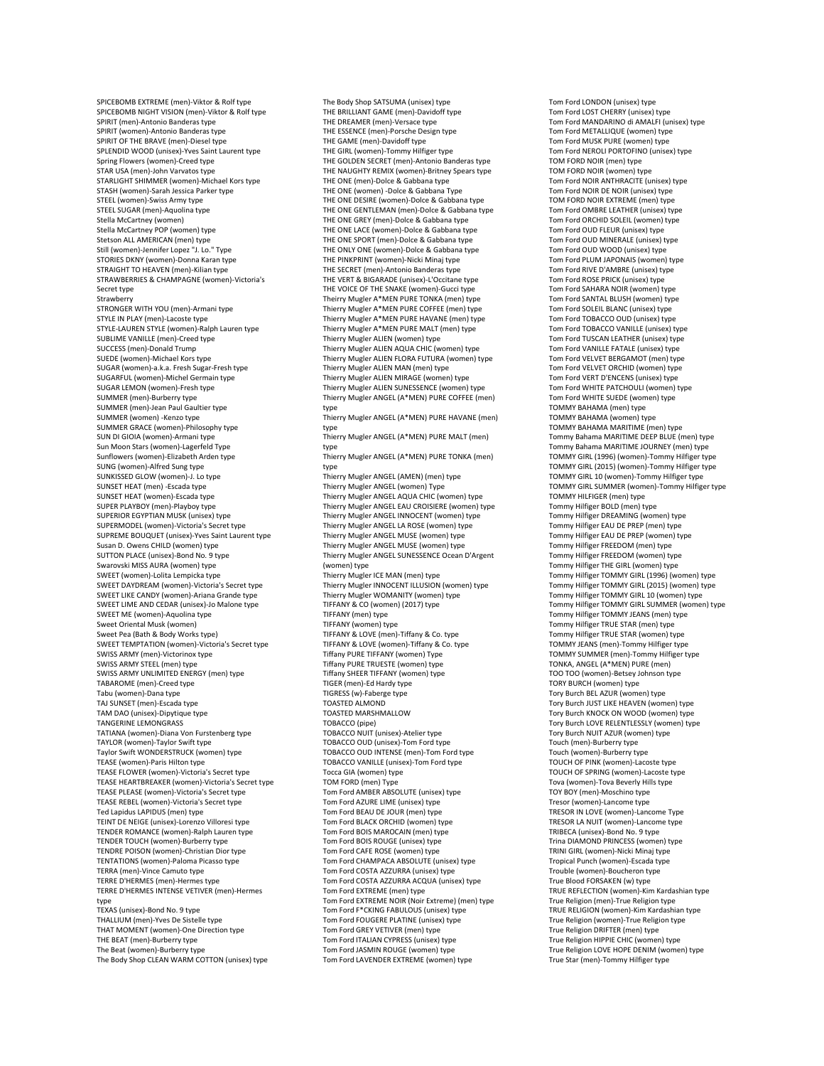SPICEBOMB EXTREME (men)-Viktor & Rolf type
SPICEBOMB NIGHT VISION (men)-Viktor & Rolf type
SPIRIT (men)-Antonio Banderas type
SPIRIT (women)-Antonio Banderas type
SPIRIT OF THE BRAVE (men)-Diesel type
SPLENDID WOOD (unisex)-Yves Saint Laurent type
Spring Flowers (women)-Creed type
STAR USA (men)-John Varvatos type
STARLIGHT SHIMMER (women)-Michael Kors type
STASH (women)-Sarah Jessica Parker type
STEEL (women)-Swiss Army type
STEEL SUGAR (men)-Aquolina type
Stella McCartney (women)
Stella McCartney POP (women) type
Stetson ALL AMERICAN (men) type
Still (women)-Jennifer Lopez "J. Lo." Type
STORIES DKNY (women)-Donna Karan type
STRAIGHT TO HEAVEN (men)-Kilian type
STRAWBERRIES & CHAMPAGNE (women)-Victoria's Secret type
Strawberry
STRONGER WITH YOU (men)-Armani type
STYLE IN PLAY (men)-Lacoste type
STYLE-LAUREN STYLE (women)-Ralph Lauren type
SUBLIME VANILLE (men)-Creed type
SUCCESS (men)-Donald Trump
SUEDE (women)-Michael Kors type
SUGAR (women)-a.k.a. Fresh Sugar-Fresh type
SUGARFUL (women)-Michel Germain type
SUGAR LEMON (women)-Fresh type
SUMMER (men)-Burberry type
SUMMER (men)-Jean Paul Gaultier type
SUMMER (women) -Kenzo type
SUMMER GRACE (women)-Philosophy type
SUN DI GIOIA (women)-Armani type
Sun Moon Stars (women)-Lagerfeld Type
Sunflowers (women)-Elizabeth Arden type
SUNG (women)-Alfred Sung type
SUNKISSED GLOW (women)-J. Lo type
SUNSET HEAT (men) -Escada type
SUNSET HEAT (women)-Escada type
SUPER PLAYBOY (men)-Playboy type
SUPERIOR EGYPTIAN MUSK (unisex) type
SUPERMODEL (women)-Victoria's Secret type
SUPREME BOUQUET (unisex)-Yves Saint Laurent type
Susan D. Owens CHILD (women) type
SUTTON PLACE (unisex)-Bond No. 9 type
Swarovski MISS AURA (women) type
SWEET (women)-Lolita Lempicka type
SWEET DAYDREAM (women)-Victoria's Secret type
SWEET LIKE CANDY (women)-Ariana Grande type
SWEET LIME AND CEDAR (unisex)-Jo Malone type
SWEET ME (women)-Aquolina type
Sweet Oriental Musk (women)
Sweet Pea (Bath & Body Works type)
SWEET TEMPTATION (women)-Victoria's Secret type
SWISS ARMY (men)-Victorinox type
SWISS ARMY STEEL (men) type
SWISS ARMY UNLIMITED ENERGY (men) type
TABAROME (men)-Creed type
Tabu (women)-Dana type
TAJ SUNSET (men)-Escada type
TAM DAO (unisex)-Dipytique type
TANGERINE LEMONGRASS
TATIANA (women)-Diana Von Furstenberg type
TAYLOR (women)-Taylor Swift type
Taylor Swift WONDERSTRUCK (women) type
TEASE (women)-Paris Hilton type
TEASE FLOWER (women)-Victoria's Secret type
TEASE HEARTBREAKER (women)-Victoria's Secret type
TEASE PLEASE (women)-Victoria's Secret type
TEASE REBEL (women)-Victoria's Secret type
Ted Lapidus LAPIDUS (men) type
TEINT DE NEIGE (unisex)-Lorenzo Villoresi type
TENDER ROMANCE (women)-Ralph Lauren type
TENDER TOUCH (women)-Burberry type
TENDRE POISON (women)-Christian Dior type
TENTATIONS (women)-Paloma Picasso type
TERRA (men)-Vince Camuto type
TERRE D'HERMES (men)-Hermes type
TERRE D'HERMES INTENSE VETIVER (men)-Hermes type
TEXAS (unisex)-Bond No. 9 type
THALLIUM (men)-Yves De Sistelle type
THAT MOMENT (women)-One Direction type
THE BEAT (men)-Burberry type
The Beat (women)-Burberry type
The Body Shop CLEAN WARM COTTON (unisex) type
The Body Shop SATSUMA (unisex) type
THE BRILLIANT GAME (men)-Davidoff type
THE DREAMER (men)-Versace type
THE ESSENCE (men)-Porsche Design type
THE GAME (men)-Davidoff type
THE GIRL (women)-Tommy Hilfiger type
THE GOLDEN SECRET (men)-Antonio Banderas type
THE NAUGHTY REMIX (women)-Britney Spears type
THE ONE (men)-Dolce & Gabbana type
THE ONE (women) -Dolce & Gabbana Type
THE ONE DESIRE (women)-Dolce & Gabbana type
THE ONE GENTLEMAN (men)-Dolce & Gabbana type
THE ONE GREY (men)-Dolce & Gabbana type
THE ONE LACE (women)-Dolce & Gabbana type
THE ONE SPORT (men)-Dolce & Gabbana type
THE ONLY ONE (women)-Dolce & Gabbana type
THE PINKPRINT (women)-Nicki Minaj type
THE SECRET (men)-Antonio Banderas type
THE VERT & BIGARADE (unisex)-L'Occitane type
THE VOICE OF THE SNAKE (women)-Gucci type
Theirry Mugler A*MEN PURE TONKA (men) type
Thierry Mugler A*MEN PURE COFFEE (men) type
Thierry Mugler A*MEN PURE HAVANE (men) type
Thierry Mugler A*MEN PURE MALT (men) type
Thierry Mugler ALIEN (women) type
Thierry Mugler ALIEN AQUA CHIC (women) type
Thierry Mugler ALIEN FLORA FUTURA (women) type
Thierry Mugler ALIEN MAN (men) type
Thierry Mugler ALIEN MIRAGE (women) type
Thierry Mugler ALIEN SUNESSENCE (women) type
Thierry Mugler ANGEL (A*MEN) PURE COFFEE (men) type
Thierry Mugler ANGEL (A*MEN) PURE HAVANE (men) type
Thierry Mugler ANGEL (A*MEN) PURE MALT (men) type
Thierry Mugler ANGEL (A*MEN) PURE TONKA (men) type
Thierry Mugler ANGEL (AMEN) (men) type
Thierry Mugler ANGEL (women) Type
Thierry Mugler ANGEL AQUA CHIC (women) type
Thierry Mugler ANGEL EAU CROISIERE (women) type
Thierry Mugler ANGEL INNOCENT (women) type
Thierry Mugler ANGEL LA ROSE (women) type
Thierry Mugler ANGEL MUSE (women) type
Thierry Mugler ANGEL MUSE (women) type
Thierry Mugler ANGEL SUNESSENCE Ocean D'Argent (women) type
Thierry Mugler ICE MAN (men) type
Thierry Mugler INNOCENT ILLUSION (women) type
Thierry Mugler WOMANITY (women) type
TIFFANY & CO (women) (2017) type
TIFFANY (men) type
TIFFANY (women) type
TIFFANY & LOVE (men)-Tiffany & Co. type
TIFFANY & LOVE (women)-Tiffany & Co. type
Tiffany PURE TIFFANY (women) Type
Tiffany PURE TRUESTE (women) type
Tiffany SHEER TIFFANY (women) type
TIGER (men)-Ed Hardy type
TIGRESS (w)-Faberge type
TOASTED ALMOND
TOASTED MARSHMALLOW
TOBACCO (pipe)
TOBACCO NUIT (unisex)-Atelier type
TOBACCO OUD (unisex)-Tom Ford type
TOBACCO OUD INTENSE (men)-Tom Ford type
TOBACCO VANILLE (unisex)-Tom Ford type
Tocca GIA (women) type
TOM FORD (men) Type
Tom Ford AMBER ABSOLUTE (unisex) type
Tom Ford AZURE LIME (unisex) type
Tom Ford BEAU DE JOUR (men) type
Tom Ford BLACK ORCHID (women) type
Tom Ford BOIS MAROCAIN (men) type
Tom Ford BOIS ROUGE (unisex) type
Tom Ford CAFE ROSE (women) type
Tom Ford CHAMPACA ABSOLUTE (unisex) type
Tom Ford COSTA AZZURRA (unisex) type
Tom Ford COSTA AZZURRA ACQUA (unisex) type
Tom Ford EXTREME (men) type
Tom Ford EXTREME NOIR (Noir Extreme) (men) type
Tom Ford F*CKING FABULOUS (unisex) type
Tom Ford FOUGERE PLATINE (unisex) type
Tom Ford GREY VETIVER (men) type
Tom Ford ITALIAN CYPRESS (unisex) type
Tom Ford JASMIN ROUGE (women) type
Tom Ford LAVENDER EXTREME (women) type
Tom Ford LONDON (unisex) type
Tom Ford LOST CHERRY (unisex) type
Tom Ford MANDARINO di AMALFI (unisex) type
Tom Ford METALLIQUE (women) type
Tom Ford MUSK PURE (women) type
Tom Ford NEROLI PORTOFINO (unisex) type
TOM FORD NOIR (men) type
TOM FORD NOIR (women) type
Tom Ford NOIR ANTHRACITE (unisex) type
Tom Ford NOIR DE NOIR (unisex) type
TOM FORD NOIR EXTREME (men) type
Tom Ford OMBRE LEATHER (unisex) type
Tom Ford ORCHID SOLEIL (women) type
Tom Ford OUD FLEUR (unisex) type
Tom Ford OUD MINERALE (unisex) type
Tom Ford OUD WOOD (unisex) type
Tom Ford PLUM JAPONAIS (women) type
Tom Ford RIVE D'AMBRE (unisex) type
Tom Ford ROSE PRICK (unisex) type
Tom Ford SAHARA NOIR (women) type
Tom Ford SANTAL BLUSH (women) type
Tom Ford SOLEIL BLANC (unisex) type
Tom Ford TOBACCO OUD (unisex) type
Tom Ford TOBACCO VANILLE (unisex) type
Tom Ford TUSCAN LEATHER (unisex) type
Tom Ford VANILLE FATALE (unisex) type
Tom Ford VELVET BERGAMOT (men) type
Tom Ford VELVET ORCHID (women) type
Tom Ford VERT D'ENCENS (unisex) type
Tom Ford WHITE PATCHOULI (women) type
Tom Ford WHITE SUEDE (women) type
TOMMY BAHAMA (men) type
TOMMY BAHAMA (women) type
TOMMY BAHAMA MARITIME (men) type
Tommy Bahama MARITIME DEEP BLUE (men) type
Tommy Bahama MARITIME JOURNEY (men) type
TOMMY GIRL (1996) (women)-Tommy Hilfiger type
TOMMY GIRL (2015) (women)-Tommy Hilfiger type
TOMMY GIRL 10 (women)-Tommy Hilfiger type
TOMMY GIRL SUMMER (women)-Tommy Hilfiger type
TOMMY HILFIGER (men) type
Tommy Hilfiger BOLD (men) type
Tommy Hilfiger DREAMING (women) type
Tommy Hilfiger EAU DE PREP (men) type
Tommy Hilfiger EAU DE PREP (women) type
Tommy Hilfiger FREEDOM (men) type
Tommy Hilfiger FREEDOM (women) type
Tommy Hilfiger THE GIRL (women) type
Tommy Hilfiger TOMMY GIRL (1996) (women) type
Tommy Hilfiger TOMMY GIRL (2015) (women) type
Tommy Hilfiger TOMMY GIRL 10 (women) type
Tommy Hilfiger TOMMY GIRL SUMMER (women) type
Tommy Hilfiger TOMMY JEANS (men) type
Tommy Hilfiger TRUE STAR (men) type
Tommy Hilfiger TRUE STAR (women) type
TOMMY JEANS (men)-Tommy Hilfiger type
TOMMY SUMMER (men)-Tommy Hilfiger type
TONKA, ANGEL (A*MEN) PURE (men)
TOO TOO (women)-Betsey Johnson type
TORY BURCH (women) type
Tory Burch BEL AZUR (women) type
Tory Burch JUST LIKE HEAVEN (women) type
Tory Burch KNOCK ON WOOD (women) type
Tory Burch LOVE RELENTLESSLY (women) type
Tory Burch NUIT AZUR (women) type
Touch (men)-Burberry type
Touch (women)-Burberry type
TOUCH OF PINK (women)-Lacoste type
TOUCH OF SPRING (women)-Lacoste type
Tova (women)-Tova Beverly Hills type
TOY BOY (men)-Moschino type
Tresor (women)-Lancome type
TRESOR IN LOVE (women)-Lancome Type
TRESOR LA NUIT (women)-Lancome type
TRIBECA (unisex)-Bond No. 9 type
Trina DIAMOND PRINCESS (women) type
TRINI GIRL (women)-Nicki Minaj type
Tropical Punch (women)-Escada type
Trouble (women)-Boucheron type
True Blood FORSAKEN (w) type
TRUE REFLECTION (women)-Kim Kardashian type
True Religion (men)-True Religion type
TRUE RELIGION (women)-Kim Kardashian type
True Religion (women)-True Religion type
True Religion DRIFTER (men) type
True Religion HIPPIE CHIC (women) type
True Religion LOVE HOPE DENIM (women) type
True Star (men)-Tommy Hilfiger type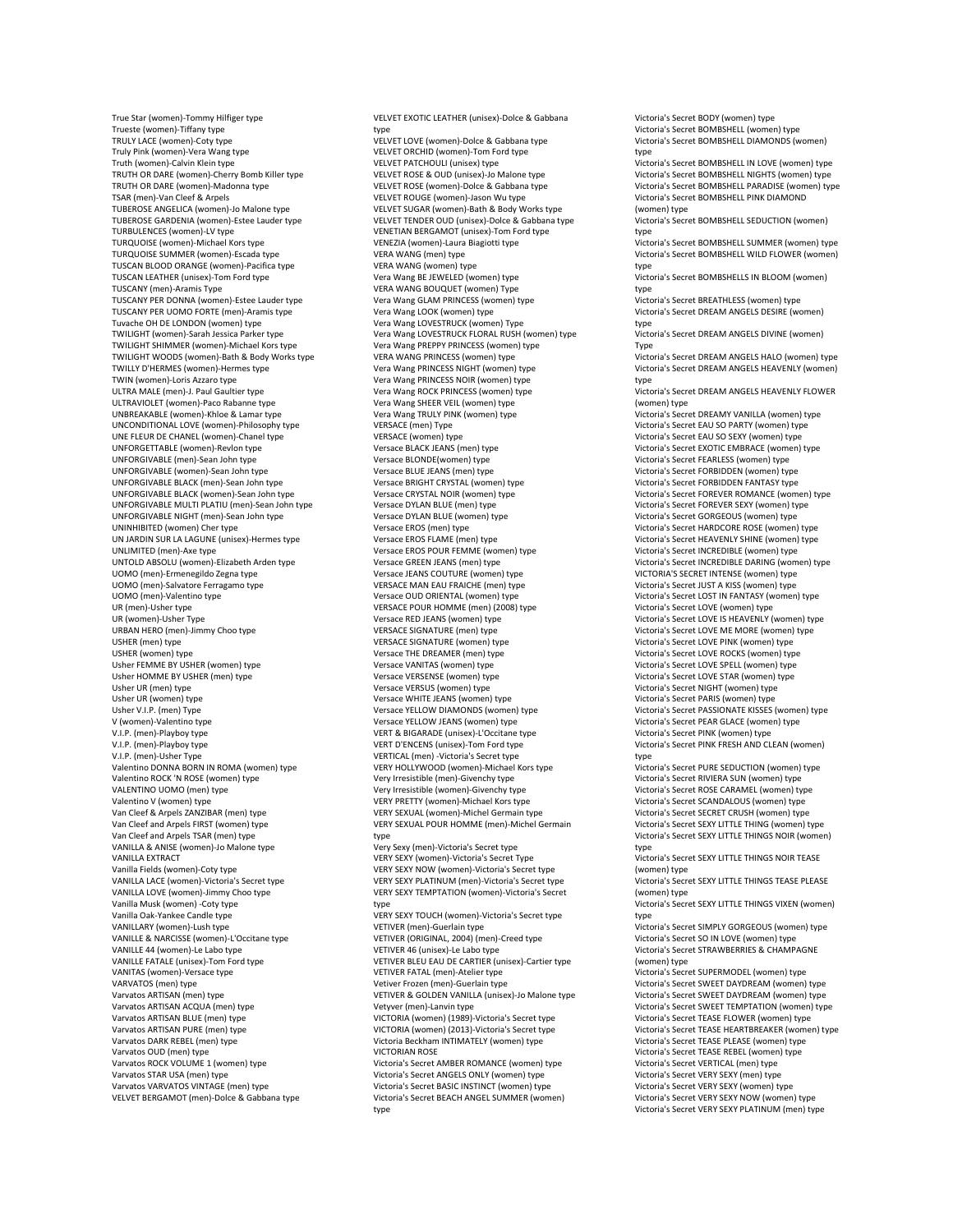True Star (women)-Tommy Hilfiger type
Trueste (women)-Tiffany type
TRULY LACE (women)-Coty type
Truly Pink (women)-Vera Wang type
Truth (women)-Calvin Klein type
TRUTH OR DARE (women)-Cherry Bomb Killer type
TRUTH OR DARE (women)-Madonna type
TSAR (men)-Van Cleef & Arpels
TUBEROSE ANGELICA (women)-Jo Malone type
TUBEROSE GARDENIA (women)-Estee Lauder type
TURBULENCES (women)-LV type
TURQUOISE (women)-Michael Kors type
TURQUOISE SUMMER (women)-Escada type
TUSCAN BLOOD ORANGE (women)-Pacifica type
TUSCAN LEATHER (unisex)-Tom Ford type
TUSCANY (men)-Aramis Type
TUSCANY PER DONNA (women)-Estee Lauder type
TUSCANY PER UOMO FORTE (men)-Aramis type
Tuvache OH DE LONDON (women) type
TWILIGHT (women)-Sarah Jessica Parker type
TWILIGHT SHIMMER (women)-Michael Kors type
TWILIGHT WOODS (women)-Bath & Body Works type
TWILLY D'HERMES (women)-Hermes type
TWIN (women)-Loris Azzaro type
ULTRA MALE (men)-J. Paul Gaultier type
ULTRAVIOLET (women)-Paco Rabanne type
UNBREAKABLE (women)-Khloe & Lamar type
UNCONDITIONAL LOVE (women)-Philosophy type
UNE FLEUR DE CHANEL (women)-Chanel type
UNFORGETTABLE (women)-Revlon type
UNFORGIVABLE (men)-Sean John type
UNFORGIVABLE (women)-Sean John type
UNFORGIVABLE BLACK (men)-Sean John type
UNFORGIVABLE BLACK (women)-Sean John type
UNFORGIVABLE MULTI PLATIU (men)-Sean John type
UNFORGIVABLE NIGHT (men)-Sean John type
UNINHIBITED (women) Cher type
UN JARDIN SUR LA LAGUNE (unisex)-Hermes type
UNLIMITED (men)-Axe type
UNTOLD ABSOLU (women)-Elizabeth Arden type
UOMO (men)-Ermenegildo Zegna type
UOMO (men)-Salvatore Ferragamo type
UOMO (men)-Valentino type
UR (men)-Usher type
UR (women)-Usher Type
URBAN HERO (men)-Jimmy Choo type
USHER (men) type
USHER (women) type
Usher FEMME BY USHER (women) type
Usher HOMME BY USHER (men) type
Usher UR (men) type
Usher UR (women) type
Usher V.I.P. (men) Type
V (women)-Valentino type
V.I.P. (men)-Playboy type
V.I.P. (men)-Playboy type
V.I.P. (men)-Usher Type
Valentino DONNA BORN IN ROMA (women) type
Valentino ROCK 'N ROSE (women) type
VALENTINO UOMO (men) type
Valentino V (women) type
Van Cleef & Arpels ZANZIBAR (men) type
Van Cleef and Arpels FIRST (women) type
Van Cleef and Arpels TSAR (men) type
VANILLA & ANISE (women)-Jo Malone type
VANILLA EXTRACT
Vanilla Fields (women)-Coty type
VANILLA LACE (women)-Victoria's Secret type
VANILLA LOVE (women)-Jimmy Choo type
Vanilla Musk (women) -Coty type
Vanilla Oak-Yankee Candle type
VANILLARY (women)-Lush type
VANILLE & NARCISSE (women)-L'Occitane type
VANILLE 44 (women)-Le Labo type
VANILLE FATALE (unisex)-Tom Ford type
VANITAS (women)-Versace type
VARVATOS (men) type
Varvatos ARTISAN (men) type
Varvatos ARTISAN ACQUA (men) type
Varvatos ARTISAN BLUE (men) type
Varvatos ARTISAN PURE (men) type
Varvatos DARK REBEL (men) type
Varvatos OUD (men) type
Varvatos ROCK VOLUME 1 (women) type
Varvatos STAR USA (men) type
Varvatos VARVATOS VINTAGE (men) type
VELVET BERGAMOT (men)-Dolce & Gabbana type
VELVET EXOTIC LEATHER (unisex)-Dolce & Gabbana type
VELVET LOVE (women)-Dolce & Gabbana type
VELVET ORCHID (women)-Tom Ford type
VELVET PATCHOULI (unisex) type
VELVET ROSE & OUD (unisex)-Jo Malone type
VELVET ROSE (women)-Dolce & Gabbana type
VELVET ROUGE (women)-Jason Wu type
VELVET SUGAR (women)-Bath & Body Works type
VELVET TENDER OUD (unisex)-Dolce & Gabbana type
VENETIAN BERGAMOT (unisex)-Tom Ford type
VENEZIA (women)-Laura Biagiotti type
VERA WANG (men) type
VERA WANG (women) type
Vera Wang BE JEWELED (women) type
VERA WANG BOUQUET (women) Type
Vera Wang GLAM PRINCESS (women) type
Vera Wang LOOK (women) type
Vera Wang LOVESTRUCK (women) Type
Vera Wang LOVESTRUCK FLORAL RUSH (women) type
Vera Wang PREPPY PRINCESS (women) type
VERA WANG PRINCESS (women) type
Vera Wang PRINCESS NIGHT (women) type
Vera Wang PRINCESS NOIR (women) type
Vera Wang ROCK PRINCESS (women) type
Vera Wang SHEER VEIL (women) type
Vera Wang TRULY PINK (women) type
VERSACE (men) Type
VERSACE (women) type
Versace BLACK JEANS (men) type
Versace BLONDE(women) type
Versace BLUE JEANS (men) type
Versace BRIGHT CRYSTAL (women) type
Versace CRYSTAL NOIR (women) type
Versace DYLAN BLUE (men) type
Versace DYLAN BLUE (women) type
Versace EROS (men) type
Versace EROS FLAME (men) type
Versace EROS POUR FEMME (women) type
Versace GREEN JEANS (men) type
Versace JEANS COUTURE (women) type
VERSACE MAN EAU FRAICHE (men) type
Versace OUD ORIENTAL (women) type
VERSACE POUR HOMME (men) (2008) type
Versace RED JEANS (women) type
VERSACE SIGNATURE (men) type
VERSACE SIGNATURE (women) type
Versace THE DREAMER (men) type
Versace VANITAS (women) type
Versace VERSENSE (women) type
Versace VERSUS (women) type
Versace WHITE JEANS (women) type
Versace YELLOW DIAMONDS (women) type
Versace YELLOW JEANS (women) type
VERT & BIGARADE (unisex)-L'Occitane type
VERT D'ENCENS (unisex)-Tom Ford type
VERTICAL (men) -Victoria's Secret type
VERY HOLLYWOOD (women)-Michael Kors type
Very Irresistible (men)-Givenchy type
Very Irresistible (women)-Givenchy type
VERY PRETTY (women)-Michael Kors type
VERY SEXUAL (women)-Michel Germain type
VERY SEXUAL POUR HOMME (men)-Michel Germain type
Very Sexy (men)-Victoria's Secret type
VERY SEXY (women)-Victoria's Secret Type
VERY SEXY NOW (women)-Victoria's Secret type
VERY SEXY PLATINUM (men)-Victoria's Secret type
VERY SEXY TEMPTATION (women)-Victoria's Secret type
VERY SEXY TOUCH (women)-Victoria's Secret type
VETIVER (men)-Guerlain type
VETIVER (ORIGINAL, 2004) (men)-Creed type
VETIVER 46 (unisex)-Le Labo type
VETIVER BLEU EAU DE CARTIER (unisex)-Cartier type
VETIVER FATAL (men)-Atelier type
Vetiver Frozen (men)-Guerlain type
VETIVER & GOLDEN VANILLA (unisex)-Jo Malone type
Vetyver (men)-Lanvin type
VICTORIA (women) (1989)-Victoria's Secret type
VICTORIA (women) (2013)-Victoria's Secret type
Victoria Beckham INTIMATELY (women) type
VICTORIAN ROSE
Victoria's Secret AMBER ROMANCE (women) type
Victoria's Secret ANGELS ONLY (women) type
Victoria's Secret BASIC INSTINCT (women) type
Victoria's Secret BEACH ANGEL SUMMER (women) type
Victoria's Secret BODY (women) type
Victoria's Secret BOMBSHELL (women) type
Victoria's Secret BOMBSHELL DIAMONDS (women) type
Victoria's Secret BOMBSHELL IN LOVE (women) type
Victoria's Secret BOMBSHELL NIGHTS (women) type
Victoria's Secret BOMBSHELL PARADISE (women) type
Victoria's Secret BOMBSHELL PINK DIAMOND (women) type
Victoria's Secret BOMBSHELL SEDUCTION (women) type
Victoria's Secret BOMBSHELL SUMMER (women) type
Victoria's Secret BOMBSHELL WILD FLOWER (women) type
Victoria's Secret BOMBSHELLS IN BLOOM (women) type
Victoria's Secret BREATHLESS (women) type
Victoria's Secret DREAM ANGELS DESIRE (women) type
Victoria's Secret DREAM ANGELS DIVINE (women) Type
Victoria's Secret DREAM ANGELS HALO (women) type
Victoria's Secret DREAM ANGELS HEAVENLY (women) type
Victoria's Secret DREAM ANGELS HEAVENLY FLOWER (women) type
Victoria's Secret DREAMY VANILLA (women) type
Victoria's Secret EAU SO PARTY (women) type
Victoria's Secret EAU SO SEXY (women) type
Victoria's Secret EXOTIC EMBRACE (women) type
Victoria's Secret FEARLESS (women) type
Victoria's Secret FORBIDDEN (women) type
Victoria's Secret FORBIDDEN FANTASY type
Victoria's Secret FOREVER ROMANCE (women) type
Victoria's Secret FOREVER SEXY (women) type
Victoria's Secret GORGEOUS (women) type
Victoria's Secret HARDCORE ROSE (women) type
Victoria's Secret HEAVENLY SHINE (women) type
Victoria's Secret INCREDIBLE (women) type
Victoria's Secret INCREDIBLE DARING (women) type
VICTORIA'S SECRET INTENSE (women) type
Victoria's Secret JUST A KISS (women) type
Victoria's Secret LOST IN FANTASY (women) type
Victoria's Secret LOVE (women) type
Victoria's Secret LOVE IS HEAVENLY (women) type
Victoria's Secret LOVE ME MORE (women) type
Victoria's Secret LOVE PINK (women) type
Victoria's Secret LOVE ROCKS (women) type
Victoria's Secret LOVE SPELL (women) type
Victoria's Secret LOVE STAR (women) type
Victoria's Secret NIGHT (women) type
Victoria's Secret PARIS (women) type
Victoria's Secret PASSIONATE KISSES (women) type
Victoria's Secret PEAR GLACE (women) type
Victoria's Secret PINK (women) type
Victoria's Secret PINK FRESH AND CLEAN (women) type
Victoria's Secret PURE SEDUCTION (women) type
Victoria's Secret RIVIERA SUN (women) type
Victoria's Secret ROSE CARAMEL (women) type
Victoria's Secret SCANDALOUS (women) type
Victoria's Secret SECRET CRUSH (women) type
Victoria's Secret SEXY LITTLE THING (women) type
Victoria's Secret SEXY LITTLE THINGS NOIR (women) type
Victoria's Secret SEXY LITTLE THINGS NOIR TEASE (women) type
Victoria's Secret SEXY LITTLE THINGS TEASE PLEASE (women) type
Victoria's Secret SEXY LITTLE THINGS VIXEN (women) type
Victoria's Secret SIMPLY GORGEOUS (women) type
Victoria's Secret SO IN LOVE (women) type
Victoria's Secret STRAWBERRIES & CHAMPAGNE (women) type
Victoria's Secret SUPERMODEL (women) type
Victoria's Secret SWEET DAYDREAM (women) type
Victoria's Secret SWEET DAYDREAM (women) type
Victoria's Secret SWEET TEMPTATION (women) type
Victoria's Secret TEASE FLOWER (women) type
Victoria's Secret TEASE HEARTBREAKER (women) type
Victoria's Secret TEASE PLEASE (women) type
Victoria's Secret TEASE REBEL (women) type
Victoria's Secret VERTICAL (men) type
Victoria's Secret VERY SEXY (men) type
Victoria's Secret VERY SEXY (women) type
Victoria's Secret VERY SEXY NOW (women) type
Victoria's Secret VERY SEXY PLATINUM (men) type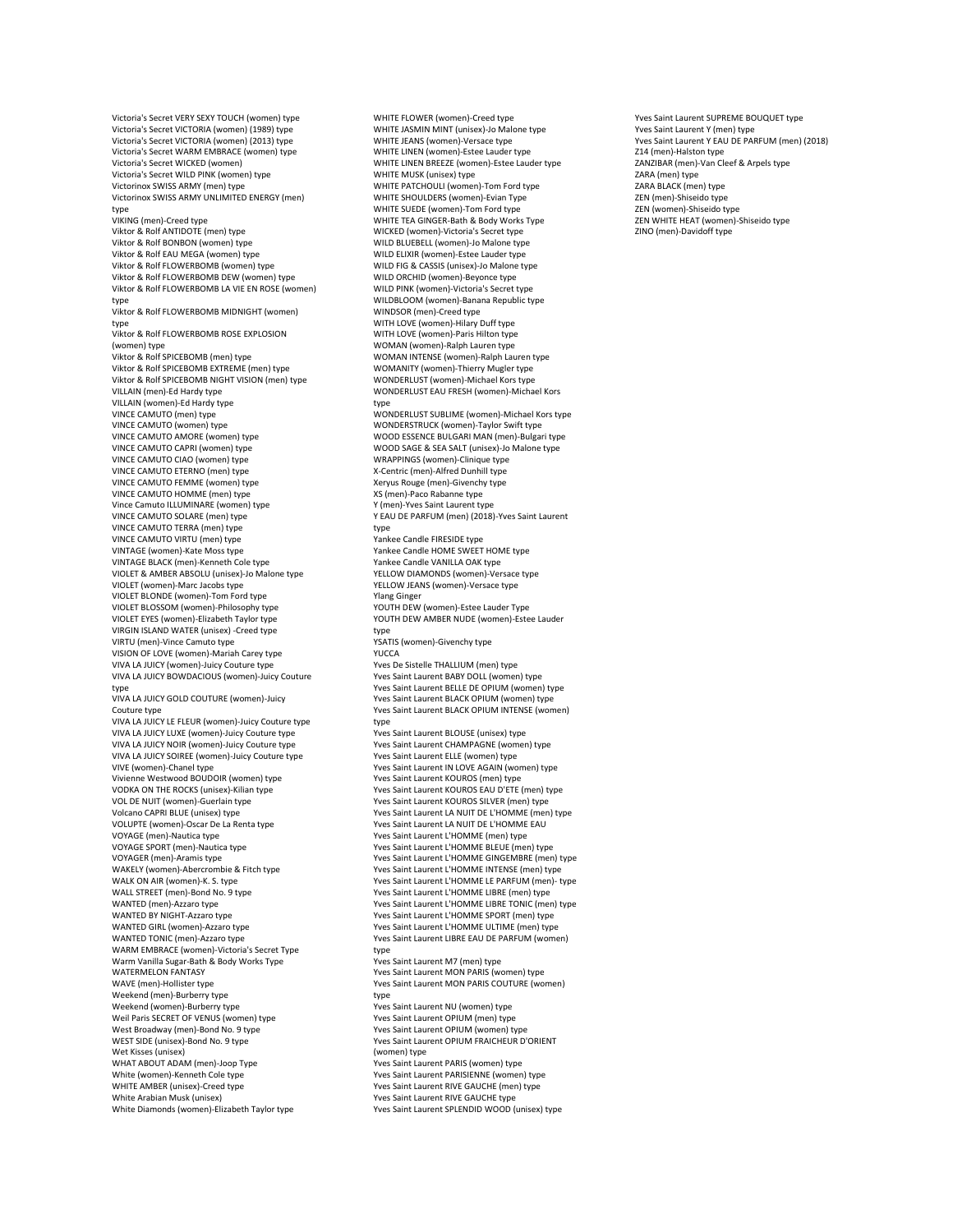Victoria's Secret VERY SEXY TOUCH (women) type
Victoria's Secret VICTORIA (women) (1989) type
Victoria's Secret VICTORIA (women) (2013) type
Victoria's Secret WARM EMBRACE (women) type
Victoria's Secret WICKED (women)
Victoria's Secret WILD PINK (women) type
Victorinox SWISS ARMY (men) type
Victorinox SWISS ARMY UNLIMITED ENERGY (men) type
VIKING (men)-Creed type
Viktor & Rolf ANTIDOTE (men) type
Viktor & Rolf BONBON (women) type
Viktor & Rolf EAU MEGA (women) type
Viktor & Rolf FLOWERBOMB (women) type
Viktor & Rolf FLOWERBOMB DEW (women) type
Viktor & Rolf FLOWERBOMB LA VIE EN ROSE (women) type
Viktor & Rolf FLOWERBOMB MIDNIGHT (women) type
Viktor & Rolf FLOWERBOMB ROSE EXPLOSION (women) type
Viktor & Rolf SPICEBOMB (men) type
Viktor & Rolf SPICEBOMB EXTREME (men) type
Viktor & Rolf SPICEBOMB NIGHT VISION (men) type
VILLAIN (men)-Ed Hardy type
VILLAIN (women)-Ed Hardy type
VINCE CAMUTO (men) type
VINCE CAMUTO (women) type
VINCE CAMUTO AMORE (women) type
VINCE CAMUTO CAPRI (women) type
VINCE CAMUTO CIAO (women) type
VINCE CAMUTO ETERNO (men) type
VINCE CAMUTO FEMME (women) type
VINCE CAMUTO HOMME (men) type
Vince Camuto ILLUMINARE (women) type
VINCE CAMUTO SOLARE (men) type
VINCE CAMUTO TERRA (men) type
VINCE CAMUTO VIRTU (men) type
VINTAGE (women)-Kate Moss type
VINTAGE BLACK (men)-Kenneth Cole type
VIOLET & AMBER ABSOLU (unisex)-Jo Malone type
VIOLET (women)-Marc Jacobs type
VIOLET BLONDE (women)-Tom Ford type
VIOLET BLOSSOM (women)-Philosophy type
VIOLET EYES (women)-Elizabeth Taylor type
VIRGIN ISLAND WATER (unisex) -Creed type
VIRTU (men)-Vince Camuto type
VISION OF LOVE (women)-Mariah Carey type
VIVA LA JUICY (women)-Juicy Couture type
VIVA LA JUICY BOWDACIOUS (women)-Juicy Couture type
VIVA LA JUICY GOLD COUTURE (women)-Juicy Couture type
VIVA LA JUICY LE FLEUR (women)-Juicy Couture type
VIVA LA JUICY LUXE (women)-Juicy Couture type
VIVA LA JUICY NOIR (women)-Juicy Couture type
VIVA LA JUICY SOIREE (women)-Juicy Couture type
VIVE (women)-Chanel type
Vivienne Westwood BOUDOIR (women) type
VODKA ON THE ROCKS (unisex)-Kilian type
VOL DE NUIT (women)-Guerlain type
Volcano CAPRI BLUE (unisex) type
VOLUPTE (women)-Oscar De La Renta type
VOYAGE (men)-Nautica type
VOYAGE SPORT (men)-Nautica type
VOYAGER (men)-Aramis type
WAKELY (women)-Abercrombie & Fitch type
WALK ON AIR (women)-K. S. type
WALL STREET (men)-Bond No. 9 type
WANTED (men)-Azzaro type
WANTED BY NIGHT-Azzaro type
WANTED GIRL (women)-Azzaro type
WANTED TONIC (men)-Azzaro type
WARM EMBRACE (women)-Victoria's Secret Type
Warm Vanilla Sugar-Bath & Body Works Type
WATERMELON FANTASY
WAVE (men)-Hollister type
Weekend (men)-Burberry type
Weekend (women)-Burberry type
Weil Paris SECRET OF VENUS (women) type
West Broadway (men)-Bond No. 9 type
WEST SIDE (unisex)-Bond No. 9 type
Wet Kisses (unisex)
WHAT ABOUT ADAM (men)-Joop Type
White (women)-Kenneth Cole type
WHITE AMBER (unisex)-Creed type
White Arabian Musk (unisex)
White Diamonds (women)-Elizabeth Taylor type
WHITE FLOWER (women)-Creed type
WHITE JASMIN MINT (unisex)-Jo Malone type
WHITE JEANS (women)-Versace type
WHITE LINEN (women)-Estee Lauder type
WHITE LINEN BREEZE (women)-Estee Lauder type
WHITE MUSK (unisex) type
WHITE PATCHOULI (women)-Tom Ford type
WHITE SHOULDERS (women)-Evian Type
WHITE SUEDE (women)-Tom Ford type
WHITE TEA GINGER-Bath & Body Works Type
WICKED (women)-Victoria's Secret type
WILD BLUEBELL (women)-Jo Malone type
WILD ELIXIR (women)-Estee Lauder type
WILD FIG & CASSIS (unisex)-Jo Malone type
WILD ORCHID (women)-Beyonce type
WILD PINK (women)-Victoria's Secret type
WILDBLOOM (women)-Banana Republic type
WINDSOR (men)-Creed type
WITH LOVE (women)-Hilary Duff type
WITH LOVE (women)-Paris Hilton type
WOMAN (women)-Ralph Lauren type
WOMAN INTENSE (women)-Ralph Lauren type
WOMANITY (women)-Thierry Mugler type
WONDERLUST (women)-Michael Kors type
WONDERLUST EAU FRESH (women)-Michael Kors type
WONDERLUST SUBLIME (women)-Michael Kors type
WONDERSTRUCK (women)-Taylor Swift type
WOOD ESSENCE BULGARI MAN (men)-Bulgari type
WOOD SAGE & SEA SALT (unisex)-Jo Malone type
WRAPPINGS (women)-Clinique type
X-Centric (men)-Alfred Dunhill type
Xeryus Rouge (men)-Givenchy type
XS (men)-Paco Rabanne type
Y (men)-Yves Saint Laurent type
Y EAU DE PARFUM (men) (2018)-Yves Saint Laurent type
Yankee Candle FIRESIDE type
Yankee Candle HOME SWEET HOME type
Yankee Candle VANILLA OAK type
YELLOW DIAMONDS (women)-Versace type
YELLOW JEANS (women)-Versace type
Ylang Ginger
YOUTH DEW (women)-Estee Lauder Type
YOUTH DEW AMBER NUDE (women)-Estee Lauder type
YSATIS (women)-Givenchy type
YUCCA
Yves De Sistelle THALLIUM (men) type
Yves Saint Laurent BABY DOLL (women) type
Yves Saint Laurent BELLE DE OPIUM (women) type
Yves Saint Laurent BLACK OPIUM (women) type
Yves Saint Laurent BLACK OPIUM INTENSE (women) type
Yves Saint Laurent BLOUSE (unisex) type
Yves Saint Laurent CHAMPAGNE (women) type
Yves Saint Laurent ELLE (women) type
Yves Saint Laurent IN LOVE AGAIN (women) type
Yves Saint Laurent KOUROS (men) type
Yves Saint Laurent KOUROS EAU D'ETE (men) type
Yves Saint Laurent KOUROS SILVER (men) type
Yves Saint Laurent LA NUIT DE L'HOMME (men) type
Yves Saint Laurent LA NUIT DE L'HOMME EAU
Yves Saint Laurent L'HOMME (men) type
Yves Saint Laurent L'HOMME BLEUE (men) type
Yves Saint Laurent L'HOMME GINGEMBRE (men) type
Yves Saint Laurent L'HOMME INTENSE (men) type
Yves Saint Laurent L'HOMME LE PARFUM (men)- type
Yves Saint Laurent L'HOMME LIBRE (men) type
Yves Saint Laurent L'HOMME LIBRE TONIC (men) type
Yves Saint Laurent L'HOMME SPORT (men) type
Yves Saint Laurent L'HOMME ULTIME (men) type
Yves Saint Laurent LIBRE EAU DE PARFUM (women) type
Yves Saint Laurent M7 (men) type
Yves Saint Laurent MON PARIS (women) type
Yves Saint Laurent MON PARIS COUTURE (women) type
Yves Saint Laurent NU (women) type
Yves Saint Laurent OPIUM (men) type
Yves Saint Laurent OPIUM (women) type
Yves Saint Laurent OPIUM FRAICHEUR D'ORIENT (women) type
Yves Saint Laurent PARIS (women) type
Yves Saint Laurent PARISIENNE (women) type
Yves Saint Laurent RIVE GAUCHE (men) type
Yves Saint Laurent RIVE GAUCHE type
Yves Saint Laurent SPLENDID WOOD (unisex) type
Yves Saint Laurent SUPREME BOUQUET type
Yves Saint Laurent Y (men) type
Yves Saint Laurent Y EAU DE PARFUM (men) (2018)
Z14 (men)-Halston type
ZANZIBAR (men)-Van Cleef & Arpels type
ZARA (men) type
ZARA BLACK (men) type
ZEN (men)-Shiseido type
ZEN (women)-Shiseido type
ZEN WHITE HEAT (women)-Shiseido type
ZINO (men)-Davidoff type